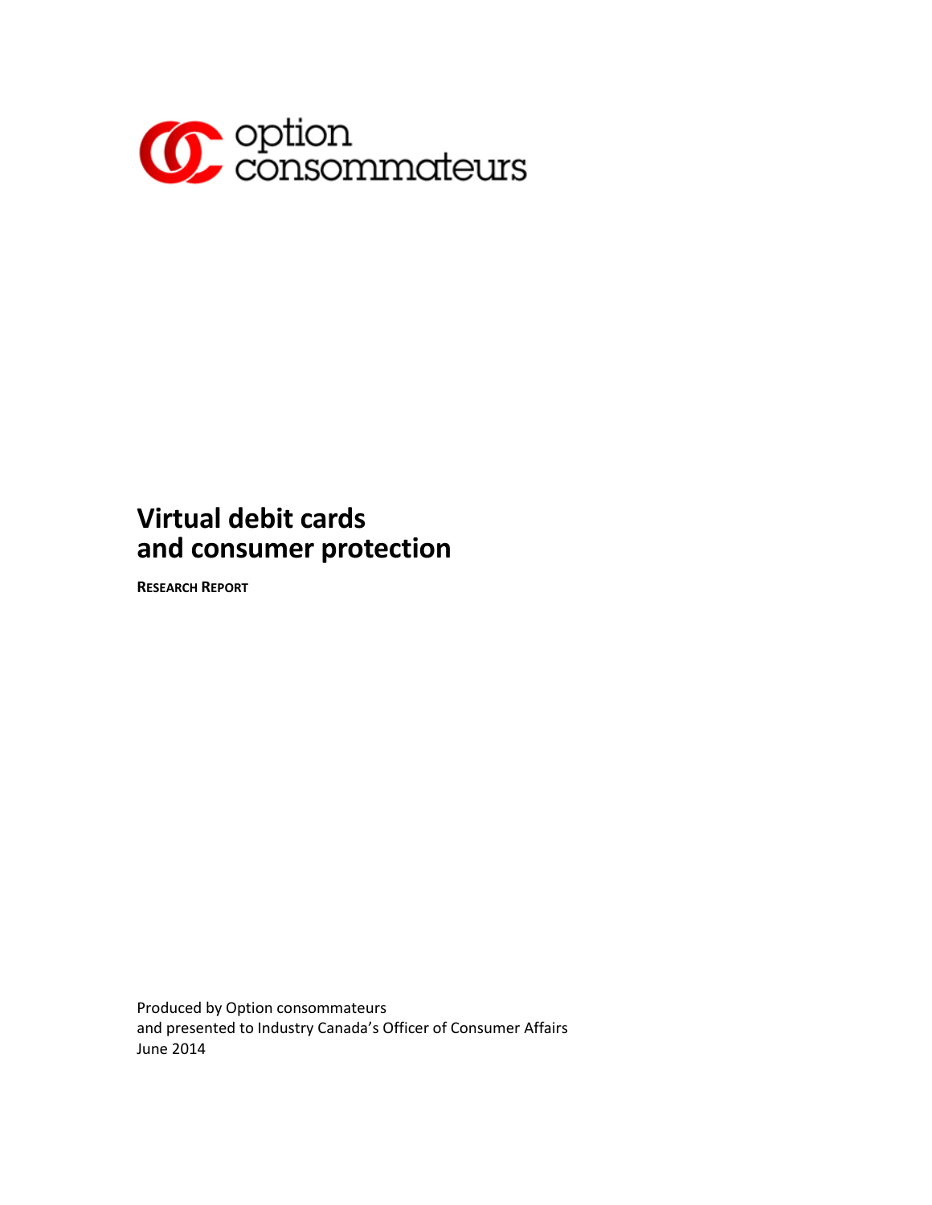option consommateurs

# Virtual debit cards and consumer protection

**RESEARCH REPORT**

Produced by Option consommateurs
and presented to Industry Canada's Officer of Consumer Affairs
June 2014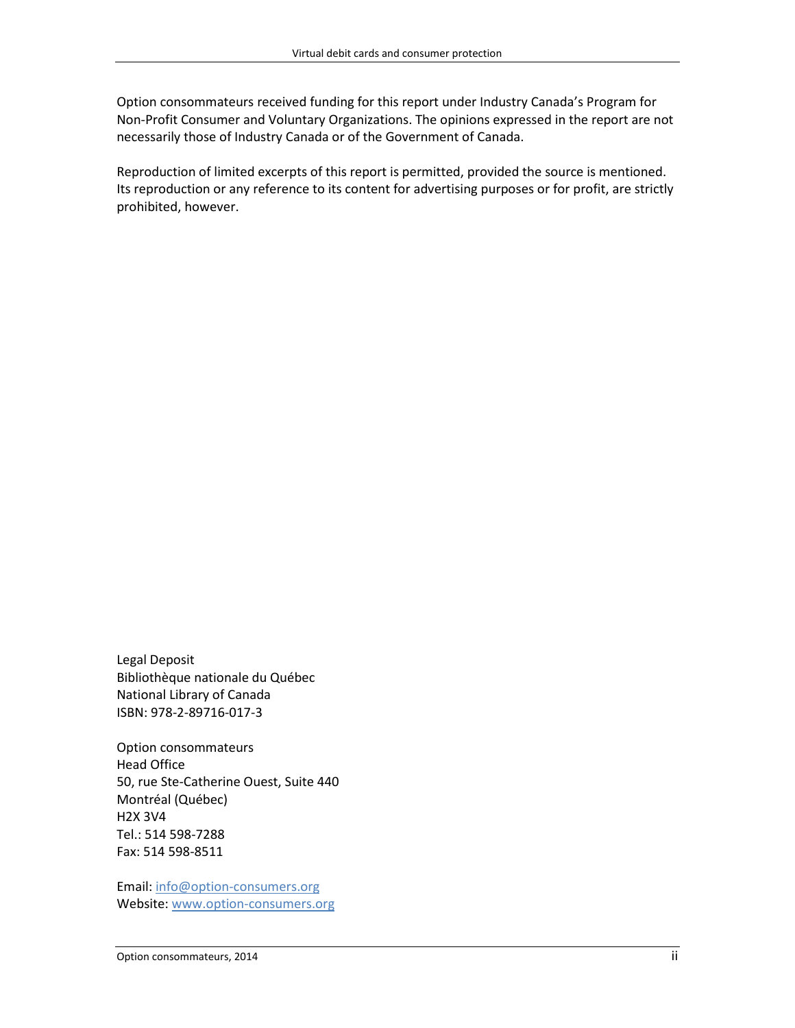Option consommateurs received funding for this report under Industry Canada's Program for Non-Profit Consumer and Voluntary Organizations. The opinions expressed in the report are not necessarily those of Industry Canada or of the Government of Canada.

Reproduction of limited excerpts of this report is permitted, provided the source is mentioned. Its reproduction or any reference to its content for advertising purposes or for profit, are strictly prohibited, however.

Legal Deposit  
Bibliothèque nationale du Québec  
National Library of Canada  
ISBN: 978-2-89716-017-3

Option consommateurs  
Head Office  
50, rue Ste-Catherine Ouest, Suite 440  
Montréal (Québec)  
H2X 3V4  
Tel.: 514 598-7288  
Fax: 514 598-8511

Email: info@option-consumers.org  
Website: www.option-consumers.org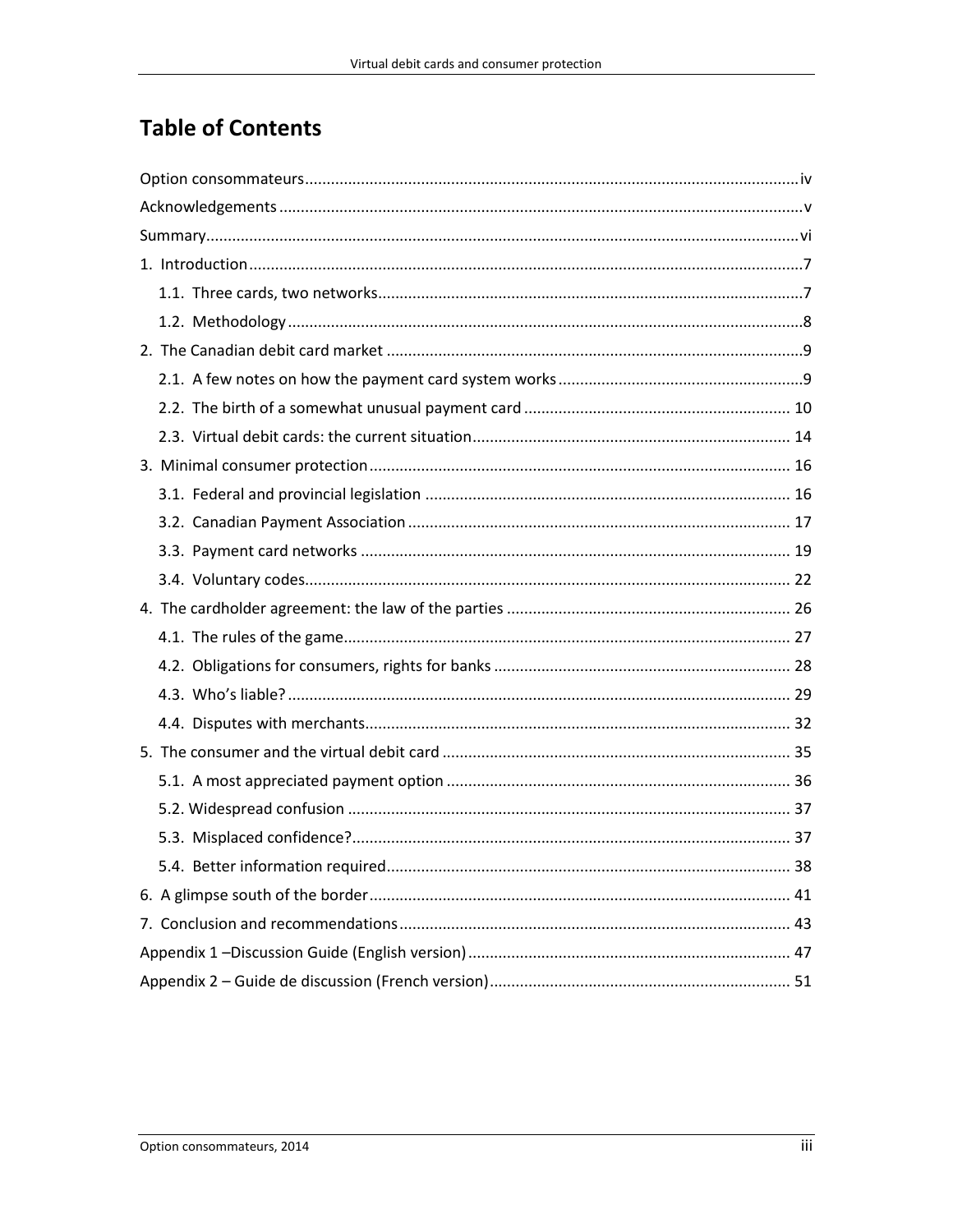# Table of Contents

Option consommateurs ..... iv

Acknowledgements ..... v

Summary ..... vi

1. Introduction ..... 7
   - 1.1. Three cards, two networks ..... 7
   - 1.2. Methodology ..... 8
2. The Canadian debit card market ..... 9
   - 2.1. A few notes on how the payment card system works ..... 9
   - 2.2. The birth of a somewhat unusual payment card ..... 10
   - 2.3. Virtual debit cards: the current situation ..... 14
3. Minimal consumer protection ..... 16
   - 3.1. Federal and provincial legislation ..... 16
   - 3.2. Canadian Payment Association ..... 17
   - 3.3. Payment card networks ..... 19
   - 3.4. Voluntary codes ..... 22
4. The cardholder agreement: the law of the parties ..... 26
   - 4.1. The rules of the game ..... 27
   - 4.2. Obligations for consumers, rights for banks ..... 28
   - 4.3. Who's liable? ..... 29
   - 4.4. Disputes with merchants ..... 32
5. The consumer and the virtual debit card ..... 35
   - 5.1. A most appreciated payment option ..... 36
   - 5.2. Widespread confusion ..... 37
   - 5.3. Misplaced confidence? ..... 37
   - 5.4. Better information required ..... 38
6. A glimpse south of the border ..... 41
7. Conclusion and recommendations ..... 43

Appendix 1 –Discussion Guide (English version) ..... 47

Appendix 2 – Guide de discussion (French version) ..... 51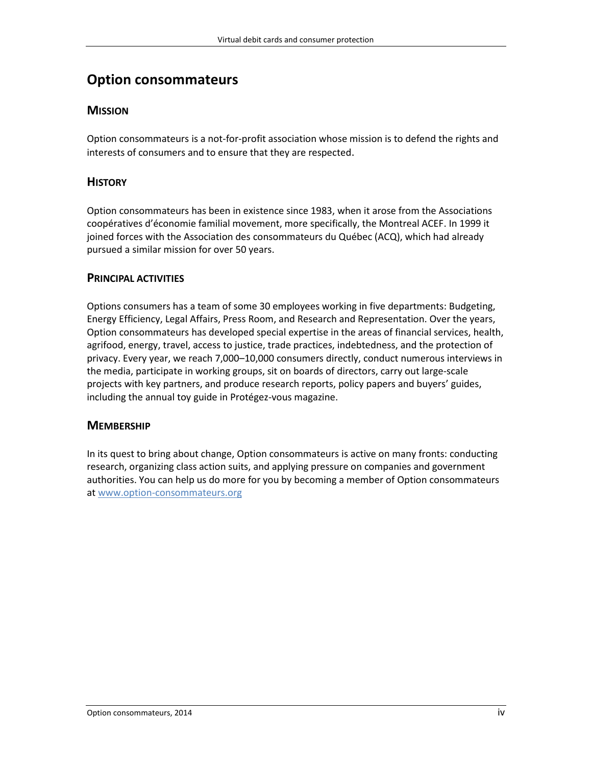# Option consommateurs

## Mission

Option consommateurs is a not-for-profit association whose mission is to defend the rights and interests of consumers and to ensure that they are respected.

## History

Option consommateurs has been in existence since 1983, when it arose from the Associations coopératives d'économie familial movement, more specifically, the Montreal ACEF. In 1999 it joined forces with the Association des consommateurs du Québec (ACQ), which had already pursued a similar mission for over 50 years.

## Principal activities

Options consumers has a team of some 30 employees working in five departments: Budgeting, Energy Efficiency, Legal Affairs, Press Room, and Research and Representation. Over the years, Option consommateurs has developed special expertise in the areas of financial services, health, agrifood, energy, travel, access to justice, trade practices, indebtedness, and the protection of privacy. Every year, we reach 7,000–10,000 consumers directly, conduct numerous interviews in the media, participate in working groups, sit on boards of directors, carry out large-scale projects with key partners, and produce research reports, policy papers and buyers' guides, including the annual toy guide in Protégez-vous magazine.

## Membership

In its quest to bring about change, Option consommateurs is active on many fronts: conducting research, organizing class action suits, and applying pressure on companies and government authorities. You can help us do more for you by becoming a member of Option consommateurs at www.option-consommateurs.org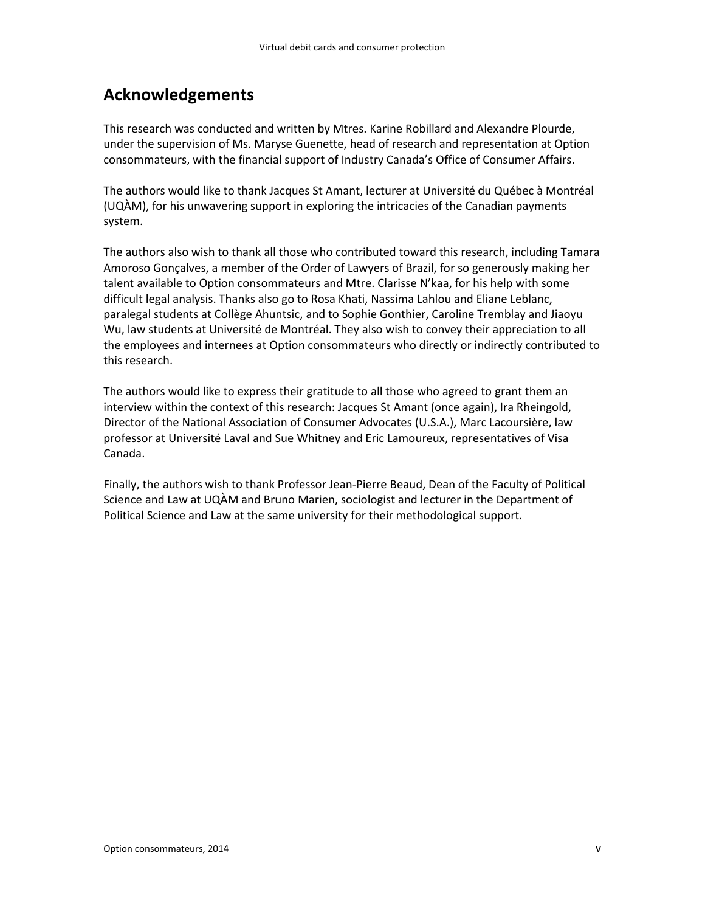# Acknowledgements

This research was conducted and written by Mtres. Karine Robillard and Alexandre Plourde, under the supervision of Ms. Maryse Guenette, head of research and representation at Option consommateurs, with the financial support of Industry Canada's Office of Consumer Affairs.

The authors would like to thank Jacques St Amant, lecturer at Université du Québec à Montréal (UQÀM), for his unwavering support in exploring the intricacies of the Canadian payments system.

The authors also wish to thank all those who contributed toward this research, including Tamara Amoroso Gonçalves, a member of the Order of Lawyers of Brazil, for so generously making her talent available to Option consommateurs and Mtre. Clarisse N'kaa, for his help with some difficult legal analysis. Thanks also go to Rosa Khati, Nassima Lahlou and Eliane Leblanc, paralegal students at Collège Ahuntsic, and to Sophie Gonthier, Caroline Tremblay and Jiaoyu Wu, law students at Université de Montréal. They also wish to convey their appreciation to all the employees and internees at Option consommateurs who directly or indirectly contributed to this research.

The authors would like to express their gratitude to all those who agreed to grant them an interview within the context of this research: Jacques St Amant (once again), Ira Rheingold, Director of the National Association of Consumer Advocates (U.S.A.), Marc Lacoursière, law professor at Université Laval and Sue Whitney and Eric Lamoureux, representatives of Visa Canada.

Finally, the authors wish to thank Professor Jean-Pierre Beaud, Dean of the Faculty of Political Science and Law at UQÀM and Bruno Marien, sociologist and lecturer in the Department of Political Science and Law at the same university for their methodological support.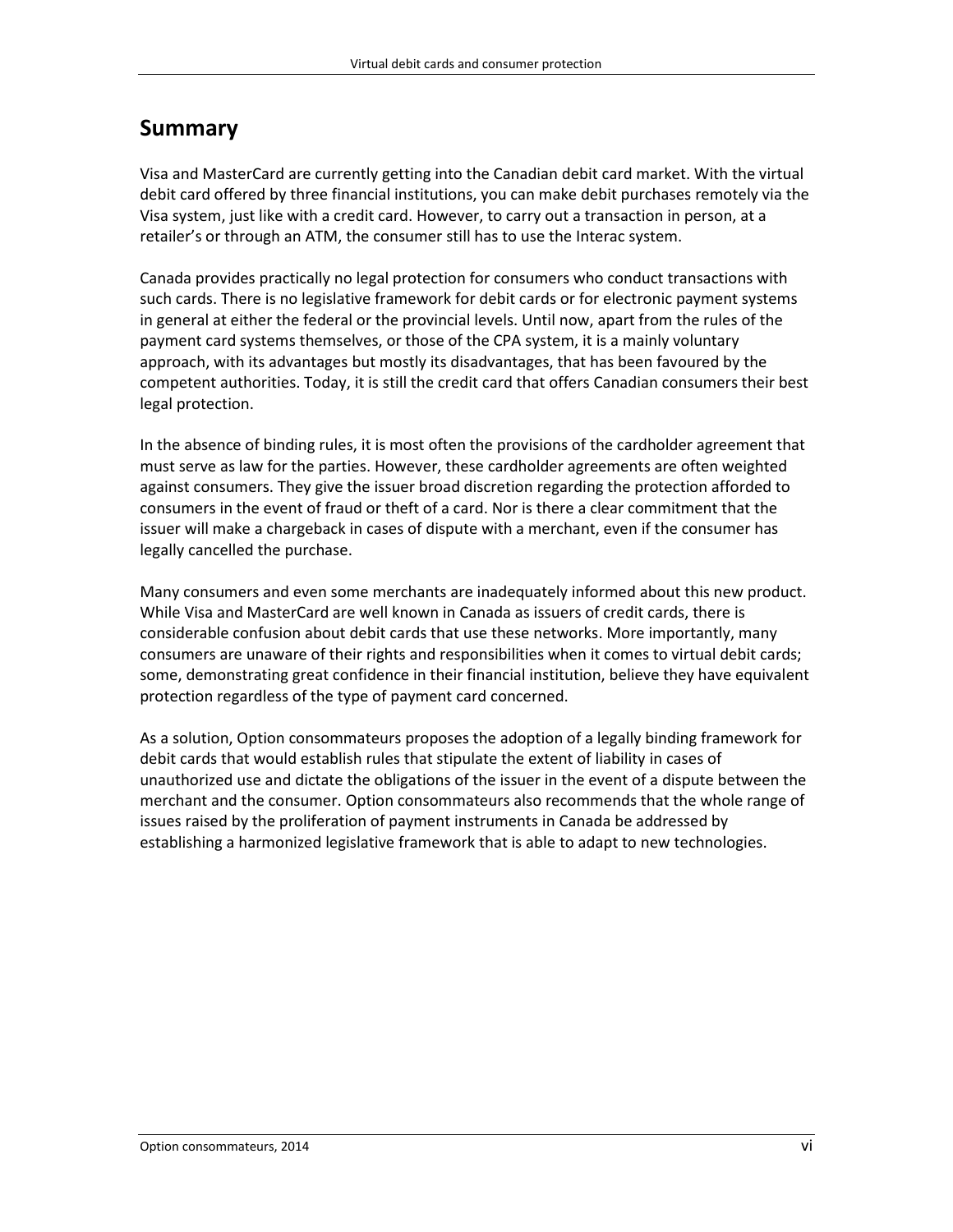## Summary

Visa and MasterCard are currently getting into the Canadian debit card market. With the virtual debit card offered by three financial institutions, you can make debit purchases remotely via the Visa system, just like with a credit card. However, to carry out a transaction in person, at a retailer's or through an ATM, the consumer still has to use the Interac system.

Canada provides practically no legal protection for consumers who conduct transactions with such cards. There is no legislative framework for debit cards or for electronic payment systems in general at either the federal or the provincial levels. Until now, apart from the rules of the payment card systems themselves, or those of the CPA system, it is a mainly voluntary approach, with its advantages but mostly its disadvantages, that has been favoured by the competent authorities. Today, it is still the credit card that offers Canadian consumers their best legal protection.

In the absence of binding rules, it is most often the provisions of the cardholder agreement that must serve as law for the parties. However, these cardholder agreements are often weighted against consumers. They give the issuer broad discretion regarding the protection afforded to consumers in the event of fraud or theft of a card. Nor is there a clear commitment that the issuer will make a chargeback in cases of dispute with a merchant, even if the consumer has legally cancelled the purchase.

Many consumers and even some merchants are inadequately informed about this new product. While Visa and MasterCard are well known in Canada as issuers of credit cards, there is considerable confusion about debit cards that use these networks. More importantly, many consumers are unaware of their rights and responsibilities when it comes to virtual debit cards; some, demonstrating great confidence in their financial institution, believe they have equivalent protection regardless of the type of payment card concerned.

As a solution, Option consommateurs proposes the adoption of a legally binding framework for debit cards that would establish rules that stipulate the extent of liability in cases of unauthorized use and dictate the obligations of the issuer in the event of a dispute between the merchant and the consumer. Option consommateurs also recommends that the whole range of issues raised by the proliferation of payment instruments in Canada be addressed by establishing a harmonized legislative framework that is able to adapt to new technologies.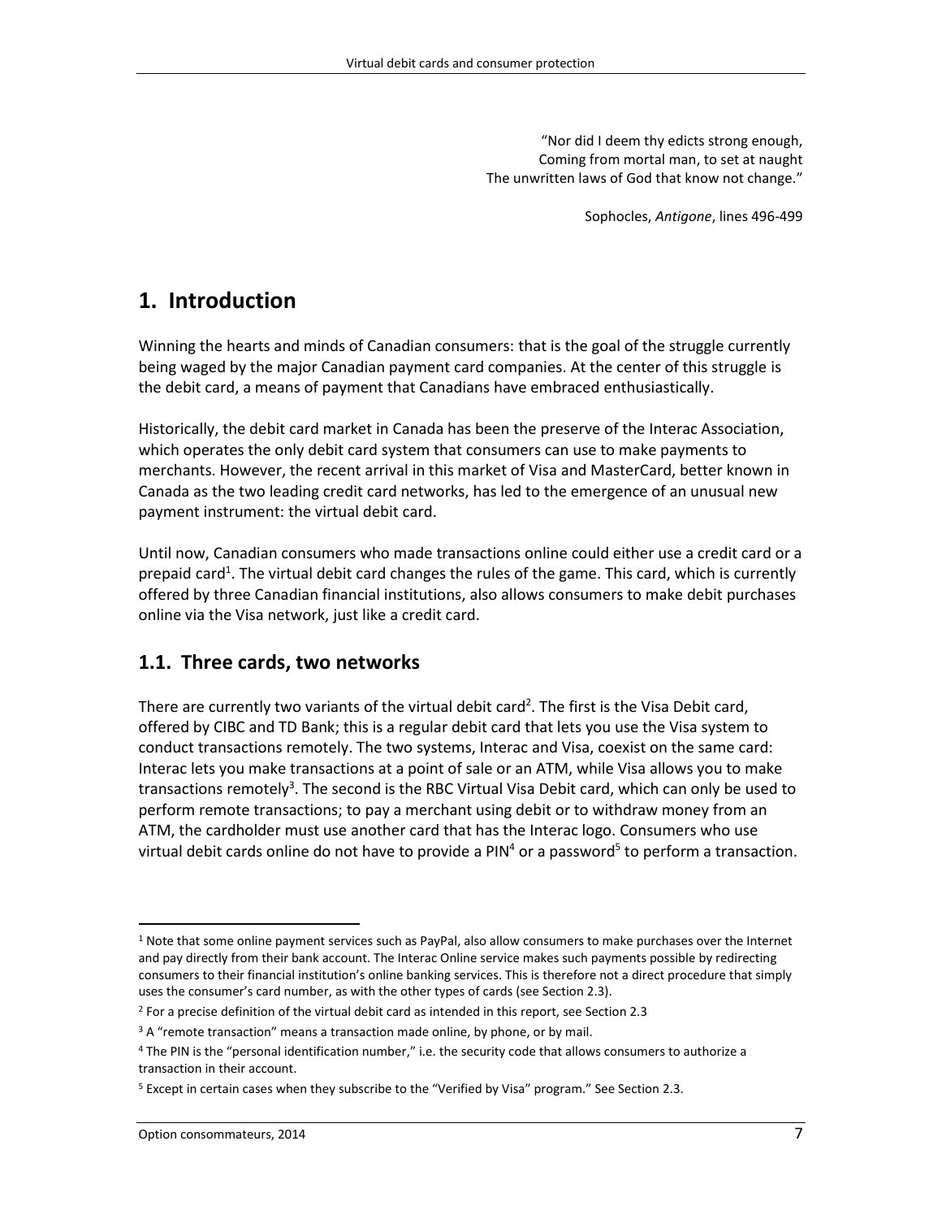> "Nor did I deem thy edicts strong enough,
> Coming from mortal man, to set at naught
> The unwritten laws of God that know not change."
>
> Sophocles, *Antigone*, lines 496-499

# 1. Introduction

Winning the hearts and minds of Canadian consumers: that is the goal of the struggle currently being waged by the major Canadian payment card companies. At the center of this struggle is the debit card, a means of payment that Canadians have embraced enthusiastically.

Historically, the debit card market in Canada has been the preserve of the Interac Association, which operates the only debit card system that consumers can use to make payments to merchants. However, the recent arrival in this market of Visa and MasterCard, better known in Canada as the two leading credit card networks, has led to the emergence of an unusual new payment instrument: the virtual debit card.

Until now, Canadian consumers who made transactions online could either use a credit card or a prepaid card[1]. The virtual debit card changes the rules of the game. This card, which is currently offered by three Canadian financial institutions, also allows consumers to make debit purchases online via the Visa network, just like a credit card.

## 1.1. Three cards, two networks

There are currently two variants of the virtual debit card[2]. The first is the Visa Debit card, offered by CIBC and TD Bank; this is a regular debit card that lets you use the Visa system to conduct transactions remotely. The two systems, Interac and Visa, coexist on the same card: Interac lets you make transactions at a point of sale or an ATM, while Visa allows you to make transactions remotely[3]. The second is the RBC Virtual Visa Debit card, which can only be used to perform remote transactions; to pay a merchant using debit or to withdraw money from an ATM, the cardholder must use another card that has the Interac logo. Consumers who use virtual debit cards online do not have to provide a PIN[4] or a password[5] to perform a transaction.

---

[1] Note that some online payment services such as PayPal, also allow consumers to make purchases over the Internet and pay directly from their bank account. The Interac Online service makes such payments possible by redirecting consumers to their financial institution's online banking services. This is therefore not a direct procedure that simply uses the consumer's card number, as with the other types of cards (see Section 2.3).

[2] For a precise definition of the virtual debit card as intended in this report, see Section 2.3

[3] A "remote transaction" means a transaction made online, by phone, or by mail.

[4] The PIN is the "personal identification number," i.e. the security code that allows consumers to authorize a transaction in their account.

[5] Except in certain cases when they subscribe to the "Verified by Visa" program." See Section 2.3.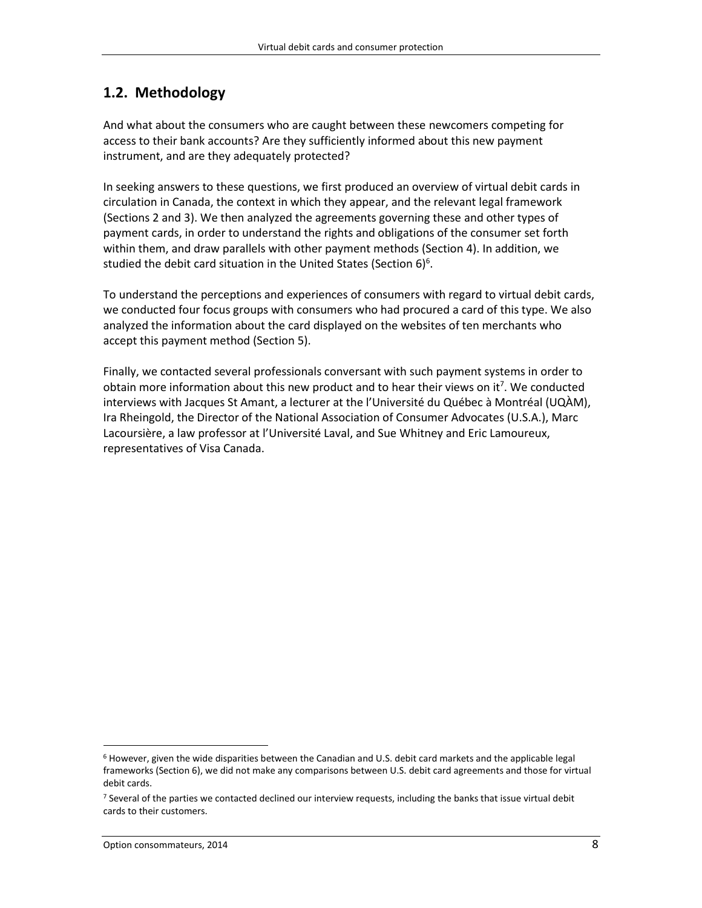## 1.2. Methodology

And what about the consumers who are caught between these newcomers competing for access to their bank accounts? Are they sufficiently informed about this new payment instrument, and are they adequately protected?

In seeking answers to these questions, we first produced an overview of virtual debit cards in circulation in Canada, the context in which they appear, and the relevant legal framework (Sections 2 and 3). We then analyzed the agreements governing these and other types of payment cards, in order to understand the rights and obligations of the consumer set forth within them, and draw parallels with other payment methods (Section 4). In addition, we studied the debit card situation in the United States (Section 6)[6].

To understand the perceptions and experiences of consumers with regard to virtual debit cards, we conducted four focus groups with consumers who had procured a card of this type. We also analyzed the information about the card displayed on the websites of ten merchants who accept this payment method (Section 5).

Finally, we contacted several professionals conversant with such payment systems in order to obtain more information about this new product and to hear their views on it[7]. We conducted interviews with Jacques St Amant, a lecturer at the l'Université du Québec à Montréal (UQÀM), Ira Rheingold, the Director of the National Association of Consumer Advocates (U.S.A.), Marc Lacoursière, a law professor at l'Université Laval, and Sue Whitney and Eric Lamoureux, representatives of Visa Canada.

---

[6] However, given the wide disparities between the Canadian and U.S. debit card markets and the applicable legal frameworks (Section 6), we did not make any comparisons between U.S. debit card agreements and those for virtual debit cards.

[7] Several of the parties we contacted declined our interview requests, including the banks that issue virtual debit cards to their customers.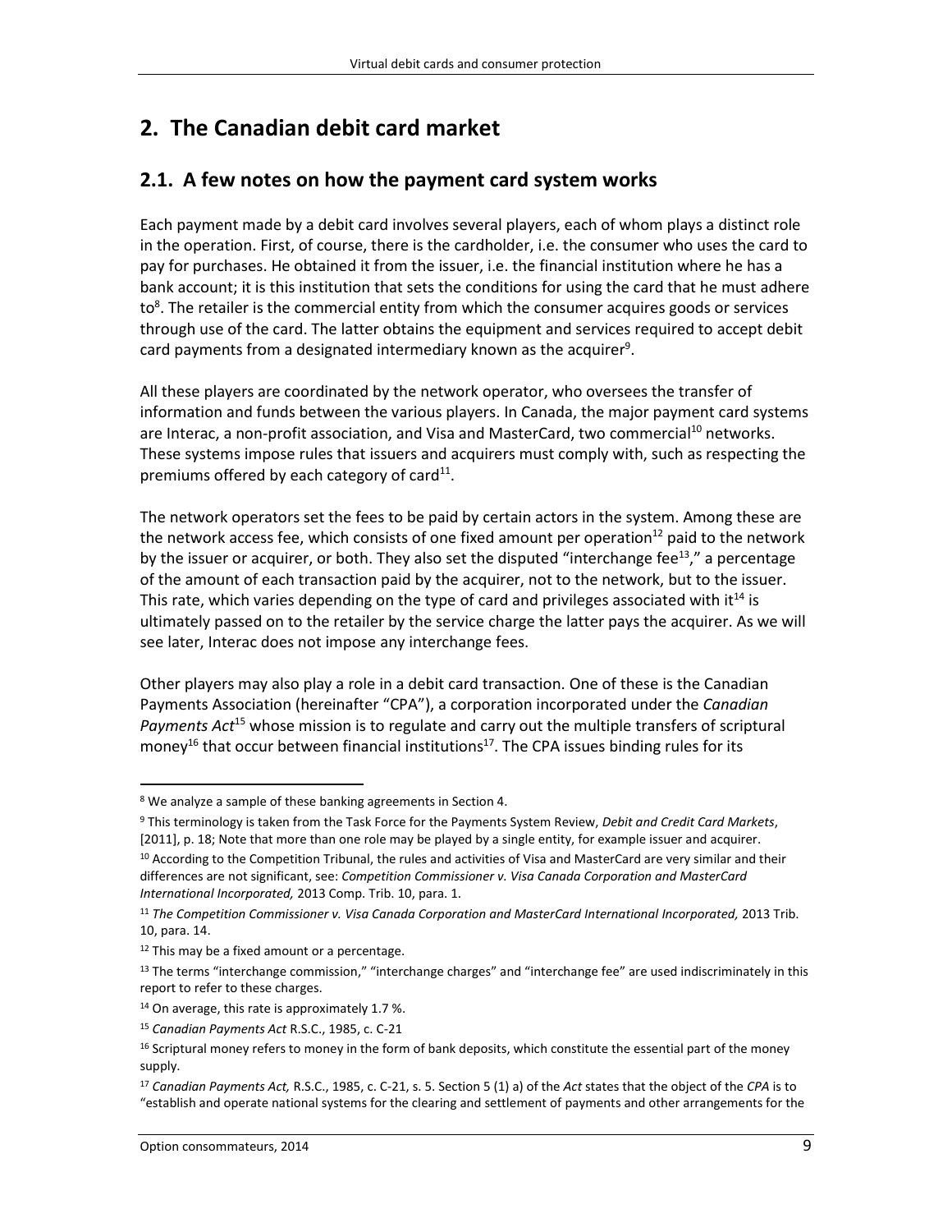# 2. The Canadian debit card market

## 2.1. A few notes on how the payment card system works

Each payment made by a debit card involves several players, each of whom plays a distinct role in the operation. First, of course, there is the cardholder, i.e. the consumer who uses the card to pay for purchases. He obtained it from the issuer, i.e. the financial institution where he has a bank account; it is this institution that sets the conditions for using the card that he must adhere to[8]. The retailer is the commercial entity from which the consumer acquires goods or services through use of the card. The latter obtains the equipment and services required to accept debit card payments from a designated intermediary known as the acquirer[9].

All these players are coordinated by the network operator, who oversees the transfer of information and funds between the various players. In Canada, the major payment card systems are Interac, a non-profit association, and Visa and MasterCard, two commercial[10] networks. These systems impose rules that issuers and acquirers must comply with, such as respecting the premiums offered by each category of card[11].

The network operators set the fees to be paid by certain actors in the system. Among these are the network access fee, which consists of one fixed amount per operation[12] paid to the network by the issuer or acquirer, or both. They also set the disputed "interchange fee[13]," a percentage of the amount of each transaction paid by the acquirer, not to the network, but to the issuer. This rate, which varies depending on the type of card and privileges associated with it[14] is ultimately passed on to the retailer by the service charge the latter pays the acquirer. As we will see later, Interac does not impose any interchange fees.

Other players may also play a role in a debit card transaction. One of these is the Canadian Payments Association (hereinafter "CPA"), a corporation incorporated under the *Canadian Payments Act*[15] whose mission is to regulate and carry out the multiple transfers of scriptural money[16] that occur between financial institutions[17]. The CPA issues binding rules for its

---

[8] We analyze a sample of these banking agreements in Section 4.

[9] This terminology is taken from the Task Force for the Payments System Review, *Debit and Credit Card Markets*, [2011], p. 18; Note that more than one role may be played by a single entity, for example issuer and acquirer.

[10] According to the Competition Tribunal, the rules and activities of Visa and MasterCard are very similar and their differences are not significant, see: *Competition Commissioner v. Visa Canada Corporation and MasterCard International Incorporated,* 2013 Comp. Trib. 10, para. 1.

[11] *The Competition Commissioner v. Visa Canada Corporation and MasterCard International Incorporated,* 2013 Trib. 10, para. 14.

[12] This may be a fixed amount or a percentage.

[13] The terms "interchange commission," "interchange charges" and "interchange fee" are used indiscriminately in this report to refer to these charges.

[14] On average, this rate is approximately 1.7 %.

[15] *Canadian Payments Act* R.S.C., 1985, c. C-21

[16] Scriptural money refers to money in the form of bank deposits, which constitute the essential part of the money supply.

[17] *Canadian Payments Act,* R.S.C., 1985, c. C-21, s. 5. Section 5 (1) a) of the *Act* states that the object of the *CPA* is to "establish and operate national systems for the clearing and settlement of payments and other arrangements for the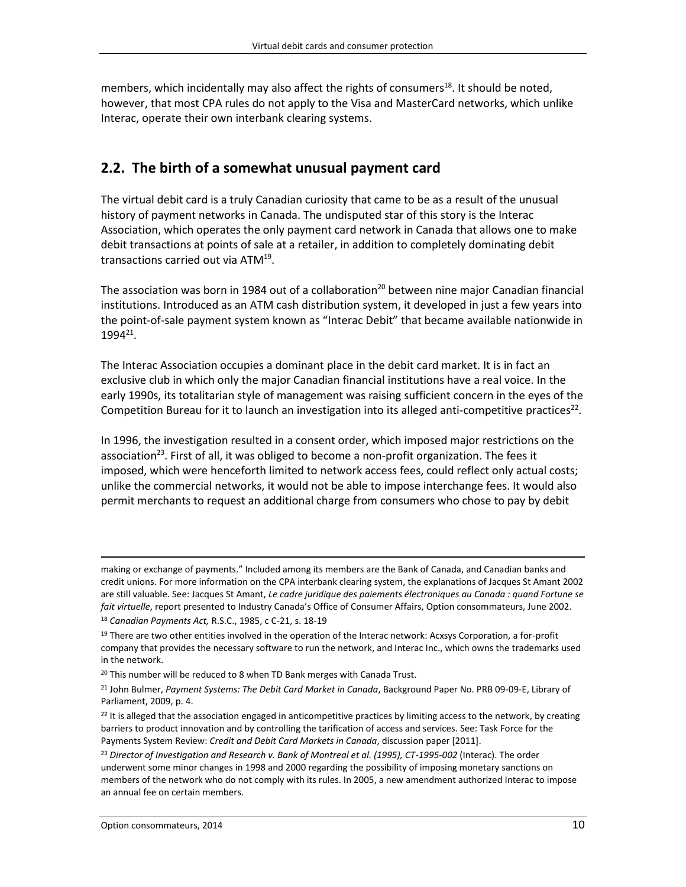members, which incidentally may also affect the rights of consumers[18]. It should be noted, however, that most CPA rules do not apply to the Visa and MasterCard networks, which unlike Interac, operate their own interbank clearing systems.

## 2.2. The birth of a somewhat unusual payment card

The virtual debit card is a truly Canadian curiosity that came to be as a result of the unusual history of payment networks in Canada. The undisputed star of this story is the Interac Association, which operates the only payment card network in Canada that allows one to make debit transactions at points of sale at a retailer, in addition to completely dominating debit transactions carried out via ATM[19].

The association was born in 1984 out of a collaboration[20] between nine major Canadian financial institutions. Introduced as an ATM cash distribution system, it developed in just a few years into the point-of-sale payment system known as "Interac Debit" that became available nationwide in 1994[21].

The Interac Association occupies a dominant place in the debit card market. It is in fact an exclusive club in which only the major Canadian financial institutions have a real voice. In the early 1990s, its totalitarian style of management was raising sufficient concern in the eyes of the Competition Bureau for it to launch an investigation into its alleged anti-competitive practices[22].

In 1996, the investigation resulted in a consent order, which imposed major restrictions on the association[23]. First of all, it was obliged to become a non-profit organization. The fees it imposed, which were henceforth limited to network access fees, could reflect only actual costs; unlike the commercial networks, it would not be able to impose interchange fees. It would also permit merchants to request an additional charge from consumers who chose to pay by debit

---

making or exchange of payments." Included among its members are the Bank of Canada, and Canadian banks and credit unions. For more information on the CPA interbank clearing system, the explanations of Jacques St Amant 2002 are still valuable. See: Jacques St Amant, *Le cadre juridique des paiements électroniques au Canada : quand Fortune se fait virtuelle*, report presented to Industry Canada's Office of Consumer Affairs, Option consommateurs, June 2002.

[18] *Canadian Payments Act,* R.S.C., 1985, c C-21, s. 18-19

[19] There are two other entities involved in the operation of the Interac network: Acxsys Corporation, a for-profit company that provides the necessary software to run the network, and Interac Inc., which owns the trademarks used in the network.

[20] This number will be reduced to 8 when TD Bank merges with Canada Trust.

[21] John Bulmer, *Payment Systems: The Debit Card Market in Canada*, Background Paper No. PRB 09-09-E, Library of Parliament, 2009, p. 4.

[22] It is alleged that the association engaged in anticompetitive practices by limiting access to the network, by creating barriers to product innovation and by controlling the tarification of access and services. See: Task Force for the Payments System Review: *Credit and Debit Card Markets in Canada*, discussion paper [2011].

[23] *Director of Investigation and Research v. Bank of Montreal et al. (1995), CT-1995-002* (Interac). The order underwent some minor changes in 1998 and 2000 regarding the possibility of imposing monetary sanctions on members of the network who do not comply with its rules. In 2005, a new amendment authorized Interac to impose an annual fee on certain members.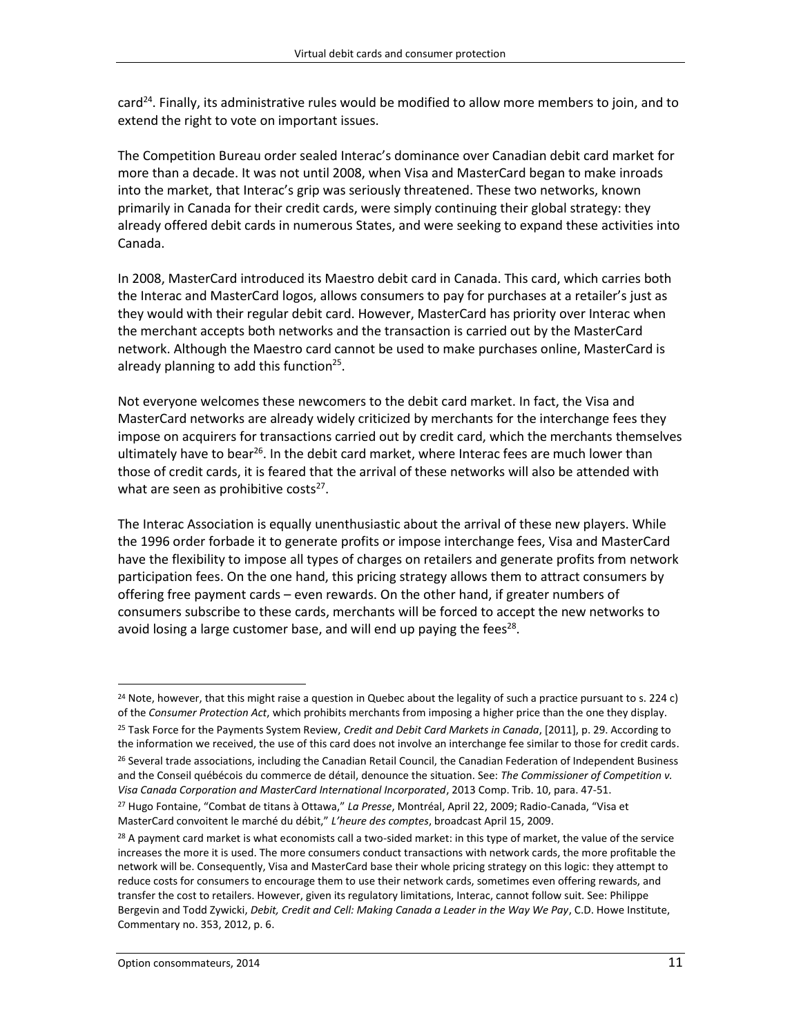card[24]. Finally, its administrative rules would be modified to allow more members to join, and to extend the right to vote on important issues.

The Competition Bureau order sealed Interac's dominance over Canadian debit card market for more than a decade. It was not until 2008, when Visa and MasterCard began to make inroads into the market, that Interac's grip was seriously threatened. These two networks, known primarily in Canada for their credit cards, were simply continuing their global strategy: they already offered debit cards in numerous States, and were seeking to expand these activities into Canada.

In 2008, MasterCard introduced its Maestro debit card in Canada. This card, which carries both the Interac and MasterCard logos, allows consumers to pay for purchases at a retailer's just as they would with their regular debit card. However, MasterCard has priority over Interac when the merchant accepts both networks and the transaction is carried out by the MasterCard network. Although the Maestro card cannot be used to make purchases online, MasterCard is already planning to add this function[25].

Not everyone welcomes these newcomers to the debit card market. In fact, the Visa and MasterCard networks are already widely criticized by merchants for the interchange fees they impose on acquirers for transactions carried out by credit card, which the merchants themselves ultimately have to bear[26]. In the debit card market, where Interac fees are much lower than those of credit cards, it is feared that the arrival of these networks will also be attended with what are seen as prohibitive costs[27].

The Interac Association is equally unenthusiastic about the arrival of these new players. While the 1996 order forbade it to generate profits or impose interchange fees, Visa and MasterCard have the flexibility to impose all types of charges on retailers and generate profits from network participation fees. On the one hand, this pricing strategy allows them to attract consumers by offering free payment cards – even rewards. On the other hand, if greater numbers of consumers subscribe to these cards, merchants will be forced to accept the new networks to avoid losing a large customer base, and will end up paying the fees[28].

---

[24] Note, however, that this might raise a question in Quebec about the legality of such a practice pursuant to s. 224 c) of the *Consumer Protection Act*, which prohibits merchants from imposing a higher price than the one they display.

[25] Task Force for the Payments System Review, *Credit and Debit Card Markets in Canada*, [2011], p. 29. According to the information we received, the use of this card does not involve an interchange fee similar to those for credit cards.

[26] Several trade associations, including the Canadian Retail Council, the Canadian Federation of Independent Business and the Conseil québécois du commerce de détail, denounce the situation. See: *The Commissioner of Competition v. Visa Canada Corporation and MasterCard International Incorporated*, 2013 Comp. Trib. 10, para. 47-51.

[27] Hugo Fontaine, "Combat de titans à Ottawa," *La Presse*, Montréal, April 22, 2009; Radio-Canada, "Visa et MasterCard convoitent le marché du débit," *L'heure des comptes*, broadcast April 15, 2009.

[28] A payment card market is what economists call a two-sided market: in this type of market, the value of the service increases the more it is used. The more consumers conduct transactions with network cards, the more profitable the network will be. Consequently, Visa and MasterCard base their whole pricing strategy on this logic: they attempt to reduce costs for consumers to encourage them to use their network cards, sometimes even offering rewards, and transfer the cost to retailers. However, given its regulatory limitations, Interac, cannot follow suit. See: Philippe Bergevin and Todd Zywicki, *Debit, Credit and Cell: Making Canada a Leader in the Way We Pay*, C.D. Howe Institute, Commentary no. 353, 2012, p. 6.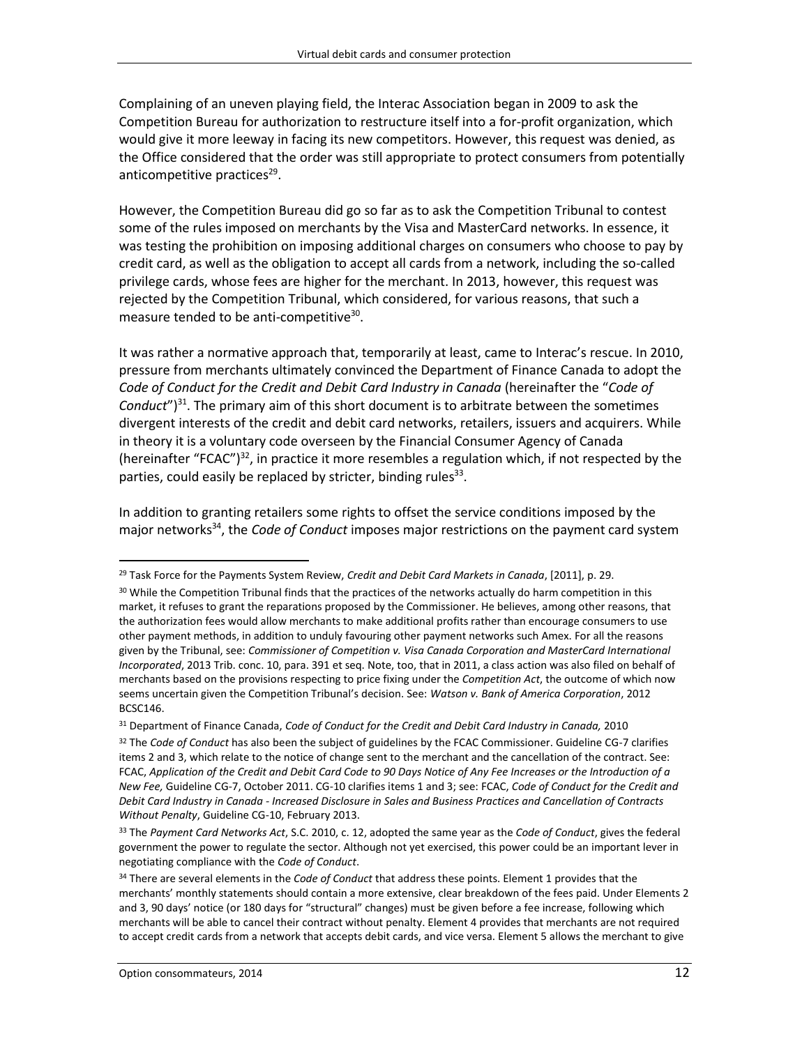Complaining of an uneven playing field, the Interac Association began in 2009 to ask the Competition Bureau for authorization to restructure itself into a for-profit organization, which would give it more leeway in facing its new competitors. However, this request was denied, as the Office considered that the order was still appropriate to protect consumers from potentially anticompetitive practices[29].

However, the Competition Bureau did go so far as to ask the Competition Tribunal to contest some of the rules imposed on merchants by the Visa and MasterCard networks. In essence, it was testing the prohibition on imposing additional charges on consumers who choose to pay by credit card, as well as the obligation to accept all cards from a network, including the so-called privilege cards, whose fees are higher for the merchant. In 2013, however, this request was rejected by the Competition Tribunal, which considered, for various reasons, that such a measure tended to be anti-competitive[30].

It was rather a normative approach that, temporarily at least, came to Interac's rescue. In 2010, pressure from merchants ultimately convinced the Department of Finance Canada to adopt the *Code of Conduct for the Credit and Debit Card Industry in Canada* (hereinafter the "*Code of Conduct*")[31]. The primary aim of this short document is to arbitrate between the sometimes divergent interests of the credit and debit card networks, retailers, issuers and acquirers. While in theory it is a voluntary code overseen by the Financial Consumer Agency of Canada (hereinafter "FCAC")[32], in practice it more resembles a regulation which, if not respected by the parties, could easily be replaced by stricter, binding rules[33].

In addition to granting retailers some rights to offset the service conditions imposed by the major networks[34], the *Code of Conduct* imposes major restrictions on the payment card system

---

[29] Task Force for the Payments System Review, *Credit and Debit Card Markets in Canada*, [2011], p. 29.

[30] While the Competition Tribunal finds that the practices of the networks actually do harm competition in this market, it refuses to grant the reparations proposed by the Commissioner. He believes, among other reasons, that the authorization fees would allow merchants to make additional profits rather than encourage consumers to use other payment methods, in addition to unduly favouring other payment networks such Amex. For all the reasons given by the Tribunal, see: *Commissioner of Competition v. Visa Canada Corporation and MasterCard International Incorporated*, 2013 Trib. conc. 10, para. 391 et seq. Note, too, that in 2011, a class action was also filed on behalf of merchants based on the provisions respecting to price fixing under the *Competition Act*, the outcome of which now seems uncertain given the Competition Tribunal's decision. See: *Watson v. Bank of America Corporation*, 2012 BCSC146.

[31] Department of Finance Canada, *Code of Conduct for the Credit and Debit Card Industry in Canada,* 2010

[32] The *Code of Conduct* has also been the subject of guidelines by the FCAC Commissioner. Guideline CG-7 clarifies items 2 and 3, which relate to the notice of change sent to the merchant and the cancellation of the contract. See: FCAC, *Application of the Credit and Debit Card Code to 90 Days Notice of Any Fee Increases or the Introduction of a New Fee,* Guideline CG-7, October 2011. CG-10 clarifies items 1 and 3; see: FCAC, *Code of Conduct for the Credit and Debit Card Industry in Canada - Increased Disclosure in Sales and Business Practices and Cancellation of Contracts Without Penalty*, Guideline CG-10, February 2013.

[33] The *Payment Card Networks Act*, S.C. 2010, c. 12, adopted the same year as the *Code of Conduct*, gives the federal government the power to regulate the sector. Although not yet exercised, this power could be an important lever in negotiating compliance with the *Code of Conduct*.

[34] There are several elements in the *Code of Conduct* that address these points. Element 1 provides that the merchants' monthly statements should contain a more extensive, clear breakdown of the fees paid. Under Elements 2 and 3, 90 days' notice (or 180 days for "structural" changes) must be given before a fee increase, following which merchants will be able to cancel their contract without penalty. Element 4 provides that merchants are not required to accept credit cards from a network that accepts debit cards, and vice versa. Element 5 allows the merchant to give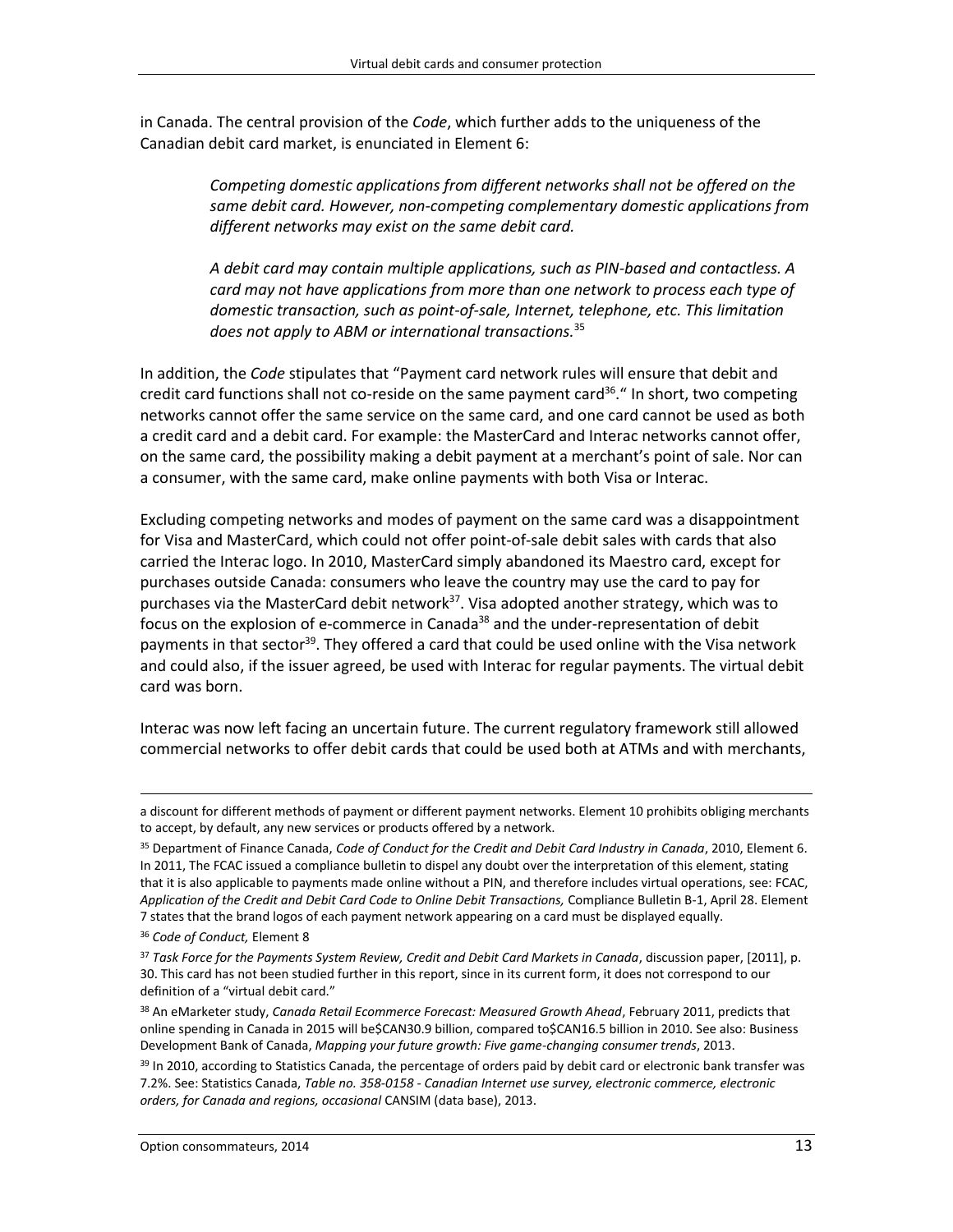in Canada. The central provision of the *Code*, which further adds to the uniqueness of the Canadian debit card market, is enunciated in Element 6:

> *Competing domestic applications from different networks shall not be offered on the same debit card. However, non-competing complementary domestic applications from different networks may exist on the same debit card.*
>
> *A debit card may contain multiple applications, such as PIN-based and contactless. A card may not have applications from more than one network to process each type of domestic transaction, such as point-of-sale, Internet, telephone, etc. This limitation does not apply to ABM or international transactions.*[35]

In addition, the *Code* stipulates that "Payment card network rules will ensure that debit and credit card functions shall not co-reside on the same payment card[36]." In short, two competing networks cannot offer the same service on the same card, and one card cannot be used as both a credit card and a debit card. For example: the MasterCard and Interac networks cannot offer, on the same card, the possibility making a debit payment at a merchant's point of sale. Nor can a consumer, with the same card, make online payments with both Visa or Interac.

Excluding competing networks and modes of payment on the same card was a disappointment for Visa and MasterCard, which could not offer point-of-sale debit sales with cards that also carried the Interac logo. In 2010, MasterCard simply abandoned its Maestro card, except for purchases outside Canada: consumers who leave the country may use the card to pay for purchases via the MasterCard debit network[37]. Visa adopted another strategy, which was to focus on the explosion of e-commerce in Canada[38] and the under-representation of debit payments in that sector[39]. They offered a card that could be used online with the Visa network and could also, if the issuer agreed, be used with Interac for regular payments. The virtual debit card was born.

Interac was now left facing an uncertain future. The current regulatory framework still allowed commercial networks to offer debit cards that could be used both at ATMs and with merchants,

---

a discount for different methods of payment or different payment networks. Element 10 prohibits obliging merchants to accept, by default, any new services or products offered by a network.

[35] Department of Finance Canada, *Code of Conduct for the Credit and Debit Card Industry in Canada*, 2010, Element 6. In 2011, The FCAC issued a compliance bulletin to dispel any doubt over the interpretation of this element, stating that it is also applicable to payments made online without a PIN, and therefore includes virtual operations, see: FCAC, *Application of the Credit and Debit Card Code to Online Debit Transactions,* Compliance Bulletin B-1, April 28. Element 7 states that the brand logos of each payment network appearing on a card must be displayed equally.

[36] *Code of Conduct,* Element 8

[37] *Task Force for the Payments System Review, Credit and Debit Card Markets in Canada*, discussion paper, [2011], p. 30. This card has not been studied further in this report, since in its current form, it does not correspond to our definition of a "virtual debit card."

[38] An eMarketer study, *Canada Retail Ecommerce Forecast: Measured Growth Ahead*, February 2011, predicts that online spending in Canada in 2015 will be$CAN30.9 billion, compared to$CAN16.5 billion in 2010. See also: Business Development Bank of Canada, *Mapping your future growth: Five game-changing consumer trends*, 2013.

[39] In 2010, according to Statistics Canada, the percentage of orders paid by debit card or electronic bank transfer was 7.2%. See: Statistics Canada, *Table no. 358-0158 - Canadian Internet use survey, electronic commerce, electronic orders, for Canada and regions, occasional* CANSIM (data base), 2013.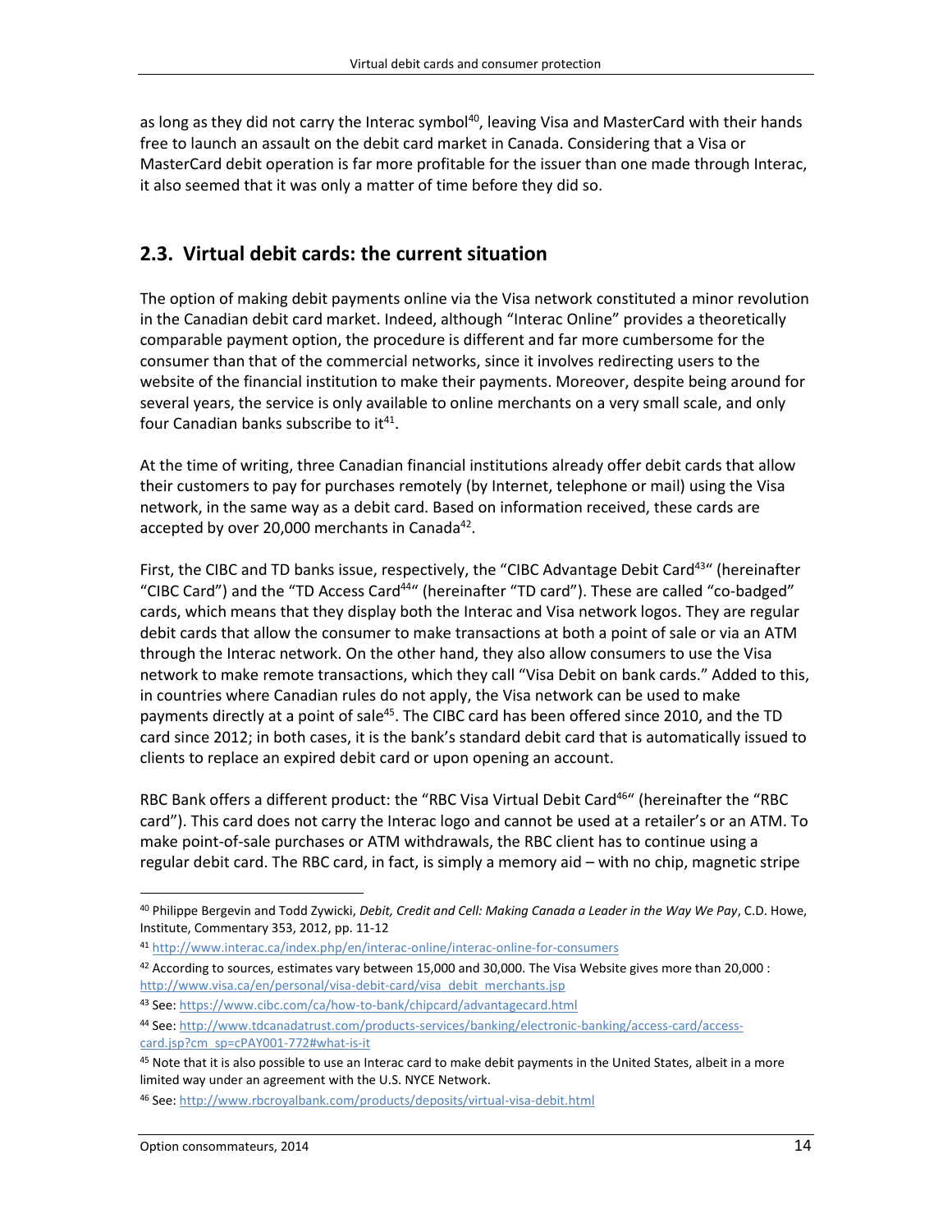as long as they did not carry the Interac symbol[40], leaving Visa and MasterCard with their hands free to launch an assault on the debit card market in Canada. Considering that a Visa or MasterCard debit operation is far more profitable for the issuer than one made through Interac, it also seemed that it was only a matter of time before they did so.

## 2.3. Virtual debit cards: the current situation

The option of making debit payments online via the Visa network constituted a minor revolution in the Canadian debit card market. Indeed, although "Interac Online" provides a theoretically comparable payment option, the procedure is different and far more cumbersome for the consumer than that of the commercial networks, since it involves redirecting users to the website of the financial institution to make their payments. Moreover, despite being around for several years, the service is only available to online merchants on a very small scale, and only four Canadian banks subscribe to it[41].

At the time of writing, three Canadian financial institutions already offer debit cards that allow their customers to pay for purchases remotely (by Internet, telephone or mail) using the Visa network, in the same way as a debit card. Based on information received, these cards are accepted by over 20,000 merchants in Canada[42].

First, the CIBC and TD banks issue, respectively, the "CIBC Advantage Debit Card[43]" (hereinafter "CIBC Card") and the "TD Access Card[44]" (hereinafter "TD card"). These are called "co-badged" cards, which means that they display both the Interac and Visa network logos. They are regular debit cards that allow the consumer to make transactions at both a point of sale or via an ATM through the Interac network. On the other hand, they also allow consumers to use the Visa network to make remote transactions, which they call "Visa Debit on bank cards." Added to this, in countries where Canadian rules do not apply, the Visa network can be used to make payments directly at a point of sale[45]. The CIBC card has been offered since 2010, and the TD card since 2012; in both cases, it is the bank's standard debit card that is automatically issued to clients to replace an expired debit card or upon opening an account.

RBC Bank offers a different product: the "RBC Visa Virtual Debit Card[46]" (hereinafter the "RBC card"). This card does not carry the Interac logo and cannot be used at a retailer's or an ATM. To make point-of-sale purchases or ATM withdrawals, the RBC client has to continue using a regular debit card. The RBC card, in fact, is simply a memory aid – with no chip, magnetic stripe

---

[40] Philippe Bergevin and Todd Zywicki, *Debit, Credit and Cell: Making Canada a Leader in the Way We Pay*, C.D. Howe, Institute, Commentary 353, 2012, pp. 11-12

[41] http://www.interac.ca/index.php/en/interac-online/interac-online-for-consumers

[42] According to sources, estimates vary between 15,000 and 30,000. The Visa Website gives more than 20,000 : http://www.visa.ca/en/personal/visa-debit-card/visa_debit_merchants.jsp

[43] See: https://www.cibc.com/ca/how-to-bank/chipcard/advantagecard.html

[44] See: http://www.tdcanadatrust.com/products-services/banking/electronic-banking/access-card/access-card.jsp?cm_sp=cPAY001-772#what-is-it

[45] Note that it is also possible to use an Interac card to make debit payments in the United States, albeit in a more limited way under an agreement with the U.S. NYCE Network.

[46] See: http://www.rbcroyalbank.com/products/deposits/virtual-visa-debit.html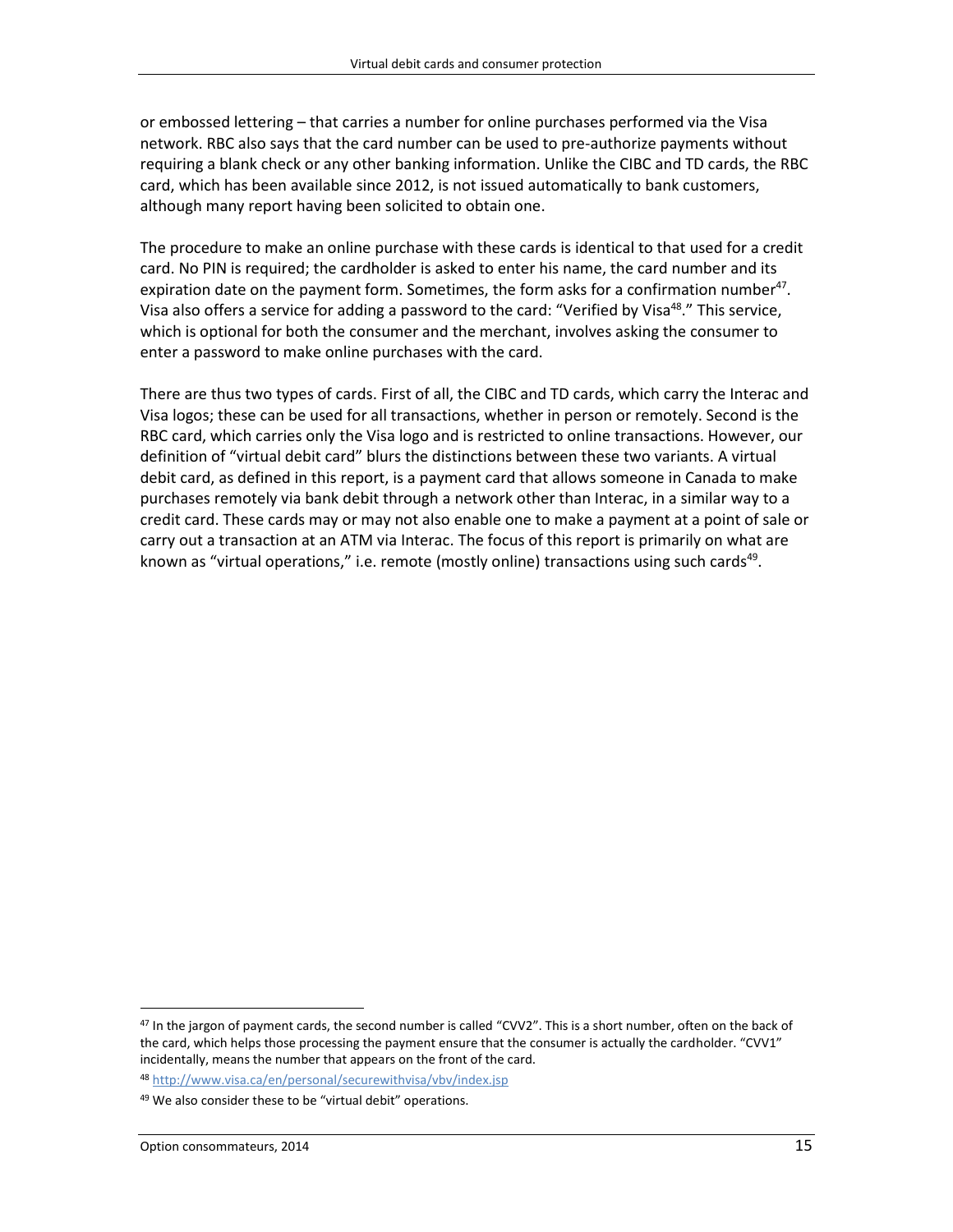or embossed lettering – that carries a number for online purchases performed via the Visa network. RBC also says that the card number can be used to pre-authorize payments without requiring a blank check or any other banking information. Unlike the CIBC and TD cards, the RBC card, which has been available since 2012, is not issued automatically to bank customers, although many report having been solicited to obtain one.

The procedure to make an online purchase with these cards is identical to that used for a credit card. No PIN is required; the cardholder is asked to enter his name, the card number and its expiration date on the payment form. Sometimes, the form asks for a confirmation number[47]. Visa also offers a service for adding a password to the card: "Verified by Visa[48]." This service, which is optional for both the consumer and the merchant, involves asking the consumer to enter a password to make online purchases with the card.

There are thus two types of cards. First of all, the CIBC and TD cards, which carry the Interac and Visa logos; these can be used for all transactions, whether in person or remotely. Second is the RBC card, which carries only the Visa logo and is restricted to online transactions. However, our definition of "virtual debit card" blurs the distinctions between these two variants. A virtual debit card, as defined in this report, is a payment card that allows someone in Canada to make purchases remotely via bank debit through a network other than Interac, in a similar way to a credit card. These cards may or may not also enable one to make a payment at a point of sale or carry out a transaction at an ATM via Interac. The focus of this report is primarily on what are known as "virtual operations," i.e. remote (mostly online) transactions using such cards[49].

---

[47] In the jargon of payment cards, the second number is called "CVV2". This is a short number, often on the back of the card, which helps those processing the payment ensure that the consumer is actually the cardholder. "CVV1" incidentally, means the number that appears on the front of the card.

[48] http://www.visa.ca/en/personal/securewithvisa/vbv/index.jsp

[49] We also consider these to be "virtual debit" operations.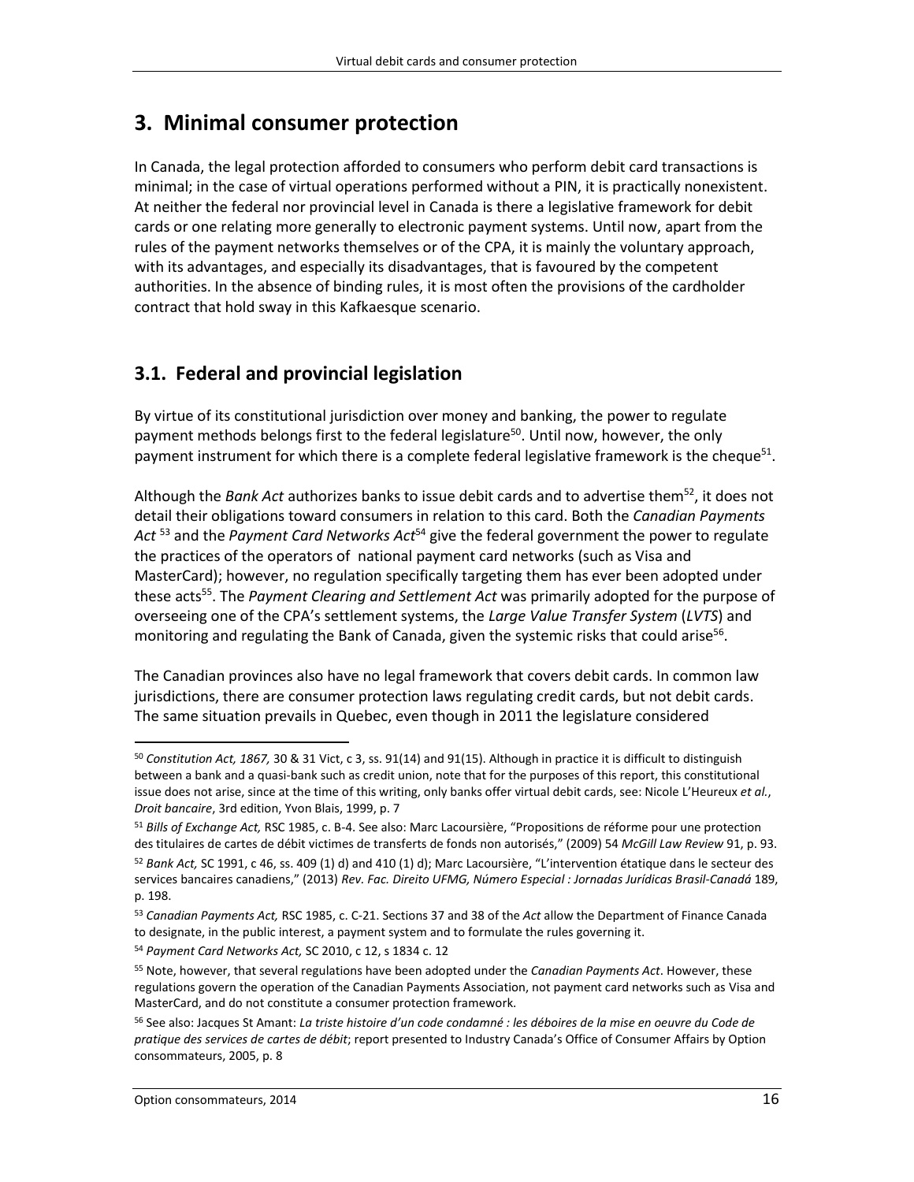## 3. Minimal consumer protection

In Canada, the legal protection afforded to consumers who perform debit card transactions is minimal; in the case of virtual operations performed without a PIN, it is practically nonexistent. At neither the federal nor provincial level in Canada is there a legislative framework for debit cards or one relating more generally to electronic payment systems. Until now, apart from the rules of the payment networks themselves or of the CPA, it is mainly the voluntary approach, with its advantages, and especially its disadvantages, that is favoured by the competent authorities. In the absence of binding rules, it is most often the provisions of the cardholder contract that hold sway in this Kafkaesque scenario.

### 3.1. Federal and provincial legislation

By virtue of its constitutional jurisdiction over money and banking, the power to regulate payment methods belongs first to the federal legislature[50]. Until now, however, the only payment instrument for which there is a complete federal legislative framework is the cheque[51].

Although the *Bank Act* authorizes banks to issue debit cards and to advertise them[52], it does not detail their obligations toward consumers in relation to this card. Both the *Canadian Payments Act* [53] and the *Payment Card Networks Act*[54] give the federal government the power to regulate the practices of the operators of national payment card networks (such as Visa and MasterCard); however, no regulation specifically targeting them has ever been adopted under these acts[55]. The *Payment Clearing and Settlement Act* was primarily adopted for the purpose of overseeing one of the CPA's settlement systems, the *Large Value Transfer System* (*LVTS*) and monitoring and regulating the Bank of Canada, given the systemic risks that could arise[56].

The Canadian provinces also have no legal framework that covers debit cards. In common law jurisdictions, there are consumer protection laws regulating credit cards, but not debit cards. The same situation prevails in Quebec, even though in 2011 the legislature considered

---

[50] *Constitution Act, 1867,* 30 & 31 Vict, c 3, ss. 91(14) and 91(15). Although in practice it is difficult to distinguish between a bank and a quasi-bank such as credit union, note that for the purposes of this report, this constitutional issue does not arise, since at the time of this writing, only banks offer virtual debit cards, see: Nicole L'Heureux *et al.*, *Droit bancaire*, 3rd edition, Yvon Blais, 1999, p. 7

[51] *Bills of Exchange Act,* RSC 1985, c. B-4. See also: Marc Lacoursière, "Propositions de réforme pour une protection des titulaires de cartes de débit victimes de transferts de fonds non autorisés," (2009) 54 *McGill Law Review* 91, p. 93.

[52] *Bank Act,* SC 1991, c 46, ss. 409 (1) d) and 410 (1) d); Marc Lacoursière, "L'intervention étatique dans le secteur des services bancaires canadiens," (2013) *Rev. Fac. Direito UFMG, Número Especial : Jornadas Jurídicas Brasil-Canadá* 189, p. 198.

[53] *Canadian Payments Act,* RSC 1985, c. C-21. Sections 37 and 38 of the *Act* allow the Department of Finance Canada to designate, in the public interest, a payment system and to formulate the rules governing it.

[54] *Payment Card Networks Act,* SC 2010, c 12, s 1834 c. 12

[55] Note, however, that several regulations have been adopted under the *Canadian Payments Act*. However, these regulations govern the operation of the Canadian Payments Association, not payment card networks such as Visa and MasterCard, and do not constitute a consumer protection framework.

[56] See also: Jacques St Amant: *La triste histoire d'un code condamné : les déboires de la mise en oeuvre du Code de pratique des services de cartes de débit*; report presented to Industry Canada's Office of Consumer Affairs by Option consommateurs, 2005, p. 8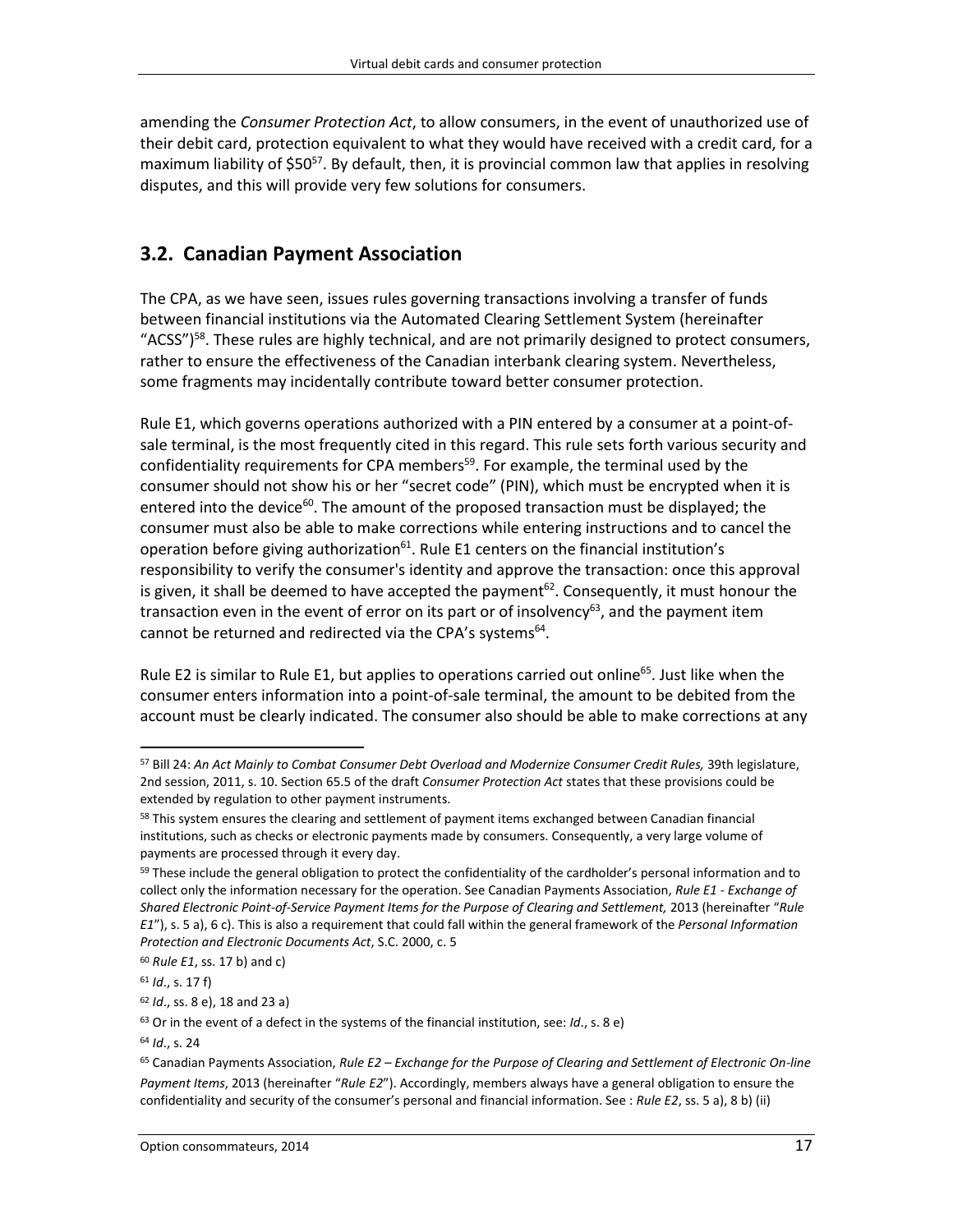amending the *Consumer Protection Act*, to allow consumers, in the event of unauthorized use of their debit card, protection equivalent to what they would have received with a credit card, for a maximum liability of $50[57]. By default, then, it is provincial common law that applies in resolving disputes, and this will provide very few solutions for consumers.

## 3.2. Canadian Payment Association

The CPA, as we have seen, issues rules governing transactions involving a transfer of funds between financial institutions via the Automated Clearing Settlement System (hereinafter "ACSS")[58]. These rules are highly technical, and are not primarily designed to protect consumers, rather to ensure the effectiveness of the Canadian interbank clearing system. Nevertheless, some fragments may incidentally contribute toward better consumer protection.

Rule E1, which governs operations authorized with a PIN entered by a consumer at a point-of-sale terminal, is the most frequently cited in this regard. This rule sets forth various security and confidentiality requirements for CPA members[59]. For example, the terminal used by the consumer should not show his or her "secret code" (PIN), which must be encrypted when it is entered into the device[60]. The amount of the proposed transaction must be displayed; the consumer must also be able to make corrections while entering instructions and to cancel the operation before giving authorization[61]. Rule E1 centers on the financial institution's responsibility to verify the consumer's identity and approve the transaction: once this approval is given, it shall be deemed to have accepted the payment[62]. Consequently, it must honour the transaction even in the event of error on its part or of insolvency[63], and the payment item cannot be returned and redirected via the CPA's systems[64].

Rule E2 is similar to Rule E1, but applies to operations carried out online[65]. Just like when the consumer enters information into a point-of-sale terminal, the amount to be debited from the account must be clearly indicated. The consumer also should be able to make corrections at any

---

[57] Bill 24: *An Act Mainly to Combat Consumer Debt Overload and Modernize Consumer Credit Rules,* 39th legislature, 2nd session, 2011, s. 10. Section 65.5 of the draft *Consumer Protection Act* states that these provisions could be extended by regulation to other payment instruments.

[58] This system ensures the clearing and settlement of payment items exchanged between Canadian financial institutions, such as checks or electronic payments made by consumers. Consequently, a very large volume of payments are processed through it every day.

[59] These include the general obligation to protect the confidentiality of the cardholder's personal information and to collect only the information necessary for the operation. See Canadian Payments Association, *Rule E1 - Exchange of Shared Electronic Point-of-Service Payment Items for the Purpose of Clearing and Settlement,* 2013 (hereinafter "*Rule E1*"), s. 5 a), 6 c). This is also a requirement that could fall within the general framework of the *Personal Information Protection and Electronic Documents Act*, S.C. 2000, c. 5

[60] *Rule E1*, ss. 17 b) and c)

[61] *Id*., s. 17 f)

[62] *Id*., ss. 8 e), 18 and 23 a)

[63] Or in the event of a defect in the systems of the financial institution, see: *Id*., s. 8 e)

[64] *Id*., s. 24

[65] Canadian Payments Association, *Rule E2 – Exchange for the Purpose of Clearing and Settlement of Electronic On-line Payment Items*, 2013 (hereinafter "*Rule E2*"). Accordingly, members always have a general obligation to ensure the confidentiality and security of the consumer's personal and financial information. See : *Rule E2*, ss. 5 a), 8 b) (ii)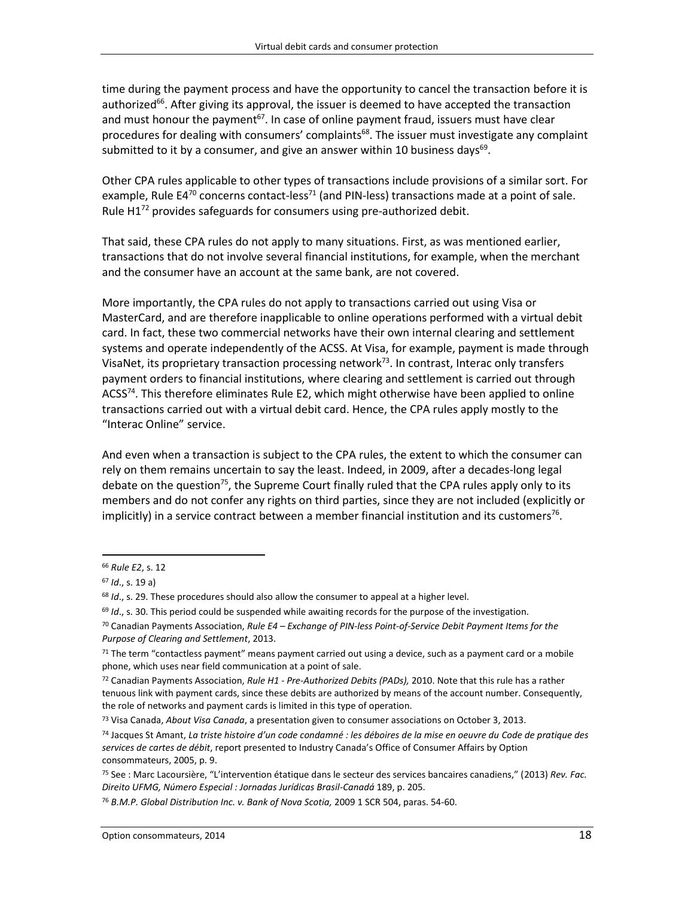time during the payment process and have the opportunity to cancel the transaction before it is authorized[66]. After giving its approval, the issuer is deemed to have accepted the transaction and must honour the payment[67]. In case of online payment fraud, issuers must have clear procedures for dealing with consumers' complaints[68]. The issuer must investigate any complaint submitted to it by a consumer, and give an answer within 10 business days[69].

Other CPA rules applicable to other types of transactions include provisions of a similar sort. For example, Rule E4[70] concerns contact-less[71] (and PIN-less) transactions made at a point of sale. Rule H1[72] provides safeguards for consumers using pre-authorized debit.

That said, these CPA rules do not apply to many situations. First, as was mentioned earlier, transactions that do not involve several financial institutions, for example, when the merchant and the consumer have an account at the same bank, are not covered.

More importantly, the CPA rules do not apply to transactions carried out using Visa or MasterCard, and are therefore inapplicable to online operations performed with a virtual debit card. In fact, these two commercial networks have their own internal clearing and settlement systems and operate independently of the ACSS. At Visa, for example, payment is made through VisaNet, its proprietary transaction processing network[73]. In contrast, Interac only transfers payment orders to financial institutions, where clearing and settlement is carried out through ACSS[74]. This therefore eliminates Rule E2, which might otherwise have been applied to online transactions carried out with a virtual debit card. Hence, the CPA rules apply mostly to the "Interac Online" service.

And even when a transaction is subject to the CPA rules, the extent to which the consumer can rely on them remains uncertain to say the least. Indeed, in 2009, after a decades-long legal debate on the question[75], the Supreme Court finally ruled that the CPA rules apply only to its members and do not confer any rights on third parties, since they are not included (explicitly or implicitly) in a service contract between a member financial institution and its customers[76].

---

[66] *Rule E2*, s. 12

[67] *Id*., s. 19 a)

[68] *Id*., s. 29. These procedures should also allow the consumer to appeal at a higher level.

[69] *Id*., s. 30. This period could be suspended while awaiting records for the purpose of the investigation.

[70] Canadian Payments Association, *Rule E4 – Exchange of PIN-less Point-of-Service Debit Payment Items for the Purpose of Clearing and Settlement*, 2013.

[71] The term "contactless payment" means payment carried out using a device, such as a payment card or a mobile phone, which uses near field communication at a point of sale.

[72] Canadian Payments Association, *Rule H1 - Pre-Authorized Debits (PADs),* 2010. Note that this rule has a rather tenuous link with payment cards, since these debits are authorized by means of the account number. Consequently, the role of networks and payment cards is limited in this type of operation.

[73] Visa Canada, *About Visa Canada*, a presentation given to consumer associations on October 3, 2013.

[74] Jacques St Amant, *La triste histoire d'un code condamné : les déboires de la mise en oeuvre du Code de pratique des services de cartes de débit*, report presented to Industry Canada's Office of Consumer Affairs by Option consommateurs, 2005, p. 9.

[75] See : Marc Lacoursière, "L'intervention étatique dans le secteur des services bancaires canadiens," (2013) *Rev. Fac. Direito UFMG, Número Especial : Jornadas Jurídicas Brasil-Canadá* 189, p. 205.

[76] *B.M.P. Global Distribution Inc. v. Bank of Nova Scotia,* 2009 1 SCR 504, paras. 54-60.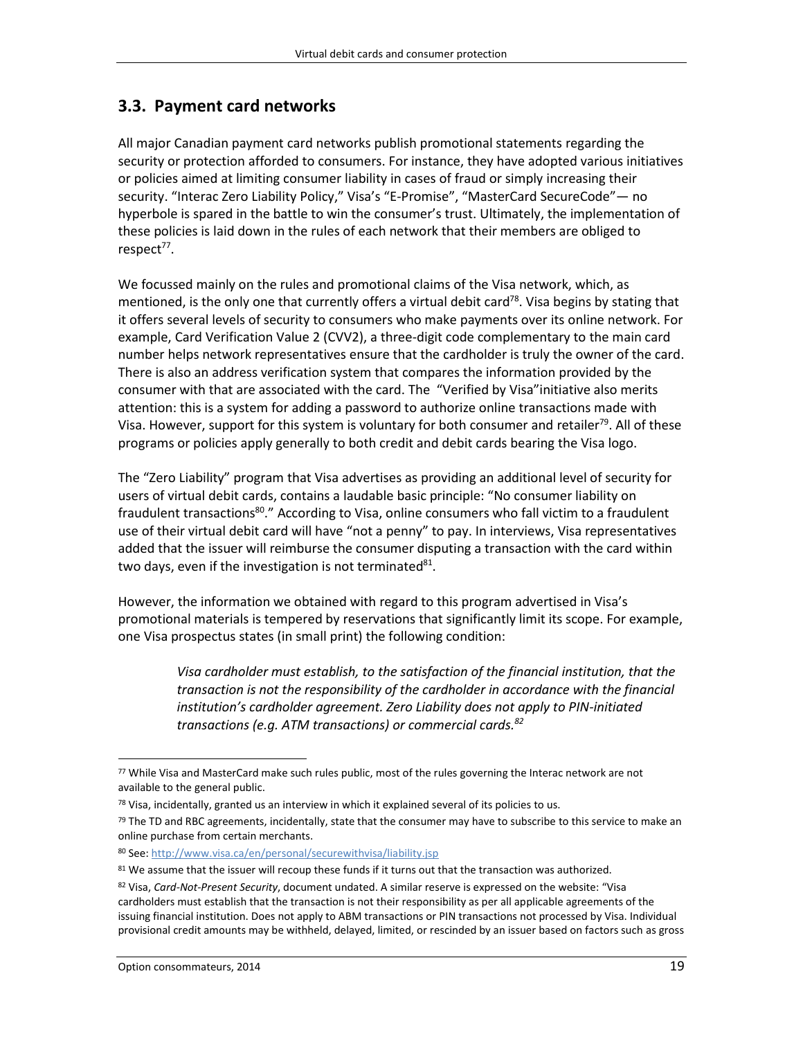## 3.3. Payment card networks

All major Canadian payment card networks publish promotional statements regarding the security or protection afforded to consumers. For instance, they have adopted various initiatives or policies aimed at limiting consumer liability in cases of fraud or simply increasing their security. "Interac Zero Liability Policy," Visa's "E-Promise", "MasterCard SecureCode"— no hyperbole is spared in the battle to win the consumer's trust. Ultimately, the implementation of these policies is laid down in the rules of each network that their members are obliged to respect[77].

We focussed mainly on the rules and promotional claims of the Visa network, which, as mentioned, is the only one that currently offers a virtual debit card[78]. Visa begins by stating that it offers several levels of security to consumers who make payments over its online network. For example, Card Verification Value 2 (CVV2), a three-digit code complementary to the main card number helps network representatives ensure that the cardholder is truly the owner of the card. There is also an address verification system that compares the information provided by the consumer with that are associated with the card. The "Verified by Visa"initiative also merits attention: this is a system for adding a password to authorize online transactions made with Visa. However, support for this system is voluntary for both consumer and retailer[79]. All of these programs or policies apply generally to both credit and debit cards bearing the Visa logo.

The "Zero Liability" program that Visa advertises as providing an additional level of security for users of virtual debit cards, contains a laudable basic principle: "No consumer liability on fraudulent transactions[80]." According to Visa, online consumers who fall victim to a fraudulent use of their virtual debit card will have "not a penny" to pay. In interviews, Visa representatives added that the issuer will reimburse the consumer disputing a transaction with the card within two days, even if the investigation is not terminated[81].

However, the information we obtained with regard to this program advertised in Visa's promotional materials is tempered by reservations that significantly limit its scope. For example, one Visa prospectus states (in small print) the following condition:

> *Visa cardholder must establish, to the satisfaction of the financial institution, that the transaction is not the responsibility of the cardholder in accordance with the financial institution's cardholder agreement. Zero Liability does not apply to PIN-initiated transactions (e.g. ATM transactions) or commercial cards.*[82]

---

[77] While Visa and MasterCard make such rules public, most of the rules governing the Interac network are not available to the general public.

[78] Visa, incidentally, granted us an interview in which it explained several of its policies to us.

[79] The TD and RBC agreements, incidentally, state that the consumer may have to subscribe to this service to make an online purchase from certain merchants.

[80] See: http://www.visa.ca/en/personal/securewithvisa/liability.jsp

[81] We assume that the issuer will recoup these funds if it turns out that the transaction was authorized.

[82] Visa, *Card-Not-Present Security*, document undated. A similar reserve is expressed on the website: "Visa cardholders must establish that the transaction is not their responsibility as per all applicable agreements of the issuing financial institution. Does not apply to ABM transactions or PIN transactions not processed by Visa. Individual provisional credit amounts may be withheld, delayed, limited, or rescinded by an issuer based on factors such as gross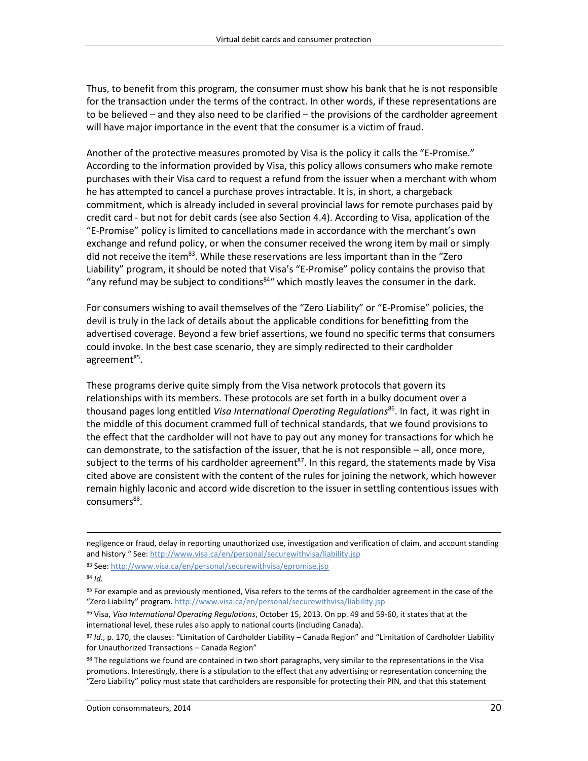Thus, to benefit from this program, the consumer must show his bank that he is not responsible for the transaction under the terms of the contract. In other words, if these representations are to be believed – and they also need to be clarified – the provisions of the cardholder agreement will have major importance in the event that the consumer is a victim of fraud.

Another of the protective measures promoted by Visa is the policy it calls the "E-Promise." According to the information provided by Visa, this policy allows consumers who make remote purchases with their Visa card to request a refund from the issuer when a merchant with whom he has attempted to cancel a purchase proves intractable. It is, in short, a chargeback commitment, which is already included in several provincial laws for remote purchases paid by credit card - but not for debit cards (see also Section 4.4). According to Visa, application of the "E-Promise" policy is limited to cancellations made in accordance with the merchant's own exchange and refund policy, or when the consumer received the wrong item by mail or simply did not receive the item[83]. While these reservations are less important than in the "Zero Liability" program, it should be noted that Visa's "E-Promise" policy contains the proviso that "any refund may be subject to conditions[84]" which mostly leaves the consumer in the dark.

For consumers wishing to avail themselves of the "Zero Liability" or "E-Promise" policies, the devil is truly in the lack of details about the applicable conditions for benefitting from the advertised coverage. Beyond a few brief assertions, we found no specific terms that consumers could invoke. In the best case scenario, they are simply redirected to their cardholder agreement[85].

These programs derive quite simply from the Visa network protocols that govern its relationships with its members. These protocols are set forth in a bulky document over a thousand pages long entitled *Visa International Operating Regulations*[86]. In fact, it was right in the middle of this document crammed full of technical standards, that we found provisions to the effect that the cardholder will not have to pay out any money for transactions for which he can demonstrate, to the satisfaction of the issuer, that he is not responsible – all, once more, subject to the terms of his cardholder agreement[87]. In this regard, the statements made by Visa cited above are consistent with the content of the rules for joining the network, which however remain highly laconic and accord wide discretion to the issuer in settling contentious issues with consumers[88].

---

negligence or fraud, delay in reporting unauthorized use, investigation and verification of claim, and account standing and history " See: http://www.visa.ca/en/personal/securewithvisa/liability.jsp

[83] See: http://www.visa.ca/en/personal/securewithvisa/epromise.jsp

[84] *Id.*

[85] For example and as previously mentioned, Visa refers to the terms of the cardholder agreement in the case of the "Zero Liability" program. http://www.visa.ca/en/personal/securewithvisa/liability.jsp

[86] Visa, *Visa International Operating Regulations*, October 15, 2013. On pp. 49 and 59-60, it states that at the international level, these rules also apply to national courts (including Canada).

[87] *Id*., p. 170, the clauses: "Limitation of Cardholder Liability – Canada Region" and "Limitation of Cardholder Liability for Unauthorized Transactions – Canada Region"

[88] The regulations we found are contained in two short paragraphs, very similar to the representations in the Visa promotions. Interestingly, there is a stipulation to the effect that any advertising or representation concerning the "Zero Liability" policy must state that cardholders are responsible for protecting their PIN, and that this statement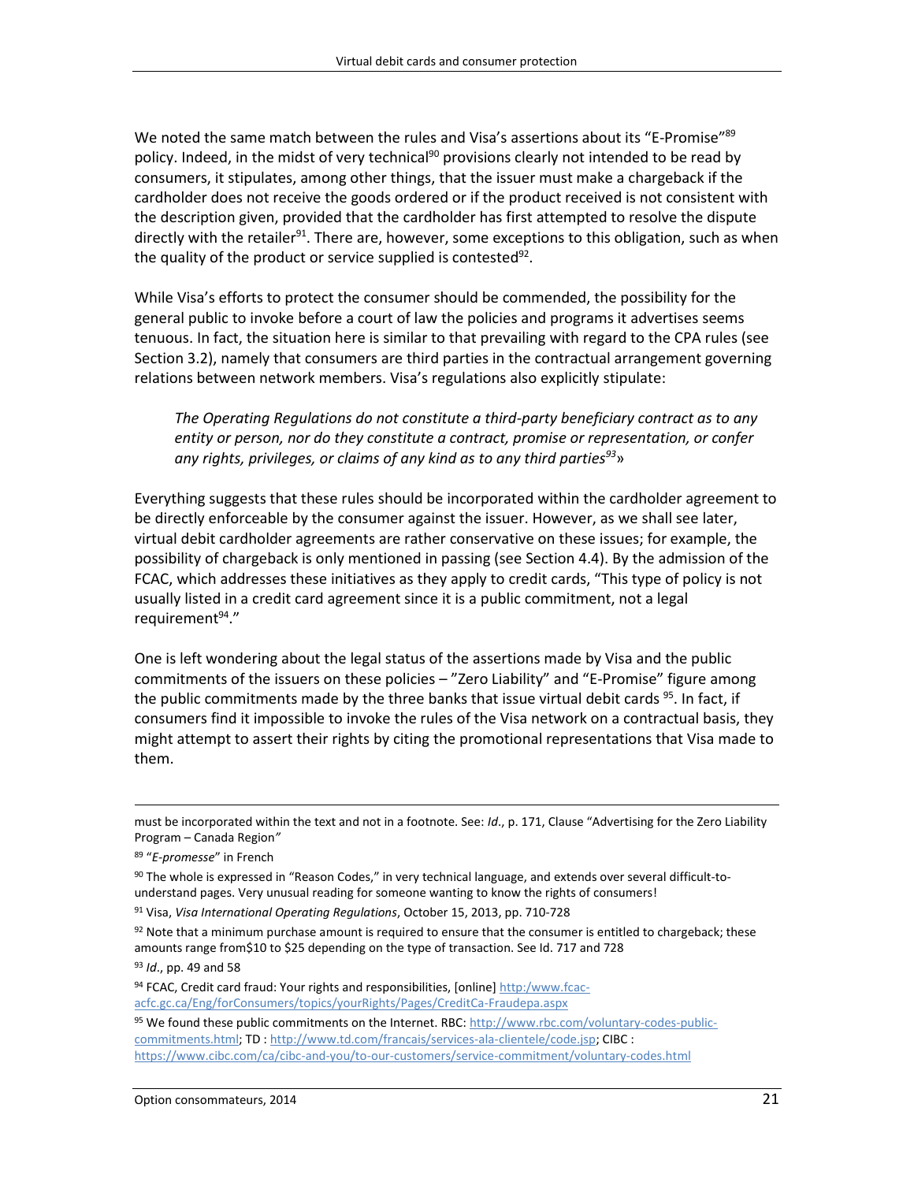We noted the same match between the rules and Visa's assertions about its "E-Promise"[89] policy. Indeed, in the midst of very technical[90] provisions clearly not intended to be read by consumers, it stipulates, among other things, that the issuer must make a chargeback if the cardholder does not receive the goods ordered or if the product received is not consistent with the description given, provided that the cardholder has first attempted to resolve the dispute directly with the retailer[91]. There are, however, some exceptions to this obligation, such as when the quality of the product or service supplied is contested[92].

While Visa's efforts to protect the consumer should be commended, the possibility for the general public to invoke before a court of law the policies and programs it advertises seems tenuous. In fact, the situation here is similar to that prevailing with regard to the CPA rules (see Section 3.2), namely that consumers are third parties in the contractual arrangement governing relations between network members. Visa's regulations also explicitly stipulate:

> *The Operating Regulations do not constitute a third-party beneficiary contract as to any entity or person, nor do they constitute a contract, promise or representation, or confer any rights, privileges, or claims of any kind as to any third parties[93]*»

Everything suggests that these rules should be incorporated within the cardholder agreement to be directly enforceable by the consumer against the issuer. However, as we shall see later, virtual debit cardholder agreements are rather conservative on these issues; for example, the possibility of chargeback is only mentioned in passing (see Section 4.4). By the admission of the FCAC, which addresses these initiatives as they apply to credit cards, "This type of policy is not usually listed in a credit card agreement since it is a public commitment, not a legal requirement[94]."

One is left wondering about the legal status of the assertions made by Visa and the public commitments of the issuers on these policies – "Zero Liability" and "E-Promise" figure among the public commitments made by the three banks that issue virtual debit cards [95]. In fact, if consumers find it impossible to invoke the rules of the Visa network on a contractual basis, they might attempt to assert their rights by citing the promotional representations that Visa made to them.

---

must be incorporated within the text and not in a footnote. See: *Id*., p. 171, Clause "Advertising for the Zero Liability Program – Canada Region*"*

[89] "*E-promesse*" in French

[90] The whole is expressed in "Reason Codes," in very technical language, and extends over several difficult-to-understand pages. Very unusual reading for someone wanting to know the rights of consumers!

[91] Visa, *Visa International Operating Regulations*, October 15, 2013, pp. 710-728

[92] Note that a minimum purchase amount is required to ensure that the consumer is entitled to chargeback; these amounts range from$10 to $25 depending on the type of transaction. See Id. 717 and 728

[93] *Id*., pp. 49 and 58

[94] FCAC, Credit card fraud: Your rights and responsibilities, [online] http:/www.fcac-acfc.gc.ca/Eng/forConsumers/topics/yourRights/Pages/CreditCa-Fraudepa.aspx

[95] We found these public commitments on the Internet. RBC: http://www.rbc.com/voluntary-codes-public-commitments.html; TD : http://www.td.com/francais/services-ala-clientele/code.jsp; CIBC : https://www.cibc.com/ca/cibc-and-you/to-our-customers/service-commitment/voluntary-codes.html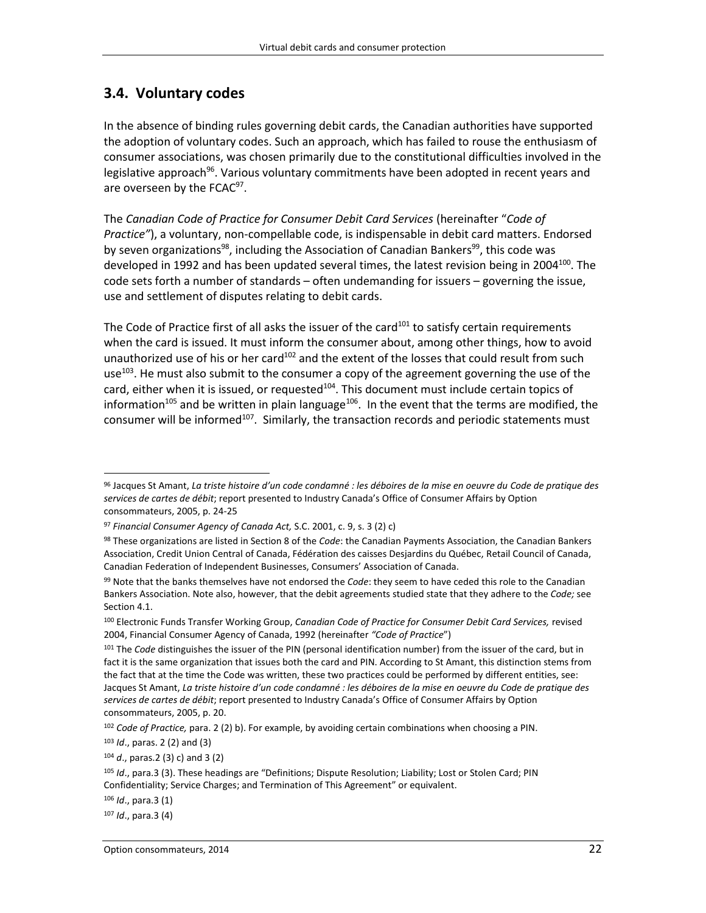## 3.4. Voluntary codes

In the absence of binding rules governing debit cards, the Canadian authorities have supported the adoption of voluntary codes. Such an approach, which has failed to rouse the enthusiasm of consumer associations, was chosen primarily due to the constitutional difficulties involved in the legislative approach[96]. Various voluntary commitments have been adopted in recent years and are overseen by the FCAC[97].

The *Canadian Code of Practice for Consumer Debit Card Services* (hereinafter "*Code of Practice"*), a voluntary, non-compellable code, is indispensable in debit card matters. Endorsed by seven organizations[98], including the Association of Canadian Bankers[99], this code was developed in 1992 and has been updated several times, the latest revision being in 2004[100]. The code sets forth a number of standards – often undemanding for issuers – governing the issue, use and settlement of disputes relating to debit cards.

The Code of Practice first of all asks the issuer of the card[101] to satisfy certain requirements when the card is issued. It must inform the consumer about, among other things, how to avoid unauthorized use of his or her card[102] and the extent of the losses that could result from such use[103]. He must also submit to the consumer a copy of the agreement governing the use of the card, either when it is issued, or requested[104]. This document must include certain topics of information[105] and be written in plain language[106]. In the event that the terms are modified, the consumer will be informed[107]. Similarly, the transaction records and periodic statements must

---

[96] Jacques St Amant, *La triste histoire d'un code condamné : les déboires de la mise en oeuvre du Code de pratique des services de cartes de débit*; report presented to Industry Canada's Office of Consumer Affairs by Option consommateurs, 2005, p. 24-25

[97] *Financial Consumer Agency of Canada Act,* S.C. 2001, c. 9, s. 3 (2) c)

[98] These organizations are listed in Section 8 of the *Code*: the Canadian Payments Association, the Canadian Bankers Association, Credit Union Central of Canada, Fédération des caisses Desjardins du Québec, Retail Council of Canada, Canadian Federation of Independent Businesses, Consumers' Association of Canada.

[99] Note that the banks themselves have not endorsed the *Code*: they seem to have ceded this role to the Canadian Bankers Association. Note also, however, that the debit agreements studied state that they adhere to the *Code;* see Section 4.1.

[100] Electronic Funds Transfer Working Group, *Canadian Code of Practice for Consumer Debit Card Services,* revised 2004, Financial Consumer Agency of Canada, 1992 (hereinafter *"Code of Practice"*)

[101] The *Code* distinguishes the issuer of the PIN (personal identification number) from the issuer of the card, but in fact it is the same organization that issues both the card and PIN. According to St Amant, this distinction stems from the fact that at the time the Code was written, these two practices could be performed by different entities, see: Jacques St Amant, *La triste histoire d'un code condamné : les déboires de la mise en oeuvre du Code de pratique des services de cartes de débit*; report presented to Industry Canada's Office of Consumer Affairs by Option consommateurs, 2005, p. 20.

[102] *Code of Practice,* para. 2 (2) b). For example, by avoiding certain combinations when choosing a PIN.

[103] *Id*., paras. 2 (2) and (3)

[104] *d*., paras.2 (3) c) and 3 (2)

[105] *Id*., para.3 (3). These headings are "Definitions; Dispute Resolution; Liability; Lost or Stolen Card; PIN Confidentiality; Service Charges; and Termination of This Agreement" or equivalent.

[106] *Id*., para.3 (1)

[107] *Id*., para.3 (4)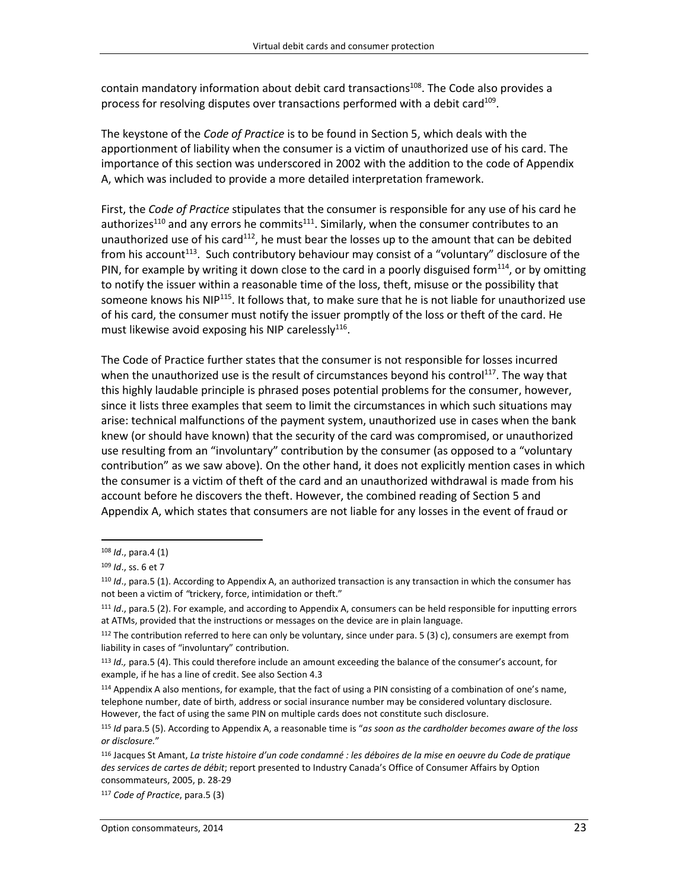contain mandatory information about debit card transactions[108]. The Code also provides a process for resolving disputes over transactions performed with a debit card[109].

The keystone of the *Code of Practice* is to be found in Section 5, which deals with the apportionment of liability when the consumer is a victim of unauthorized use of his card. The importance of this section was underscored in 2002 with the addition to the code of Appendix A, which was included to provide a more detailed interpretation framework.

First, the *Code of Practice* stipulates that the consumer is responsible for any use of his card he authorizes[110] and any errors he commits[111]. Similarly, when the consumer contributes to an unauthorized use of his card[112], he must bear the losses up to the amount that can be debited from his account[113]. Such contributory behaviour may consist of a "voluntary" disclosure of the PIN, for example by writing it down close to the card in a poorly disguised form[114], or by omitting to notify the issuer within a reasonable time of the loss, theft, misuse or the possibility that someone knows his NIP[115]. It follows that, to make sure that he is not liable for unauthorized use of his card, the consumer must notify the issuer promptly of the loss or theft of the card. He must likewise avoid exposing his NIP carelessly[116].

The Code of Practice further states that the consumer is not responsible for losses incurred when the unauthorized use is the result of circumstances beyond his control[117]. The way that this highly laudable principle is phrased poses potential problems for the consumer, however, since it lists three examples that seem to limit the circumstances in which such situations may arise: technical malfunctions of the payment system, unauthorized use in cases when the bank knew (or should have known) that the security of the card was compromised, or unauthorized use resulting from an "involuntary" contribution by the consumer (as opposed to a "voluntary contribution" as we saw above). On the other hand, it does not explicitly mention cases in which the consumer is a victim of theft of the card and an unauthorized withdrawal is made from his account before he discovers the theft. However, the combined reading of Section 5 and Appendix A, which states that consumers are not liable for any losses in the event of fraud or

---

[108] *Id*., para.4 (1)

[109] *Id*., ss. 6 et 7

[110] *Id*., para.5 (1). According to Appendix A, an authorized transaction is any transaction in which the consumer has not been a victim of *"*trickery, force, intimidation or theft."

[111] *Id*., para.5 (2). For example, and according to Appendix A, consumers can be held responsible for inputting errors at ATMs, provided that the instructions or messages on the device are in plain language.

[112] The contribution referred to here can only be voluntary, since under para. 5 (3) c), consumers are exempt from liability in cases of "involuntary" contribution.

[113] *Id.,* para.5 (4). This could therefore include an amount exceeding the balance of the consumer's account, for example, if he has a line of credit. See also Section 4.3

[114] Appendix A also mentions, for example, that the fact of using a PIN consisting of a combination of one's name, telephone number, date of birth, address or social insurance number may be considered voluntary disclosure. However, the fact of using the same PIN on multiple cards does not constitute such disclosure.

[115] *Id* para.5 (5). According to Appendix A, a reasonable time is "*as soon as the cardholder becomes aware of the loss or disclosure.*"

[116] Jacques St Amant, *La triste histoire d'un code condamné : les déboires de la mise en oeuvre du Code de pratique des services de cartes de débit*; report presented to Industry Canada's Office of Consumer Affairs by Option consommateurs, 2005, p. 28-29

[117] *Code of Practice*, para.5 (3)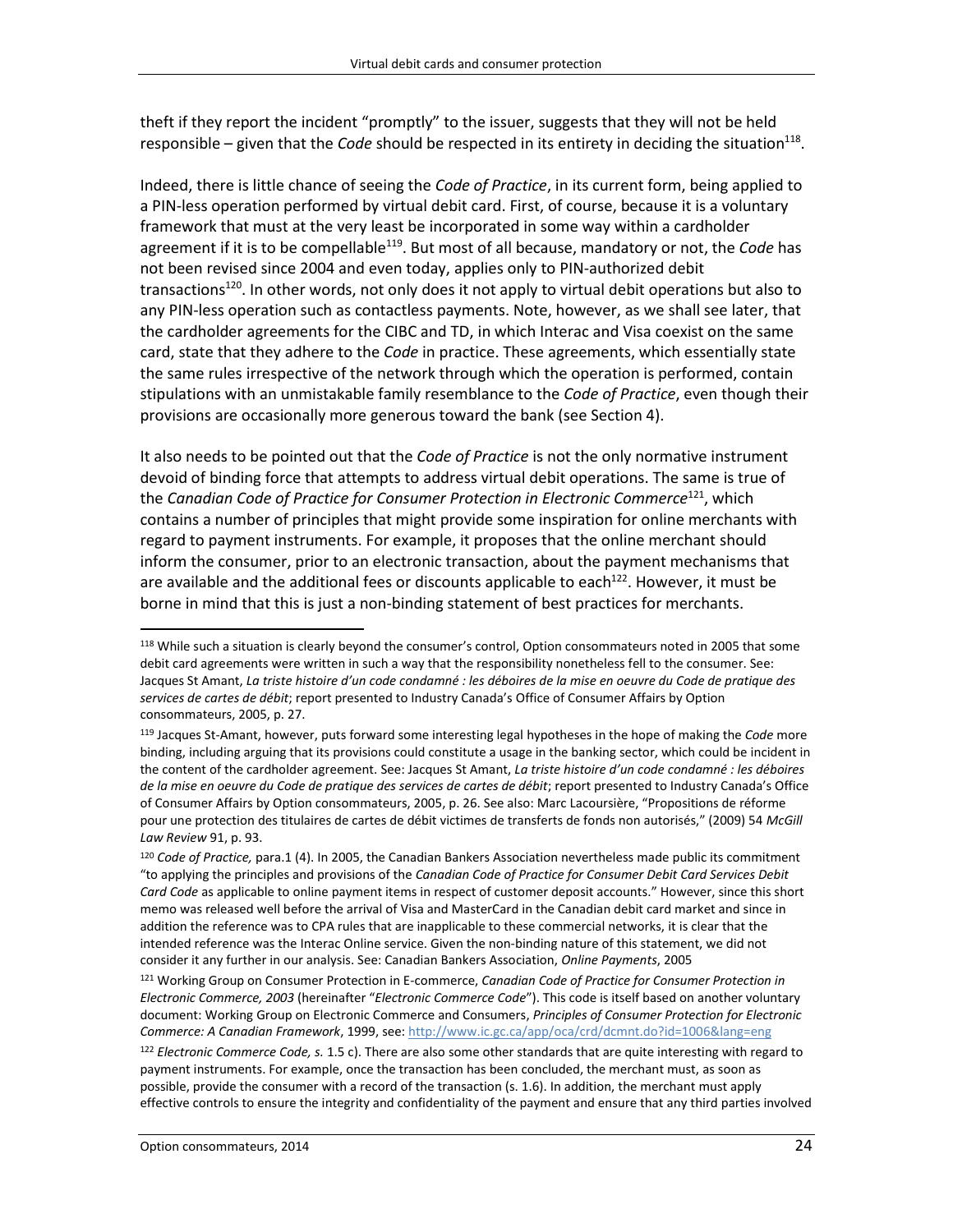theft if they report the incident "promptly" to the issuer, suggests that they will not be held responsible – given that the *Code* should be respected in its entirety in deciding the situation[118].

Indeed, there is little chance of seeing the *Code of Practice*, in its current form, being applied to a PIN-less operation performed by virtual debit card. First, of course, because it is a voluntary framework that must at the very least be incorporated in some way within a cardholder agreement if it is to be compellable[119]. But most of all because, mandatory or not, the *Code* has not been revised since 2004 and even today, applies only to PIN-authorized debit transactions[120]. In other words, not only does it not apply to virtual debit operations but also to any PIN-less operation such as contactless payments. Note, however, as we shall see later, that the cardholder agreements for the CIBC and TD, in which Interac and Visa coexist on the same card, state that they adhere to the *Code* in practice. These agreements, which essentially state the same rules irrespective of the network through which the operation is performed, contain stipulations with an unmistakable family resemblance to the *Code of Practice*, even though their provisions are occasionally more generous toward the bank (see Section 4).

It also needs to be pointed out that the *Code of Practice* is not the only normative instrument devoid of binding force that attempts to address virtual debit operations. The same is true of the *Canadian Code of Practice for Consumer Protection in Electronic Commerce*[121], which contains a number of principles that might provide some inspiration for online merchants with regard to payment instruments. For example, it proposes that the online merchant should inform the consumer, prior to an electronic transaction, about the payment mechanisms that are available and the additional fees or discounts applicable to each[122]. However, it must be borne in mind that this is just a non-binding statement of best practices for merchants.

---

[118] While such a situation is clearly beyond the consumer's control, Option consommateurs noted in 2005 that some debit card agreements were written in such a way that the responsibility nonetheless fell to the consumer. See: Jacques St Amant, *La triste histoire d'un code condamné : les déboires de la mise en oeuvre du Code de pratique des services de cartes de débit*; report presented to Industry Canada's Office of Consumer Affairs by Option consommateurs, 2005, p. 27.

[119] Jacques St-Amant, however, puts forward some interesting legal hypotheses in the hope of making the *Code* more binding, including arguing that its provisions could constitute a usage in the banking sector, which could be incident in the content of the cardholder agreement. See: Jacques St Amant, *La triste histoire d'un code condamné : les déboires de la mise en oeuvre du Code de pratique des services de cartes de débit*; report presented to Industry Canada's Office of Consumer Affairs by Option consommateurs, 2005, p. 26. See also: Marc Lacoursière, "Propositions de réforme pour une protection des titulaires de cartes de débit victimes de transferts de fonds non autorisés," (2009) 54 *McGill Law Review* 91, p. 93.

[120] *Code of Practice,* para.1 (4). In 2005, the Canadian Bankers Association nevertheless made public its commitment "to applying the principles and provisions of the *Canadian Code of Practice for Consumer Debit Card Services Debit Card Code* as applicable to online payment items in respect of customer deposit accounts." However, since this short memo was released well before the arrival of Visa and MasterCard in the Canadian debit card market and since in addition the reference was to CPA rules that are inapplicable to these commercial networks, it is clear that the intended reference was the Interac Online service. Given the non-binding nature of this statement, we did not consider it any further in our analysis. See: Canadian Bankers Association, *Online Payments*, 2005

[121] Working Group on Consumer Protection in E-commerce, *Canadian Code of Practice for Consumer Protection in Electronic Commerce, 2003* (hereinafter "*Electronic Commerce Code*"). This code is itself based on another voluntary document: Working Group on Electronic Commerce and Consumers, *Principles of Consumer Protection for Electronic Commerce: A Canadian Framework*, 1999, see: http://www.ic.gc.ca/app/oca/crd/dcmnt.do?id=1006&lang=eng

[122] *Electronic Commerce Code, s.* 1.5 c). There are also some other standards that are quite interesting with regard to payment instruments. For example, once the transaction has been concluded, the merchant must, as soon as possible, provide the consumer with a record of the transaction (s. 1.6). In addition, the merchant must apply effective controls to ensure the integrity and confidentiality of the payment and ensure that any third parties involved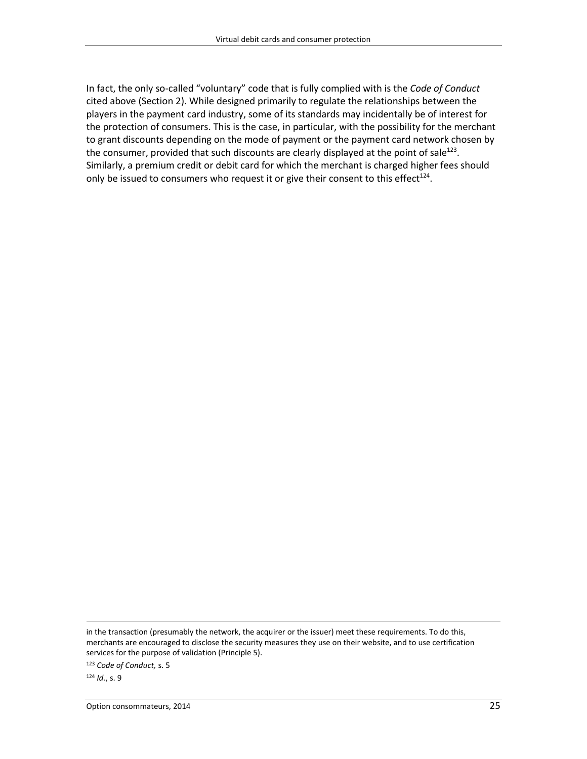In fact, the only so-called “voluntary” code that is fully complied with is the *Code of Conduct* cited above (Section 2). While designed primarily to regulate the relationships between the players in the payment card industry, some of its standards may incidentally be of interest for the protection of consumers. This is the case, in particular, with the possibility for the merchant to grant discounts depending on the mode of payment or the payment card network chosen by the consumer, provided that such discounts are clearly displayed at the point of sale[123]. Similarly, a premium credit or debit card for which the merchant is charged higher fees should only be issued to consumers who request it or give their consent to this effect[124].

---

in the transaction (presumably the network, the acquirer or the issuer) meet these requirements. To do this, merchants are encouraged to disclose the security measures they use on their website, and to use certification services for the purpose of validation (Principle 5).

[123] *Code of Conduct,* s. 5

[124] *Id.*, s. 9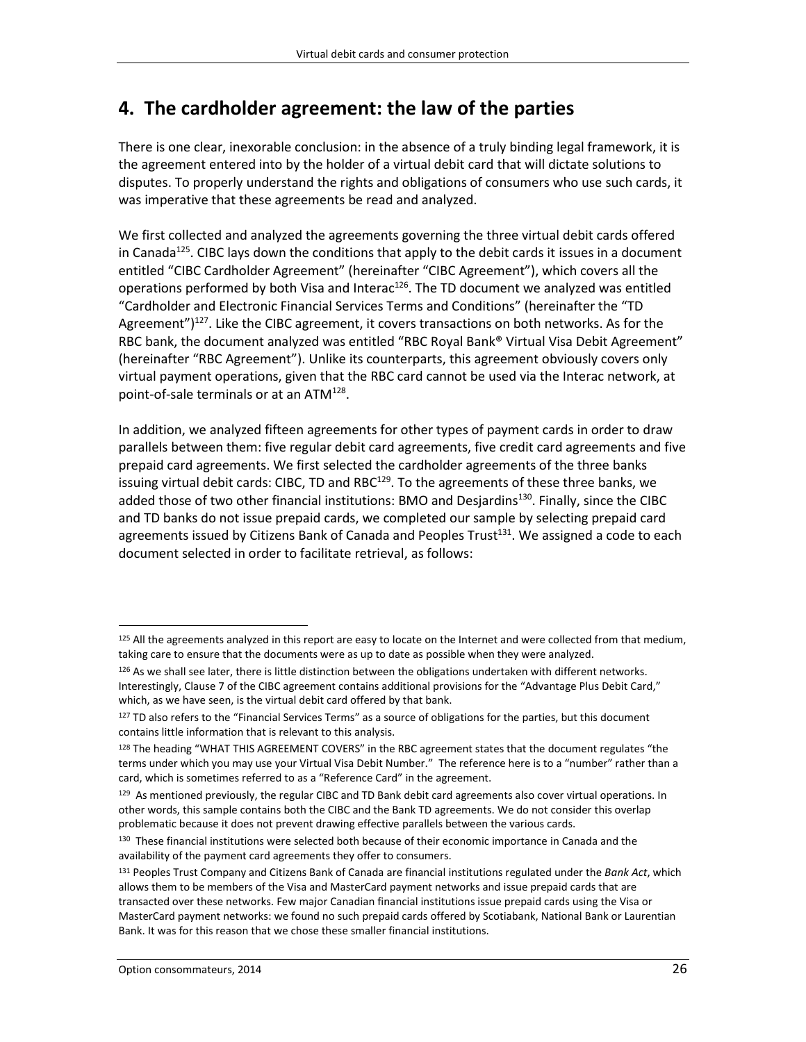## 4. The cardholder agreement: the law of the parties

There is one clear, inexorable conclusion: in the absence of a truly binding legal framework, it is the agreement entered into by the holder of a virtual debit card that will dictate solutions to disputes. To properly understand the rights and obligations of consumers who use such cards, it was imperative that these agreements be read and analyzed.

We first collected and analyzed the agreements governing the three virtual debit cards offered in Canada[125]. CIBC lays down the conditions that apply to the debit cards it issues in a document entitled "CIBC Cardholder Agreement" (hereinafter "CIBC Agreement"), which covers all the operations performed by both Visa and Interac[126]. The TD document we analyzed was entitled "Cardholder and Electronic Financial Services Terms and Conditions" (hereinafter the "TD Agreement")[127]. Like the CIBC agreement, it covers transactions on both networks. As for the RBC bank, the document analyzed was entitled "RBC Royal Bank® Virtual Visa Debit Agreement" (hereinafter "RBC Agreement"). Unlike its counterparts, this agreement obviously covers only virtual payment operations, given that the RBC card cannot be used via the Interac network, at point-of-sale terminals or at an ATM[128].

In addition, we analyzed fifteen agreements for other types of payment cards in order to draw parallels between them: five regular debit card agreements, five credit card agreements and five prepaid card agreements. We first selected the cardholder agreements of the three banks issuing virtual debit cards: CIBC, TD and RBC[129]. To the agreements of these three banks, we added those of two other financial institutions: BMO and Desjardins[130]. Finally, since the CIBC and TD banks do not issue prepaid cards, we completed our sample by selecting prepaid card agreements issued by Citizens Bank of Canada and Peoples Trust[131]. We assigned a code to each document selected in order to facilitate retrieval, as follows:

---

[125] All the agreements analyzed in this report are easy to locate on the Internet and were collected from that medium, taking care to ensure that the documents were as up to date as possible when they were analyzed.

[126] As we shall see later, there is little distinction between the obligations undertaken with different networks. Interestingly, Clause 7 of the CIBC agreement contains additional provisions for the "Advantage Plus Debit Card," which, as we have seen, is the virtual debit card offered by that bank.

[127] TD also refers to the "Financial Services Terms" as a source of obligations for the parties, but this document contains little information that is relevant to this analysis.

[128] The heading "WHAT THIS AGREEMENT COVERS" in the RBC agreement states that the document regulates "the terms under which you may use your Virtual Visa Debit Number." The reference here is to a "number" rather than a card, which is sometimes referred to as a "Reference Card" in the agreement.

[129] As mentioned previously, the regular CIBC and TD Bank debit card agreements also cover virtual operations. In other words, this sample contains both the CIBC and the Bank TD agreements. We do not consider this overlap problematic because it does not prevent drawing effective parallels between the various cards.

[130] These financial institutions were selected both because of their economic importance in Canada and the availability of the payment card agreements they offer to consumers.

[131] Peoples Trust Company and Citizens Bank of Canada are financial institutions regulated under the *Bank Act*, which allows them to be members of the Visa and MasterCard payment networks and issue prepaid cards that are transacted over these networks. Few major Canadian financial institutions issue prepaid cards using the Visa or MasterCard payment networks: we found no such prepaid cards offered by Scotiabank, National Bank or Laurentian Bank. It was for this reason that we chose these smaller financial institutions.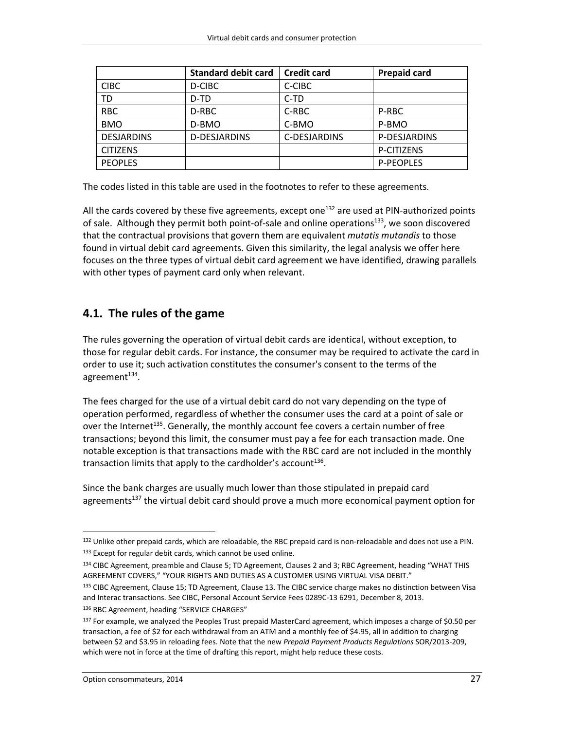| | Standard debit card | Credit card | Prepaid card |
|---|---|---|---|
| CIBC | D-CIBC | C-CIBC | |
| TD | D-TD | C-TD | |
| RBC | D-RBC | C-RBC | P-RBC |
| BMO | D-BMO | C-BMO | P-BMO |
| DESJARDINS | D-DESJARDINS | C-DESJARDINS | P-DESJARDINS |
| CITIZENS | | | P-CITIZENS |
| PEOPLES | | | P-PEOPLES |

The codes listed in this table are used in the footnotes to refer to these agreements.

All the cards covered by these five agreements, except one[132] are used at PIN-authorized points of sale. Although they permit both point-of-sale and online operations[133], we soon discovered that the contractual provisions that govern them are equivalent *mutatis mutandis* to those found in virtual debit card agreements. Given this similarity, the legal analysis we offer here focuses on the three types of virtual debit card agreement we have identified, drawing parallels with other types of payment card only when relevant.

## 4.1. The rules of the game

The rules governing the operation of virtual debit cards are identical, without exception, to those for regular debit cards. For instance, the consumer may be required to activate the card in order to use it; such activation constitutes the consumer's consent to the terms of the agreement[134].

The fees charged for the use of a virtual debit card do not vary depending on the type of operation performed, regardless of whether the consumer uses the card at a point of sale or over the Internet[135]. Generally, the monthly account fee covers a certain number of free transactions; beyond this limit, the consumer must pay a fee for each transaction made. One notable exception is that transactions made with the RBC card are not included in the monthly transaction limits that apply to the cardholder's account[136].

Since the bank charges are usually much lower than those stipulated in prepaid card agreements[137] the virtual debit card should prove a much more economical payment option for

---

[132] Unlike other prepaid cards, which are reloadable, the RBC prepaid card is non-reloadable and does not use a PIN.

[133] Except for regular debit cards, which cannot be used online.

[134] CIBC Agreement, preamble and Clause 5; TD Agreement, Clauses 2 and 3; RBC Agreement, heading "WHAT THIS AGREEMENT COVERS," "YOUR RIGHTS AND DUTIES AS A CUSTOMER USING VIRTUAL VISA DEBIT."

[135] CIBC Agreement, Clause 15; TD Agreement, Clause 13. The CIBC service charge makes no distinction between Visa and Interac transactions. See CIBC, Personal Account Service Fees 0289C-13 6291, December 8, 2013.

[136] RBC Agreement, heading "SERVICE CHARGES"

[137] For example, we analyzed the Peoples Trust prepaid MasterCard agreement, which imposes a charge of $0.50 per transaction, a fee of $2 for each withdrawal from an ATM and a monthly fee of $4.95, all in addition to charging between $2 and $3.95 in reloading fees. Note that the new *Prepaid Payment Products Regulations* SOR/2013-209, which were not in force at the time of drafting this report, might help reduce these costs.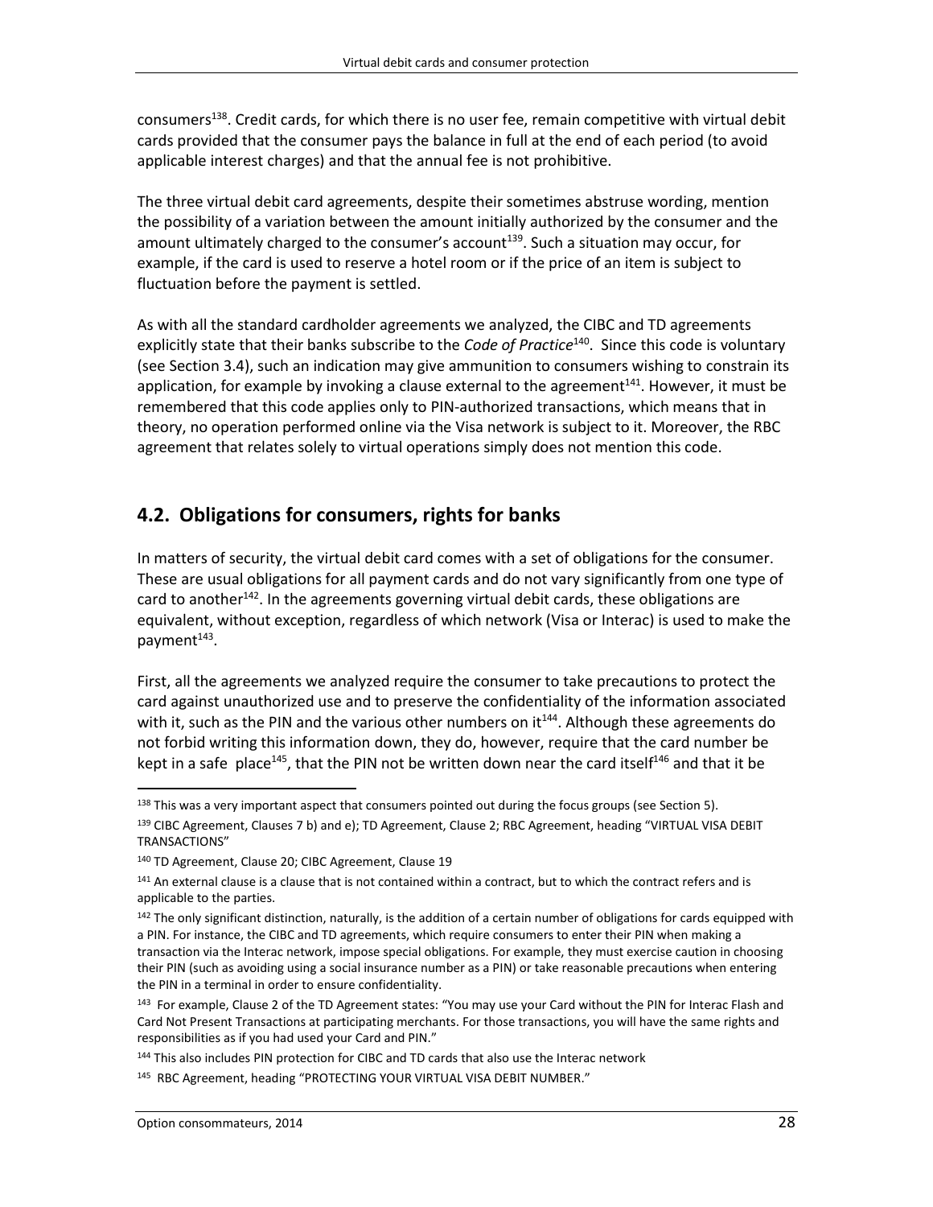consumers[138]. Credit cards, for which there is no user fee, remain competitive with virtual debit cards provided that the consumer pays the balance in full at the end of each period (to avoid applicable interest charges) and that the annual fee is not prohibitive.

The three virtual debit card agreements, despite their sometimes abstruse wording, mention the possibility of a variation between the amount initially authorized by the consumer and the amount ultimately charged to the consumer's account[139]. Such a situation may occur, for example, if the card is used to reserve a hotel room or if the price of an item is subject to fluctuation before the payment is settled.

As with all the standard cardholder agreements we analyzed, the CIBC and TD agreements explicitly state that their banks subscribe to the *Code of Practice*[140]. Since this code is voluntary (see Section 3.4), such an indication may give ammunition to consumers wishing to constrain its application, for example by invoking a clause external to the agreement[141]. However, it must be remembered that this code applies only to PIN-authorized transactions, which means that in theory, no operation performed online via the Visa network is subject to it. Moreover, the RBC agreement that relates solely to virtual operations simply does not mention this code.

## 4.2. Obligations for consumers, rights for banks

In matters of security, the virtual debit card comes with a set of obligations for the consumer. These are usual obligations for all payment cards and do not vary significantly from one type of card to another[142]. In the agreements governing virtual debit cards, these obligations are equivalent, without exception, regardless of which network (Visa or Interac) is used to make the payment[143].

First, all the agreements we analyzed require the consumer to take precautions to protect the card against unauthorized use and to preserve the confidentiality of the information associated with it, such as the PIN and the various other numbers on it[144]. Although these agreements do not forbid writing this information down, they do, however, require that the card number be kept in a safe place[145], that the PIN not be written down near the card itself[146] and that it be

---

[138] This was a very important aspect that consumers pointed out during the focus groups (see Section 5).

[139] CIBC Agreement, Clauses 7 b) and e); TD Agreement, Clause 2; RBC Agreement, heading "VIRTUAL VISA DEBIT TRANSACTIONS"

[140] TD Agreement, Clause 20; CIBC Agreement, Clause 19

[141] An external clause is a clause that is not contained within a contract, but to which the contract refers and is applicable to the parties.

[142] The only significant distinction, naturally, is the addition of a certain number of obligations for cards equipped with a PIN. For instance, the CIBC and TD agreements, which require consumers to enter their PIN when making a transaction via the Interac network, impose special obligations. For example, they must exercise caution in choosing their PIN (such as avoiding using a social insurance number as a PIN) or take reasonable precautions when entering the PIN in a terminal in order to ensure confidentiality.

[143] For example, Clause 2 of the TD Agreement states: "You may use your Card without the PIN for Interac Flash and Card Not Present Transactions at participating merchants. For those transactions, you will have the same rights and responsibilities as if you had used your Card and PIN."

[144] This also includes PIN protection for CIBC and TD cards that also use the Interac network

[145] RBC Agreement, heading "PROTECTING YOUR VIRTUAL VISA DEBIT NUMBER."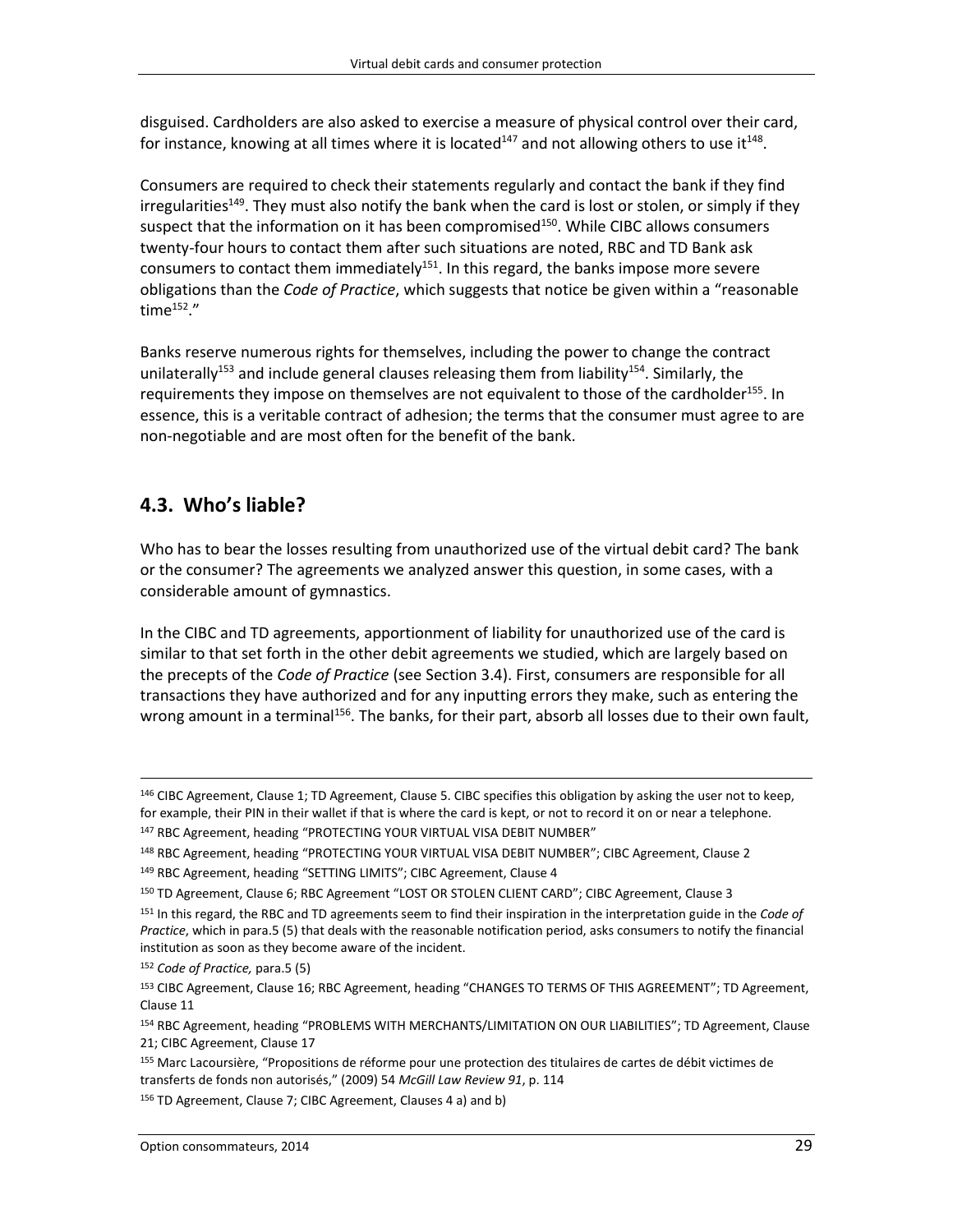disguised. Cardholders are also asked to exercise a measure of physical control over their card, for instance, knowing at all times where it is located[147] and not allowing others to use it[148].

Consumers are required to check their statements regularly and contact the bank if they find irregularities[149]. They must also notify the bank when the card is lost or stolen, or simply if they suspect that the information on it has been compromised[150]. While CIBC allows consumers twenty-four hours to contact them after such situations are noted, RBC and TD Bank ask consumers to contact them immediately[151]. In this regard, the banks impose more severe obligations than the *Code of Practice*, which suggests that notice be given within a "reasonable time[152]."

Banks reserve numerous rights for themselves, including the power to change the contract unilaterally[153] and include general clauses releasing them from liability[154]. Similarly, the requirements they impose on themselves are not equivalent to those of the cardholder[155]. In essence, this is a veritable contract of adhesion; the terms that the consumer must agree to are non-negotiable and are most often for the benefit of the bank.

## 4.3. Who's liable?

Who has to bear the losses resulting from unauthorized use of the virtual debit card? The bank or the consumer? The agreements we analyzed answer this question, in some cases, with a considerable amount of gymnastics.

In the CIBC and TD agreements, apportionment of liability for unauthorized use of the card is similar to that set forth in the other debit agreements we studied, which are largely based on the precepts of the *Code of Practice* (see Section 3.4). First, consumers are responsible for all transactions they have authorized and for any inputting errors they make, such as entering the wrong amount in a terminal[156]. The banks, for their part, absorb all losses due to their own fault,

---

[146] CIBC Agreement, Clause 1; TD Agreement, Clause 5. CIBC specifies this obligation by asking the user not to keep, for example, their PIN in their wallet if that is where the card is kept, or not to record it on or near a telephone.

[147] RBC Agreement, heading "PROTECTING YOUR VIRTUAL VISA DEBIT NUMBER"

[148] RBC Agreement, heading "PROTECTING YOUR VIRTUAL VISA DEBIT NUMBER"; CIBC Agreement, Clause 2

[149] RBC Agreement, heading "SETTING LIMITS"; CIBC Agreement, Clause 4

[150] TD Agreement, Clause 6; RBC Agreement "LOST OR STOLEN CLIENT CARD"; CIBC Agreement, Clause 3

[151] In this regard, the RBC and TD agreements seem to find their inspiration in the interpretation guide in the *Code of Practice*, which in para.5 (5) that deals with the reasonable notification period, asks consumers to notify the financial institution as soon as they become aware of the incident.

[152] *Code of Practice,* para.5 (5)

[153] CIBC Agreement, Clause 16; RBC Agreement, heading "CHANGES TO TERMS OF THIS AGREEMENT"; TD Agreement, Clause 11

[154] RBC Agreement, heading "PROBLEMS WITH MERCHANTS/LIMITATION ON OUR LIABILITIES"; TD Agreement, Clause 21; CIBC Agreement, Clause 17

[155] Marc Lacoursière, "Propositions de réforme pour une protection des titulaires de cartes de débit victimes de transferts de fonds non autorisés," (2009) 54 *McGill Law Review 91*, p. 114

[156] TD Agreement, Clause 7; CIBC Agreement, Clauses 4 a) and b)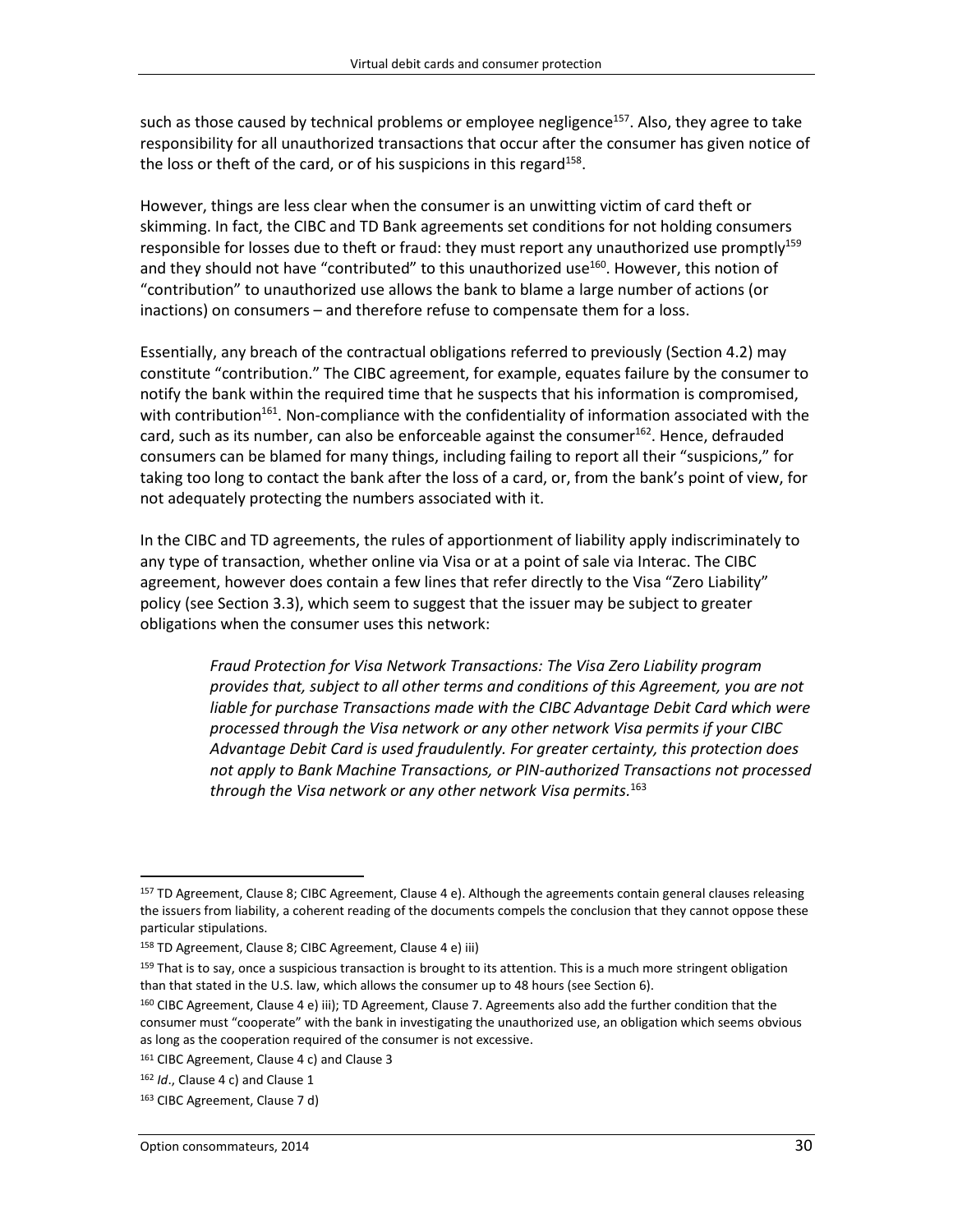such as those caused by technical problems or employee negligence[157]. Also, they agree to take responsibility for all unauthorized transactions that occur after the consumer has given notice of the loss or theft of the card, or of his suspicions in this regard[158].

However, things are less clear when the consumer is an unwitting victim of card theft or skimming. In fact, the CIBC and TD Bank agreements set conditions for not holding consumers responsible for losses due to theft or fraud: they must report any unauthorized use promptly[159] and they should not have "contributed" to this unauthorized use[160]. However, this notion of "contribution" to unauthorized use allows the bank to blame a large number of actions (or inactions) on consumers – and therefore refuse to compensate them for a loss.

Essentially, any breach of the contractual obligations referred to previously (Section 4.2) may constitute "contribution." The CIBC agreement, for example, equates failure by the consumer to notify the bank within the required time that he suspects that his information is compromised, with contribution[161]. Non-compliance with the confidentiality of information associated with the card, such as its number, can also be enforceable against the consumer[162]. Hence, defrauded consumers can be blamed for many things, including failing to report all their "suspicions," for taking too long to contact the bank after the loss of a card, or, from the bank's point of view, for not adequately protecting the numbers associated with it.

In the CIBC and TD agreements, the rules of apportionment of liability apply indiscriminately to any type of transaction, whether online via Visa or at a point of sale via Interac. The CIBC agreement, however does contain a few lines that refer directly to the Visa "Zero Liability" policy (see Section 3.3), which seem to suggest that the issuer may be subject to greater obligations when the consumer uses this network:

> *Fraud Protection for Visa Network Transactions: The Visa Zero Liability program provides that, subject to all other terms and conditions of this Agreement, you are not liable for purchase Transactions made with the CIBC Advantage Debit Card which were processed through the Visa network or any other network Visa permits if your CIBC Advantage Debit Card is used fraudulently. For greater certainty, this protection does not apply to Bank Machine Transactions, or PIN-authorized Transactions not processed through the Visa network or any other network Visa permits.*[163]

---

[157] TD Agreement, Clause 8; CIBC Agreement, Clause 4 e). Although the agreements contain general clauses releasing the issuers from liability, a coherent reading of the documents compels the conclusion that they cannot oppose these particular stipulations.

[158] TD Agreement, Clause 8; CIBC Agreement, Clause 4 e) iii)

[159] That is to say, once a suspicious transaction is brought to its attention. This is a much more stringent obligation than that stated in the U.S. law, which allows the consumer up to 48 hours (see Section 6).

[160] CIBC Agreement, Clause 4 e) iii); TD Agreement, Clause 7. Agreements also add the further condition that the consumer must "cooperate" with the bank in investigating the unauthorized use, an obligation which seems obvious as long as the cooperation required of the consumer is not excessive.

[161] CIBC Agreement, Clause 4 c) and Clause 3

[162] *Id*., Clause 4 c) and Clause 1

[163] CIBC Agreement, Clause 7 d)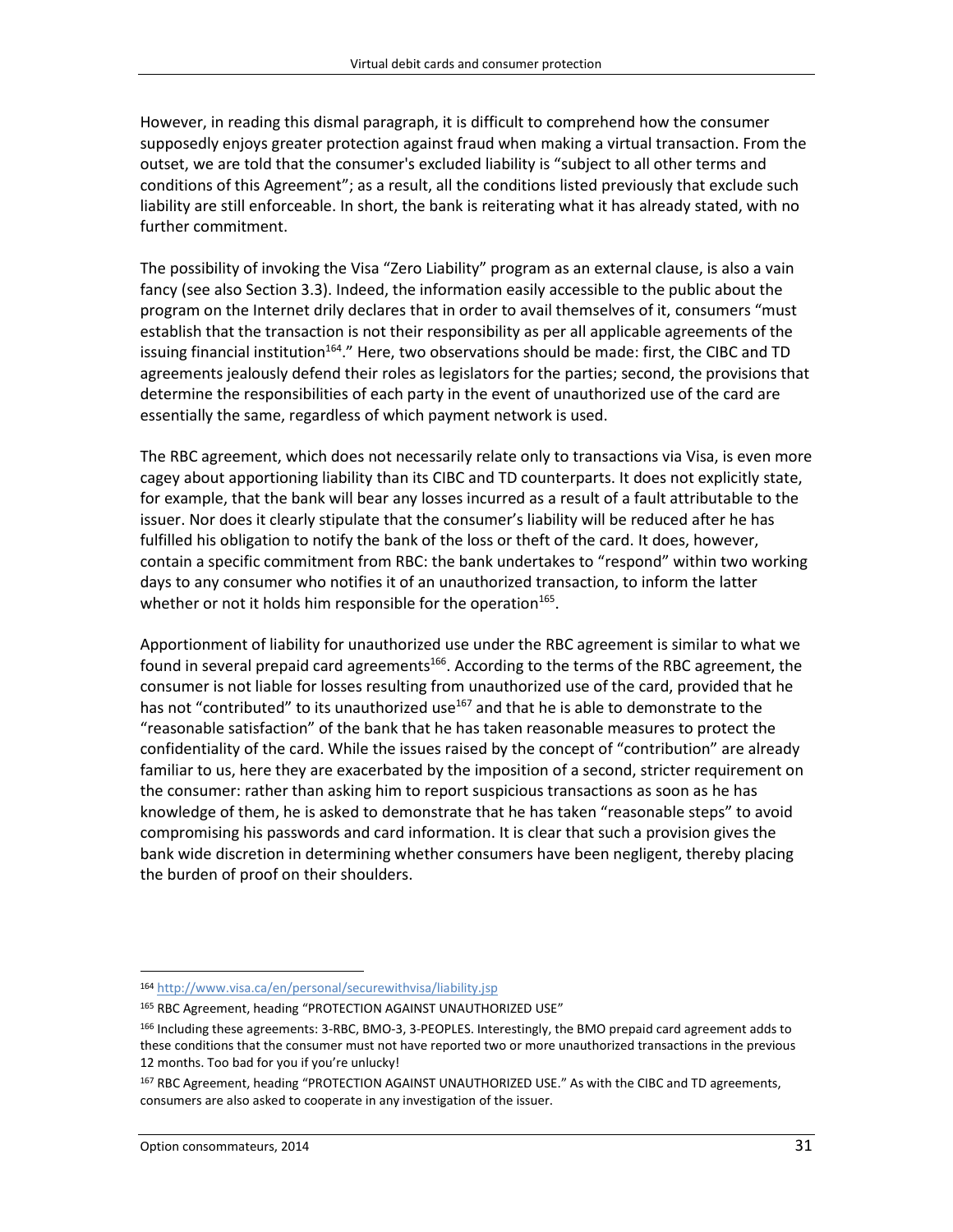However, in reading this dismal paragraph, it is difficult to comprehend how the consumer supposedly enjoys greater protection against fraud when making a virtual transaction. From the outset, we are told that the consumer's excluded liability is "subject to all other terms and conditions of this Agreement"; as a result, all the conditions listed previously that exclude such liability are still enforceable. In short, the bank is reiterating what it has already stated, with no further commitment.

The possibility of invoking the Visa "Zero Liability" program as an external clause, is also a vain fancy (see also Section 3.3). Indeed, the information easily accessible to the public about the program on the Internet drily declares that in order to avail themselves of it, consumers "must establish that the transaction is not their responsibility as per all applicable agreements of the issuing financial institution[164]." Here, two observations should be made: first, the CIBC and TD agreements jealously defend their roles as legislators for the parties; second, the provisions that determine the responsibilities of each party in the event of unauthorized use of the card are essentially the same, regardless of which payment network is used.

The RBC agreement, which does not necessarily relate only to transactions via Visa, is even more cagey about apportioning liability than its CIBC and TD counterparts. It does not explicitly state, for example, that the bank will bear any losses incurred as a result of a fault attributable to the issuer. Nor does it clearly stipulate that the consumer's liability will be reduced after he has fulfilled his obligation to notify the bank of the loss or theft of the card. It does, however, contain a specific commitment from RBC: the bank undertakes to "respond" within two working days to any consumer who notifies it of an unauthorized transaction, to inform the latter whether or not it holds him responsible for the operation[165].

Apportionment of liability for unauthorized use under the RBC agreement is similar to what we found in several prepaid card agreements[166]. According to the terms of the RBC agreement, the consumer is not liable for losses resulting from unauthorized use of the card, provided that he has not "contributed" to its unauthorized use[167] and that he is able to demonstrate to the "reasonable satisfaction" of the bank that he has taken reasonable measures to protect the confidentiality of the card. While the issues raised by the concept of "contribution" are already familiar to us, here they are exacerbated by the imposition of a second, stricter requirement on the consumer: rather than asking him to report suspicious transactions as soon as he has knowledge of them, he is asked to demonstrate that he has taken "reasonable steps" to avoid compromising his passwords and card information. It is clear that such a provision gives the bank wide discretion in determining whether consumers have been negligent, thereby placing the burden of proof on their shoulders.

---

[164] http://www.visa.ca/en/personal/securewithvisa/liability.jsp

[165] RBC Agreement, heading "PROTECTION AGAINST UNAUTHORIZED USE"

[166] Including these agreements: 3-RBC, BMO-3, 3-PEOPLES. Interestingly, the BMO prepaid card agreement adds to these conditions that the consumer must not have reported two or more unauthorized transactions in the previous 12 months. Too bad for you if you're unlucky!

[167] RBC Agreement, heading "PROTECTION AGAINST UNAUTHORIZED USE." As with the CIBC and TD agreements, consumers are also asked to cooperate in any investigation of the issuer.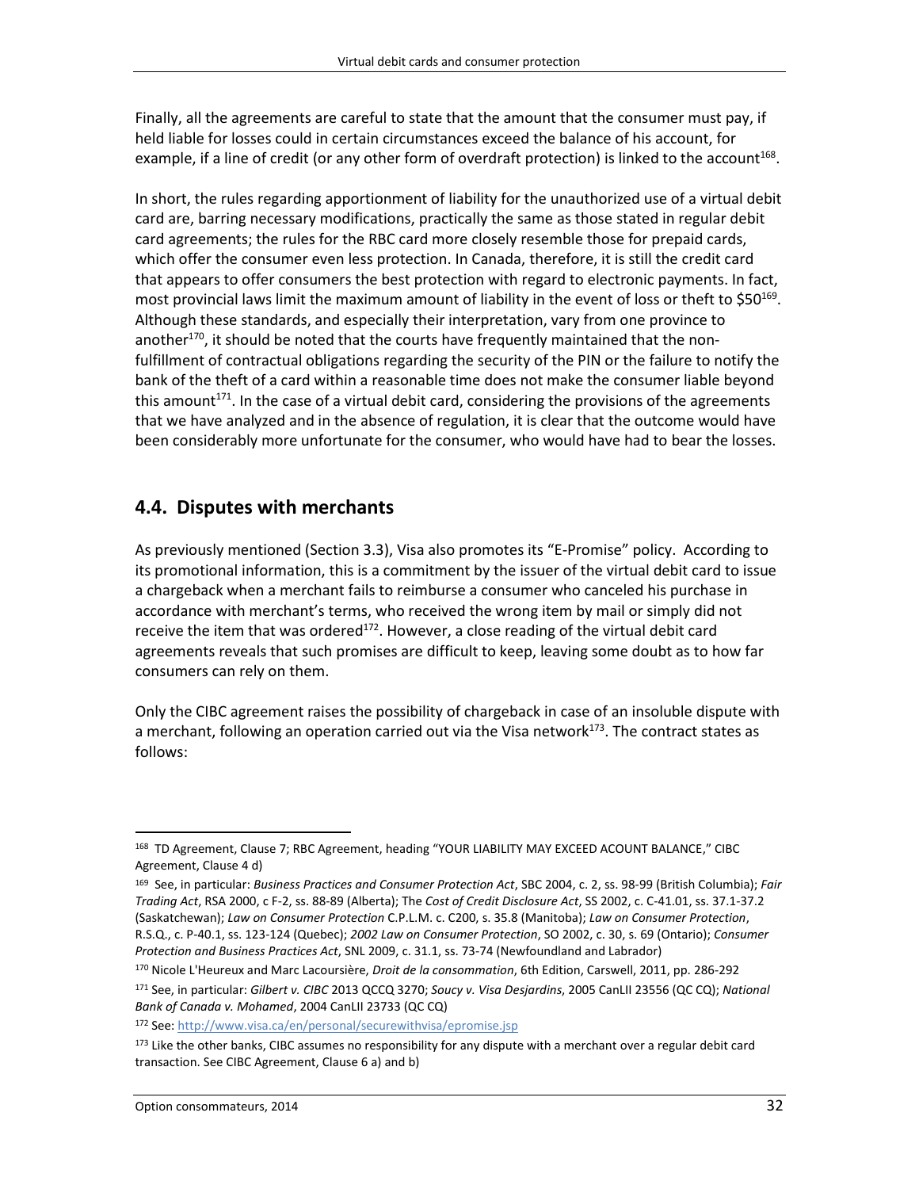Finally, all the agreements are careful to state that the amount that the consumer must pay, if held liable for losses could in certain circumstances exceed the balance of his account, for example, if a line of credit (or any other form of overdraft protection) is linked to the account[168].

In short, the rules regarding apportionment of liability for the unauthorized use of a virtual debit card are, barring necessary modifications, practically the same as those stated in regular debit card agreements; the rules for the RBC card more closely resemble those for prepaid cards, which offer the consumer even less protection. In Canada, therefore, it is still the credit card that appears to offer consumers the best protection with regard to electronic payments. In fact, most provincial laws limit the maximum amount of liability in the event of loss or theft to $50[169]. Although these standards, and especially their interpretation, vary from one province to another[170], it should be noted that the courts have frequently maintained that the non-fulfillment of contractual obligations regarding the security of the PIN or the failure to notify the bank of the theft of a card within a reasonable time does not make the consumer liable beyond this amount[171]. In the case of a virtual debit card, considering the provisions of the agreements that we have analyzed and in the absence of regulation, it is clear that the outcome would have been considerably more unfortunate for the consumer, who would have had to bear the losses.

## 4.4. Disputes with merchants

As previously mentioned (Section 3.3), Visa also promotes its "E-Promise" policy. According to its promotional information, this is a commitment by the issuer of the virtual debit card to issue a chargeback when a merchant fails to reimburse a consumer who canceled his purchase in accordance with merchant's terms, who received the wrong item by mail or simply did not receive the item that was ordered[172]. However, a close reading of the virtual debit card agreements reveals that such promises are difficult to keep, leaving some doubt as to how far consumers can rely on them.

Only the CIBC agreement raises the possibility of chargeback in case of an insoluble dispute with a merchant, following an operation carried out via the Visa network[173]. The contract states as follows:

---

[168] TD Agreement, Clause 7; RBC Agreement, heading "YOUR LIABILITY MAY EXCEED ACOUNT BALANCE," CIBC Agreement, Clause 4 d)

[169] See, in particular: *Business Practices and Consumer Protection Act*, SBC 2004, c. 2, ss. 98-99 (British Columbia); *Fair Trading Act*, RSA 2000, c F-2, ss. 88-89 (Alberta); The *Cost of Credit Disclosure Act*, SS 2002, c. C-41.01, ss. 37.1-37.2 (Saskatchewan); *Law on Consumer Protection* C.P.L.M. c. C200, s. 35.8 (Manitoba); *Law on Consumer Protection*, R.S.Q., c. P-40.1, ss. 123-124 (Quebec); *2002 Law on Consumer Protection*, SO 2002, c. 30, s. 69 (Ontario); *Consumer Protection and Business Practices Act*, SNL 2009, c. 31.1, ss. 73-74 (Newfoundland and Labrador)

[170] Nicole L'Heureux and Marc Lacoursière, *Droit de la consommation*, 6th Edition, Carswell, 2011, pp. 286-292

[171] See, in particular: *Gilbert v. CIBC* 2013 QCCQ 3270; *Soucy v. Visa Desjardins*, 2005 CanLII 23556 (QC CQ); *National Bank of Canada v. Mohamed*, 2004 CanLII 23733 (QC CQ)

[172] See: http://www.visa.ca/en/personal/securewithvisa/epromise.jsp

[173] Like the other banks, CIBC assumes no responsibility for any dispute with a merchant over a regular debit card transaction. See CIBC Agreement, Clause 6 a) and b)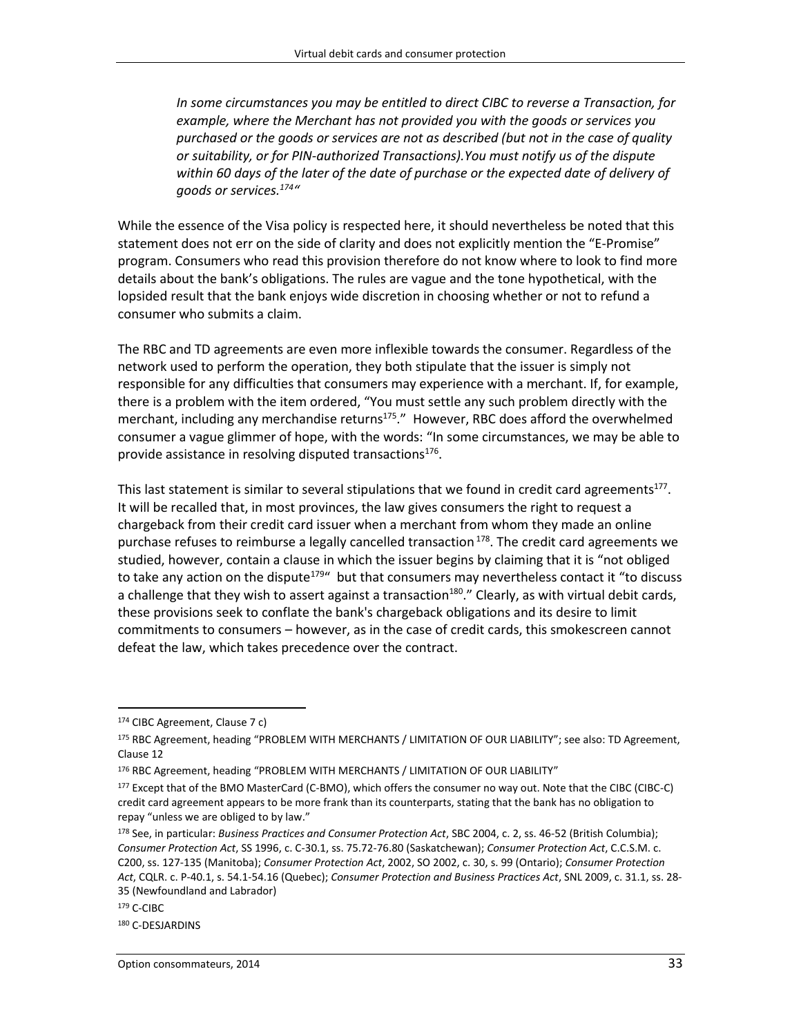*In some circumstances you may be entitled to direct CIBC to reverse a Transaction, for example, where the Merchant has not provided you with the goods or services you purchased or the goods or services are not as described (but not in the case of quality or suitability, or for PIN-authorized Transactions).You must notify us of the dispute within 60 days of the later of the date of purchase or the expected date of delivery of goods or services.*[174]"

While the essence of the Visa policy is respected here, it should nevertheless be noted that this statement does not err on the side of clarity and does not explicitly mention the "E-Promise" program. Consumers who read this provision therefore do not know where to look to find more details about the bank's obligations. The rules are vague and the tone hypothetical, with the lopsided result that the bank enjoys wide discretion in choosing whether or not to refund a consumer who submits a claim.

The RBC and TD agreements are even more inflexible towards the consumer. Regardless of the network used to perform the operation, they both stipulate that the issuer is simply not responsible for any difficulties that consumers may experience with a merchant. If, for example, there is a problem with the item ordered, "You must settle any such problem directly with the merchant, including any merchandise returns[175]." However, RBC does afford the overwhelmed consumer a vague glimmer of hope, with the words: "In some circumstances, we may be able to provide assistance in resolving disputed transactions[176].

This last statement is similar to several stipulations that we found in credit card agreements[177]. It will be recalled that, in most provinces, the law gives consumers the right to request a chargeback from their credit card issuer when a merchant from whom they made an online purchase refuses to reimburse a legally cancelled transaction[178]. The credit card agreements we studied, however, contain a clause in which the issuer begins by claiming that it is "not obliged to take any action on the dispute[179]" but that consumers may nevertheless contact it "to discuss a challenge that they wish to assert against a transaction[180]." Clearly, as with virtual debit cards, these provisions seek to conflate the bank's chargeback obligations and its desire to limit commitments to consumers – however, as in the case of credit cards, this smokescreen cannot defeat the law, which takes precedence over the contract.

---

[174] CIBC Agreement, Clause 7 c)

[175] RBC Agreement, heading "PROBLEM WITH MERCHANTS / LIMITATION OF OUR LIABILITY"; see also: TD Agreement, Clause 12

[176] RBC Agreement, heading "PROBLEM WITH MERCHANTS / LIMITATION OF OUR LIABILITY"

[177] Except that of the BMO MasterCard (C-BMO), which offers the consumer no way out. Note that the CIBC (CIBC-C) credit card agreement appears to be more frank than its counterparts, stating that the bank has no obligation to repay "unless we are obliged to by law."

[178] See, in particular: *Business Practices and Consumer Protection Act*, SBC 2004, c. 2, ss. 46-52 (British Columbia); *Consumer Protection Act*, SS 1996, c. C-30.1, ss. 75.72-76.80 (Saskatchewan); *Consumer Protection Act*, C.C.S.M. c. C200, ss. 127-135 (Manitoba); *Consumer Protection Act*, 2002, SO 2002, c. 30, s. 99 (Ontario); *Consumer Protection Act*, CQLR. c. P-40.1, s. 54.1-54.16 (Quebec); *Consumer Protection and Business Practices Act*, SNL 2009, c. 31.1, ss. 28-35 (Newfoundland and Labrador)

[179] C-CIBC

[180] C-DESJARDINS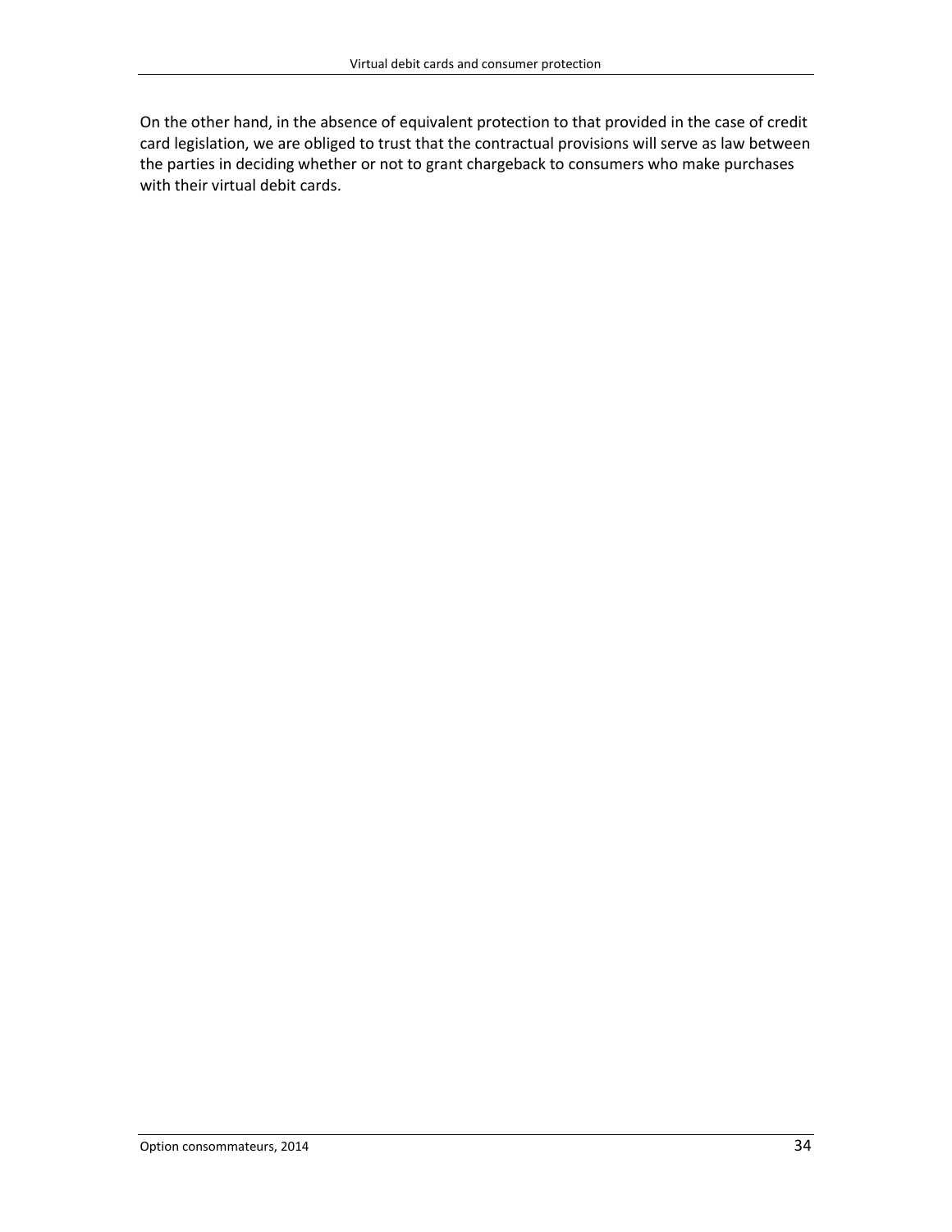On the other hand, in the absence of equivalent protection to that provided in the case of credit card legislation, we are obliged to trust that the contractual provisions will serve as law between the parties in deciding whether or not to grant chargeback to consumers who make purchases with their virtual debit cards.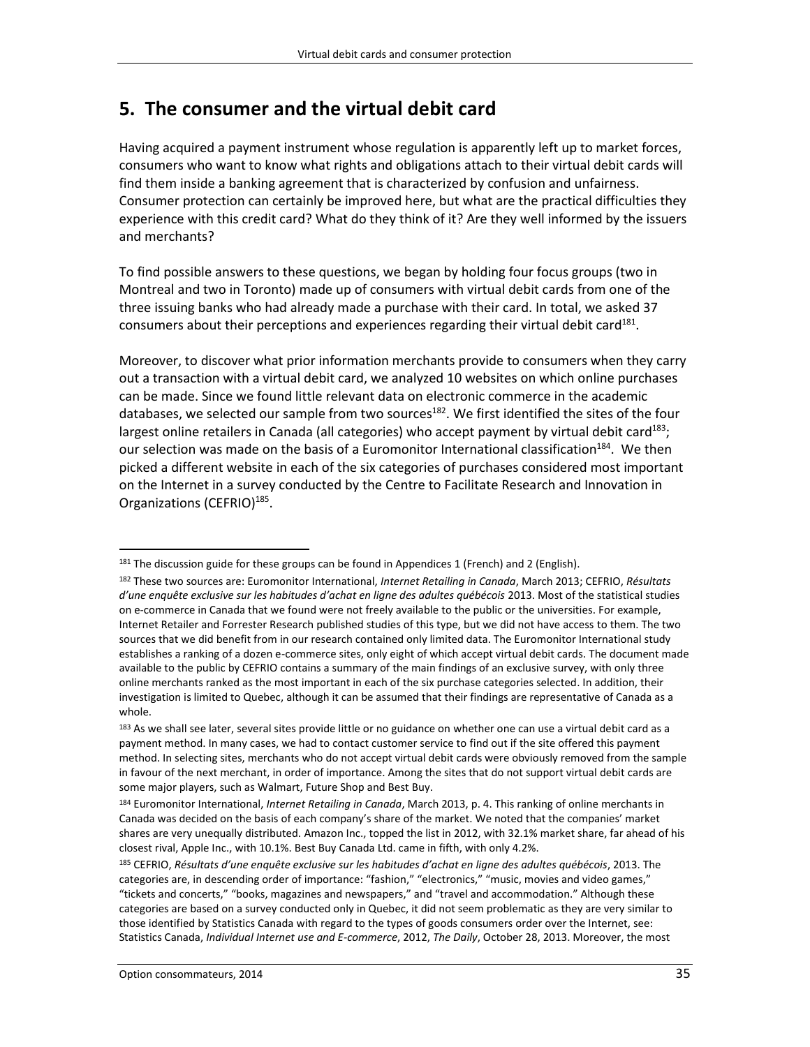# 5. The consumer and the virtual debit card

Having acquired a payment instrument whose regulation is apparently left up to market forces, consumers who want to know what rights and obligations attach to their virtual debit cards will find them inside a banking agreement that is characterized by confusion and unfairness. Consumer protection can certainly be improved here, but what are the practical difficulties they experience with this credit card? What do they think of it? Are they well informed by the issuers and merchants?

To find possible answers to these questions, we began by holding four focus groups (two in Montreal and two in Toronto) made up of consumers with virtual debit cards from one of the three issuing banks who had already made a purchase with their card. In total, we asked 37 consumers about their perceptions and experiences regarding their virtual debit card[181].

Moreover, to discover what prior information merchants provide to consumers when they carry out a transaction with a virtual debit card, we analyzed 10 websites on which online purchases can be made. Since we found little relevant data on electronic commerce in the academic databases, we selected our sample from two sources[182]. We first identified the sites of the four largest online retailers in Canada (all categories) who accept payment by virtual debit card[183]; our selection was made on the basis of a Euromonitor International classification[184]. We then picked a different website in each of the six categories of purchases considered most important on the Internet in a survey conducted by the Centre to Facilitate Research and Innovation in Organizations (CEFRIO)[185].

---

[181] The discussion guide for these groups can be found in Appendices 1 (French) and 2 (English).

[182] These two sources are: Euromonitor International, *Internet Retailing in Canada*, March 2013; CEFRIO, *Résultats d'une enquête exclusive sur les habitudes d'achat en ligne des adultes québécois* 2013. Most of the statistical studies on e-commerce in Canada that we found were not freely available to the public or the universities. For example, Internet Retailer and Forrester Research published studies of this type, but we did not have access to them. The two sources that we did benefit from in our research contained only limited data. The Euromonitor International study establishes a ranking of a dozen e-commerce sites, only eight of which accept virtual debit cards. The document made available to the public by CEFRIO contains a summary of the main findings of an exclusive survey, with only three online merchants ranked as the most important in each of the six purchase categories selected. In addition, their investigation is limited to Quebec, although it can be assumed that their findings are representative of Canada as a whole.

[183] As we shall see later, several sites provide little or no guidance on whether one can use a virtual debit card as a payment method. In many cases, we had to contact customer service to find out if the site offered this payment method. In selecting sites, merchants who do not accept virtual debit cards were obviously removed from the sample in favour of the next merchant, in order of importance. Among the sites that do not support virtual debit cards are some major players, such as Walmart, Future Shop and Best Buy.

[184] Euromonitor International, *Internet Retailing in Canada*, March 2013, p. 4. This ranking of online merchants in Canada was decided on the basis of each company's share of the market. We noted that the companies' market shares are very unequally distributed. Amazon Inc., topped the list in 2012, with 32.1% market share, far ahead of his closest rival, Apple Inc., with 10.1%. Best Buy Canada Ltd. came in fifth, with only 4.2%.

[185] CEFRIO, *Résultats d'une enquête exclusive sur les habitudes d'achat en ligne des adultes québécois*, 2013. The categories are, in descending order of importance: "fashion," "electronics," "music, movies and video games," "tickets and concerts," "books, magazines and newspapers," and "travel and accommodation." Although these categories are based on a survey conducted only in Quebec, it did not seem problematic as they are very similar to those identified by Statistics Canada with regard to the types of goods consumers order over the Internet, see: Statistics Canada, *Individual Internet use and E-commerce*, 2012, *The Daily*, October 28, 2013. Moreover, the most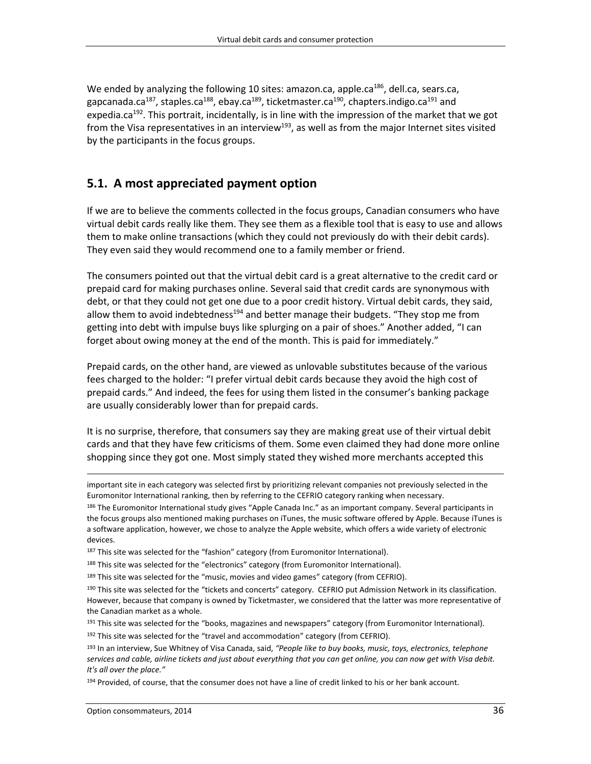We ended by analyzing the following 10 sites: amazon.ca, apple.ca[186], dell.ca, sears.ca, gapcanada.ca[187], staples.ca[188], ebay.ca[189], ticketmaster.ca[190], chapters.indigo.ca[191] and expedia.ca[192]. This portrait, incidentally, is in line with the impression of the market that we got from the Visa representatives in an interview[193], as well as from the major Internet sites visited by the participants in the focus groups.

## 5.1. A most appreciated payment option

If we are to believe the comments collected in the focus groups, Canadian consumers who have virtual debit cards really like them. They see them as a flexible tool that is easy to use and allows them to make online transactions (which they could not previously do with their debit cards). They even said they would recommend one to a family member or friend.

The consumers pointed out that the virtual debit card is a great alternative to the credit card or prepaid card for making purchases online. Several said that credit cards are synonymous with debt, or that they could not get one due to a poor credit history. Virtual debit cards, they said, allow them to avoid indebtedness[194] and better manage their budgets. "They stop me from getting into debt with impulse buys like splurging on a pair of shoes." Another added, "I can forget about owing money at the end of the month. This is paid for immediately."

Prepaid cards, on the other hand, are viewed as unlovable substitutes because of the various fees charged to the holder: "I prefer virtual debit cards because they avoid the high cost of prepaid cards." And indeed, the fees for using them listed in the consumer's banking package are usually considerably lower than for prepaid cards.

It is no surprise, therefore, that consumers say they are making great use of their virtual debit cards and that they have few criticisms of them. Some even claimed they had done more online shopping since they got one. Most simply stated they wished more merchants accepted this

---

important site in each category was selected first by prioritizing relevant companies not previously selected in the Euromonitor International ranking, then by referring to the CEFRIO category ranking when necessary.

[186] The Euromonitor International study gives "Apple Canada Inc." as an important company. Several participants in the focus groups also mentioned making purchases on iTunes, the music software offered by Apple. Because iTunes is a software application, however, we chose to analyze the Apple website, which offers a wide variety of electronic devices.

[187] This site was selected for the "fashion" category (from Euromonitor International).

[188] This site was selected for the "electronics" category (from Euromonitor International).

[189] This site was selected for the "music, movies and video games" category (from CEFRIO).

[190] This site was selected for the "tickets and concerts" category. CEFRIO put Admission Network in its classification. However, because that company is owned by Ticketmaster, we considered that the latter was more representative of the Canadian market as a whole.

[191] This site was selected for the "books, magazines and newspapers" category (from Euromonitor International).

[192] This site was selected for the "travel and accommodation" category (from CEFRIO).

[193] In an interview, Sue Whitney of Visa Canada, said, *"People like to buy books, music, toys, electronics, telephone services and cable, airline tickets and just about everything that you can get online, you can now get with Visa debit. It's all over the place."*

[194] Provided, of course, that the consumer does not have a line of credit linked to his or her bank account.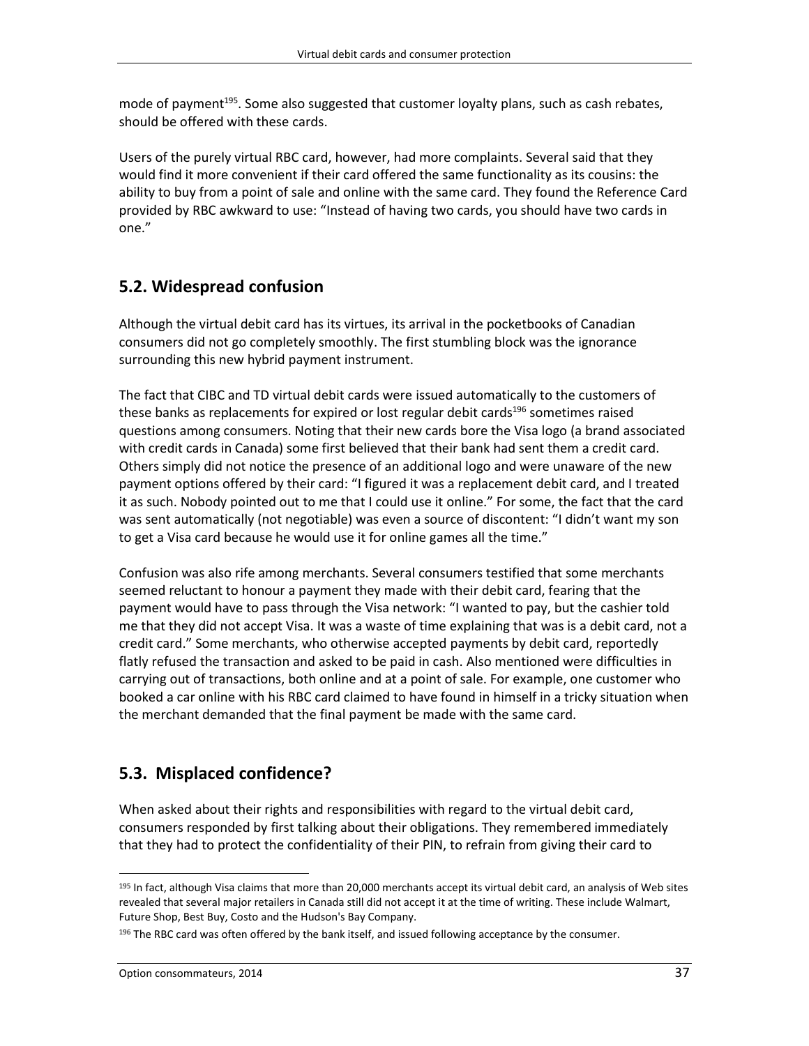mode of payment[195]. Some also suggested that customer loyalty plans, such as cash rebates, should be offered with these cards.

Users of the purely virtual RBC card, however, had more complaints. Several said that they would find it more convenient if their card offered the same functionality as its cousins: the ability to buy from a point of sale and online with the same card. They found the Reference Card provided by RBC awkward to use: "Instead of having two cards, you should have two cards in one."

## 5.2. Widespread confusion

Although the virtual debit card has its virtues, its arrival in the pocketbooks of Canadian consumers did not go completely smoothly. The first stumbling block was the ignorance surrounding this new hybrid payment instrument.

The fact that CIBC and TD virtual debit cards were issued automatically to the customers of these banks as replacements for expired or lost regular debit cards[196] sometimes raised questions among consumers. Noting that their new cards bore the Visa logo (a brand associated with credit cards in Canada) some first believed that their bank had sent them a credit card. Others simply did not notice the presence of an additional logo and were unaware of the new payment options offered by their card: "I figured it was a replacement debit card, and I treated it as such. Nobody pointed out to me that I could use it online." For some, the fact that the card was sent automatically (not negotiable) was even a source of discontent: "I didn't want my son to get a Visa card because he would use it for online games all the time."

Confusion was also rife among merchants. Several consumers testified that some merchants seemed reluctant to honour a payment they made with their debit card, fearing that the payment would have to pass through the Visa network: "I wanted to pay, but the cashier told me that they did not accept Visa. It was a waste of time explaining that was is a debit card, not a credit card." Some merchants, who otherwise accepted payments by debit card, reportedly flatly refused the transaction and asked to be paid in cash. Also mentioned were difficulties in carrying out of transactions, both online and at a point of sale. For example, one customer who booked a car online with his RBC card claimed to have found in himself in a tricky situation when the merchant demanded that the final payment be made with the same card.

## 5.3. Misplaced confidence?

When asked about their rights and responsibilities with regard to the virtual debit card, consumers responded by first talking about their obligations. They remembered immediately that they had to protect the confidentiality of their PIN, to refrain from giving their card to

---

[195] In fact, although Visa claims that more than 20,000 merchants accept its virtual debit card, an analysis of Web sites revealed that several major retailers in Canada still did not accept it at the time of writing. These include Walmart, Future Shop, Best Buy, Costo and the Hudson's Bay Company.

[196] The RBC card was often offered by the bank itself, and issued following acceptance by the consumer.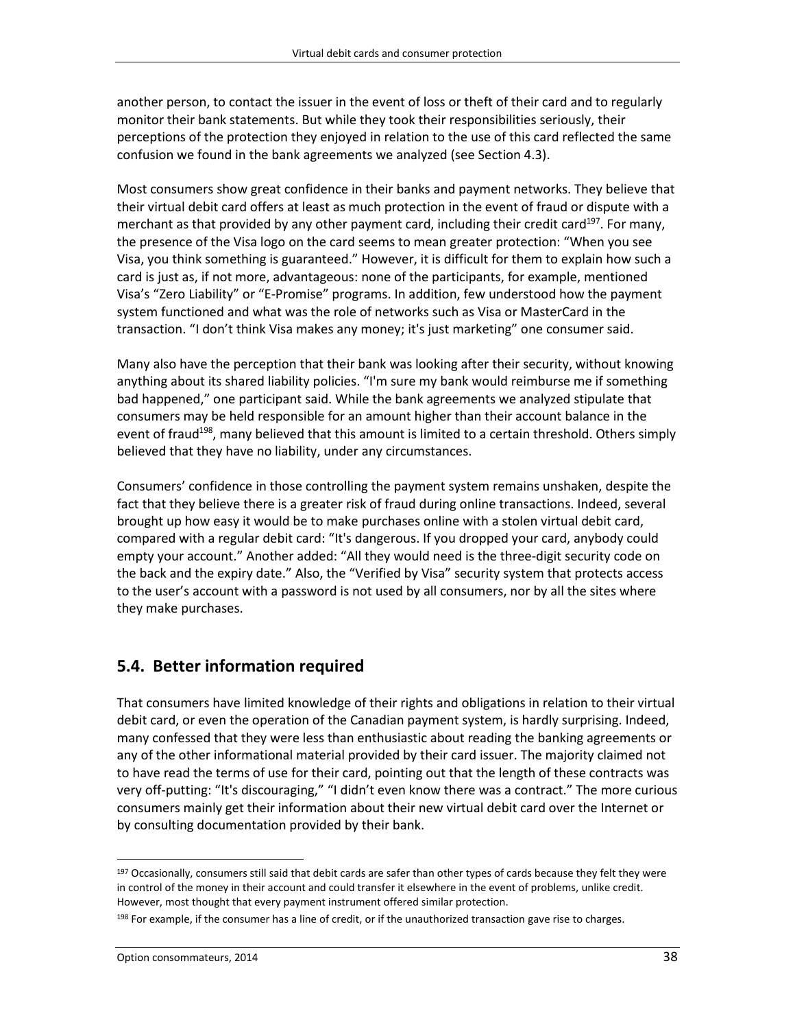another person, to contact the issuer in the event of loss or theft of their card and to regularly monitor their bank statements. But while they took their responsibilities seriously, their perceptions of the protection they enjoyed in relation to the use of this card reflected the same confusion we found in the bank agreements we analyzed (see Section 4.3).

Most consumers show great confidence in their banks and payment networks. They believe that their virtual debit card offers at least as much protection in the event of fraud or dispute with a merchant as that provided by any other payment card, including their credit card[197]. For many, the presence of the Visa logo on the card seems to mean greater protection: "When you see Visa, you think something is guaranteed." However, it is difficult for them to explain how such a card is just as, if not more, advantageous: none of the participants, for example, mentioned Visa's "Zero Liability" or "E-Promise" programs. In addition, few understood how the payment system functioned and what was the role of networks such as Visa or MasterCard in the transaction. "I don't think Visa makes any money; it's just marketing" one consumer said.

Many also have the perception that their bank was looking after their security, without knowing anything about its shared liability policies. "I'm sure my bank would reimburse me if something bad happened," one participant said. While the bank agreements we analyzed stipulate that consumers may be held responsible for an amount higher than their account balance in the event of fraud[198], many believed that this amount is limited to a certain threshold. Others simply believed that they have no liability, under any circumstances.

Consumers' confidence in those controlling the payment system remains unshaken, despite the fact that they believe there is a greater risk of fraud during online transactions. Indeed, several brought up how easy it would be to make purchases online with a stolen virtual debit card, compared with a regular debit card: "It's dangerous. If you dropped your card, anybody could empty your account." Another added: "All they would need is the three-digit security code on the back and the expiry date." Also, the "Verified by Visa" security system that protects access to the user's account with a password is not used by all consumers, nor by all the sites where they make purchases.

## 5.4. Better information required

That consumers have limited knowledge of their rights and obligations in relation to their virtual debit card, or even the operation of the Canadian payment system, is hardly surprising. Indeed, many confessed that they were less than enthusiastic about reading the banking agreements or any of the other informational material provided by their card issuer. The majority claimed not to have read the terms of use for their card, pointing out that the length of these contracts was very off-putting: "It's discouraging," "I didn't even know there was a contract." The more curious consumers mainly get their information about their new virtual debit card over the Internet or by consulting documentation provided by their bank.

---

[197] Occasionally, consumers still said that debit cards are safer than other types of cards because they felt they were in control of the money in their account and could transfer it elsewhere in the event of problems, unlike credit. However, most thought that every payment instrument offered similar protection.

[198] For example, if the consumer has a line of credit, or if the unauthorized transaction gave rise to charges.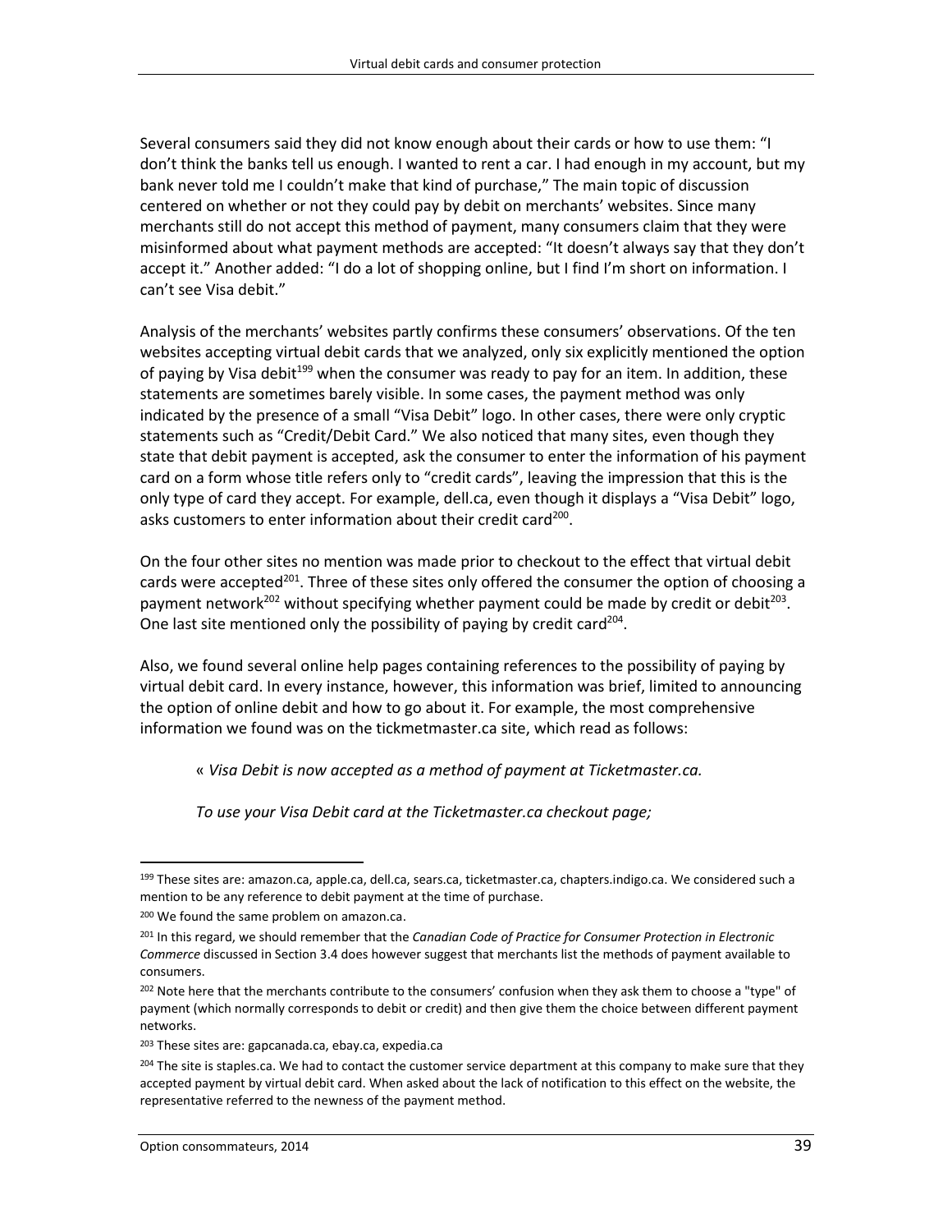Several consumers said they did not know enough about their cards or how to use them: “I don’t think the banks tell us enough. I wanted to rent a car. I had enough in my account, but my bank never told me I couldn’t make that kind of purchase,” The main topic of discussion centered on whether or not they could pay by debit on merchants’ websites. Since many merchants still do not accept this method of payment, many consumers claim that they were misinformed about what payment methods are accepted: “It doesn’t always say that they don’t accept it.” Another added: “I do a lot of shopping online, but I find I’m short on information. I can’t see Visa debit.”

Analysis of the merchants’ websites partly confirms these consumers’ observations. Of the ten websites accepting virtual debit cards that we analyzed, only six explicitly mentioned the option of paying by Visa debit[199] when the consumer was ready to pay for an item. In addition, these statements are sometimes barely visible. In some cases, the payment method was only indicated by the presence of a small “Visa Debit” logo. In other cases, there were only cryptic statements such as “Credit/Debit Card.” We also noticed that many sites, even though they state that debit payment is accepted, ask the consumer to enter the information of his payment card on a form whose title refers only to “credit cards”, leaving the impression that this is the only type of card they accept. For example, dell.ca, even though it displays a “Visa Debit” logo, asks customers to enter information about their credit card[200].

On the four other sites no mention was made prior to checkout to the effect that virtual debit cards were accepted[201]. Three of these sites only offered the consumer the option of choosing a payment network[202] without specifying whether payment could be made by credit or debit[203]. One last site mentioned only the possibility of paying by credit card[204].

Also, we found several online help pages containing references to the possibility of paying by virtual debit card. In every instance, however, this information was brief, limited to announcing the option of online debit and how to go about it. For example, the most comprehensive information we found was on the tickmetmaster.ca site, which read as follows:

> « *Visa Debit is now accepted as a method of payment at Ticketmaster.ca.*
>
> *To use your Visa Debit card at the Ticketmaster.ca checkout page;*

---

[199] These sites are: amazon.ca, apple.ca, dell.ca, sears.ca, ticketmaster.ca, chapters.indigo.ca. We considered such a mention to be any reference to debit payment at the time of purchase.

[200] We found the same problem on amazon.ca.

[201] In this regard, we should remember that the *Canadian Code of Practice for Consumer Protection in Electronic Commerce* discussed in Section 3.4 does however suggest that merchants list the methods of payment available to consumers.

[202] Note here that the merchants contribute to the consumers’ confusion when they ask them to choose a "type" of payment (which normally corresponds to debit or credit) and then give them the choice between different payment networks.

[203] These sites are: gapcanada.ca, ebay.ca, expedia.ca

[204] The site is staples.ca. We had to contact the customer service department at this company to make sure that they accepted payment by virtual debit card. When asked about the lack of notification to this effect on the website, the representative referred to the newness of the payment method.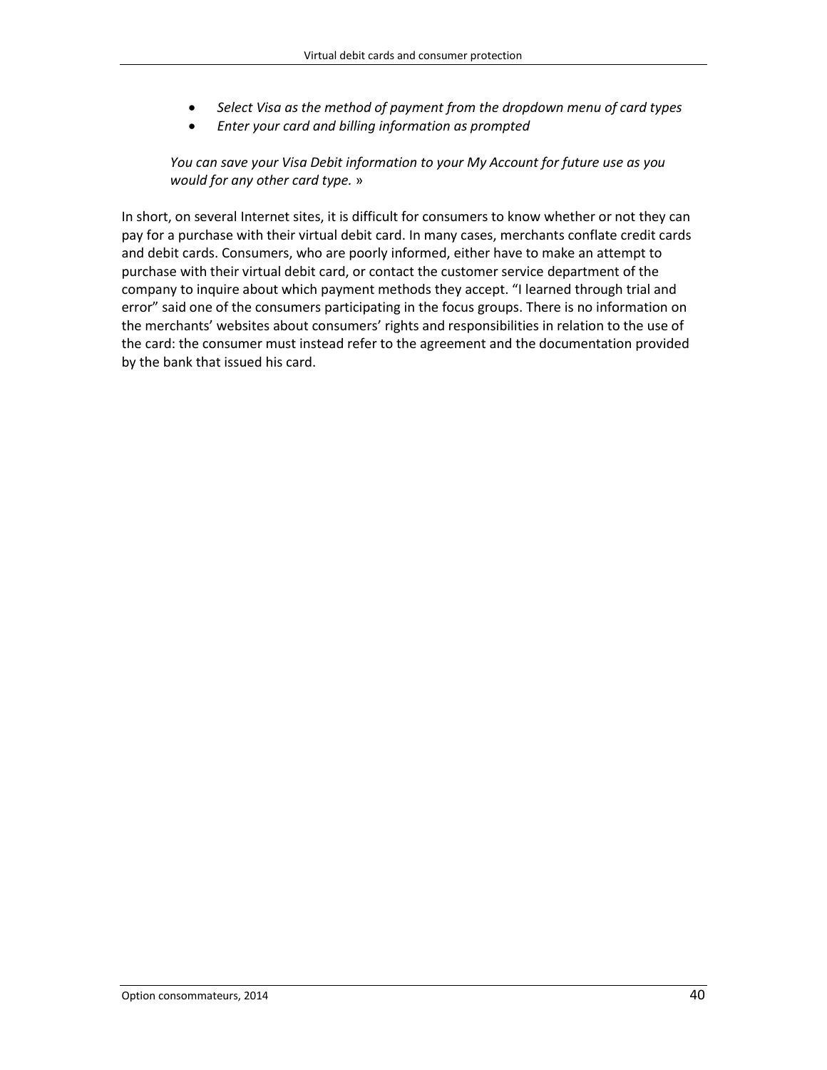- *Select Visa as the method of payment from the dropdown menu of card types*
- *Enter your card and billing information as prompted*

*You can save your Visa Debit information to your My Account for future use as you would for any other card type.* »

In short, on several Internet sites, it is difficult for consumers to know whether or not they can pay for a purchase with their virtual debit card. In many cases, merchants conflate credit cards and debit cards. Consumers, who are poorly informed, either have to make an attempt to purchase with their virtual debit card, or contact the customer service department of the company to inquire about which payment methods they accept. "I learned through trial and error" said one of the consumers participating in the focus groups. There is no information on the merchants' websites about consumers' rights and responsibilities in relation to the use of the card: the consumer must instead refer to the agreement and the documentation provided by the bank that issued his card.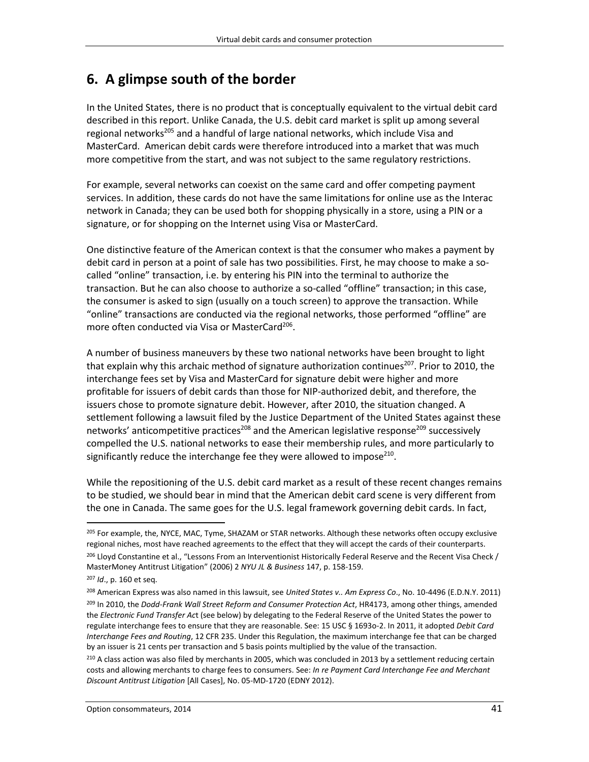## 6. A glimpse south of the border

In the United States, there is no product that is conceptually equivalent to the virtual debit card described in this report. Unlike Canada, the U.S. debit card market is split up among several regional networks[205] and a handful of large national networks, which include Visa and MasterCard. American debit cards were therefore introduced into a market that was much more competitive from the start, and was not subject to the same regulatory restrictions.

For example, several networks can coexist on the same card and offer competing payment services. In addition, these cards do not have the same limitations for online use as the Interac network in Canada; they can be used both for shopping physically in a store, using a PIN or a signature, or for shopping on the Internet using Visa or MasterCard.

One distinctive feature of the American context is that the consumer who makes a payment by debit card in person at a point of sale has two possibilities. First, he may choose to make a so-called "online" transaction, i.e. by entering his PIN into the terminal to authorize the transaction. But he can also choose to authorize a so-called "offline" transaction; in this case, the consumer is asked to sign (usually on a touch screen) to approve the transaction. While "online" transactions are conducted via the regional networks, those performed "offline" are more often conducted via Visa or MasterCard[206].

A number of business maneuvers by these two national networks have been brought to light that explain why this archaic method of signature authorization continues[207]. Prior to 2010, the interchange fees set by Visa and MasterCard for signature debit were higher and more profitable for issuers of debit cards than those for NIP-authorized debit, and therefore, the issuers chose to promote signature debit. However, after 2010, the situation changed. A settlement following a lawsuit filed by the Justice Department of the United States against these networks' anticompetitive practices[208] and the American legislative response[209] successively compelled the U.S. national networks to ease their membership rules, and more particularly to significantly reduce the interchange fee they were allowed to impose[210].

While the repositioning of the U.S. debit card market as a result of these recent changes remains to be studied, we should bear in mind that the American debit card scene is very different from the one in Canada. The same goes for the U.S. legal framework governing debit cards. In fact,

---

[205] For example, the, NYCE, MAC, Tyme, SHAZAM or STAR networks. Although these networks often occupy exclusive regional niches, most have reached agreements to the effect that they will accept the cards of their counterparts.

[206] Lloyd Constantine et al., "Lessons From an Interventionist Historically Federal Reserve and the Recent Visa Check / MasterMoney Antitrust Litigation" (2006) 2 *NYU JL & Business* 147, p. 158-159.

[207] *Id*., p. 160 et seq.

[208] American Express was also named in this lawsuit, see *United States v.. Am Express Co*., No. 10-4496 (E.D.N.Y. 2011)

[209] In 2010, the *Dodd-Frank Wall Street Reform and Consumer Protection Act*, HR4173, among other things, amended the *Electronic Fund Transfer Act* (see below) by delegating to the Federal Reserve of the United States the power to regulate interchange fees to ensure that they are reasonable. See: 15 USC § 1693o-2. In 2011, it adopted *Debit Card Interchange Fees and Routing*, 12 CFR 235. Under this Regulation, the maximum interchange fee that can be charged by an issuer is 21 cents per transaction and 5 basis points multiplied by the value of the transaction.

[210] A class action was also filed by merchants in 2005, which was concluded in 2013 by a settlement reducing certain costs and allowing merchants to charge fees to consumers. See: *In re Payment Card Interchange Fee and Merchant Discount Antitrust Litigation* [All Cases], No. 05-MD-1720 (EDNY 2012).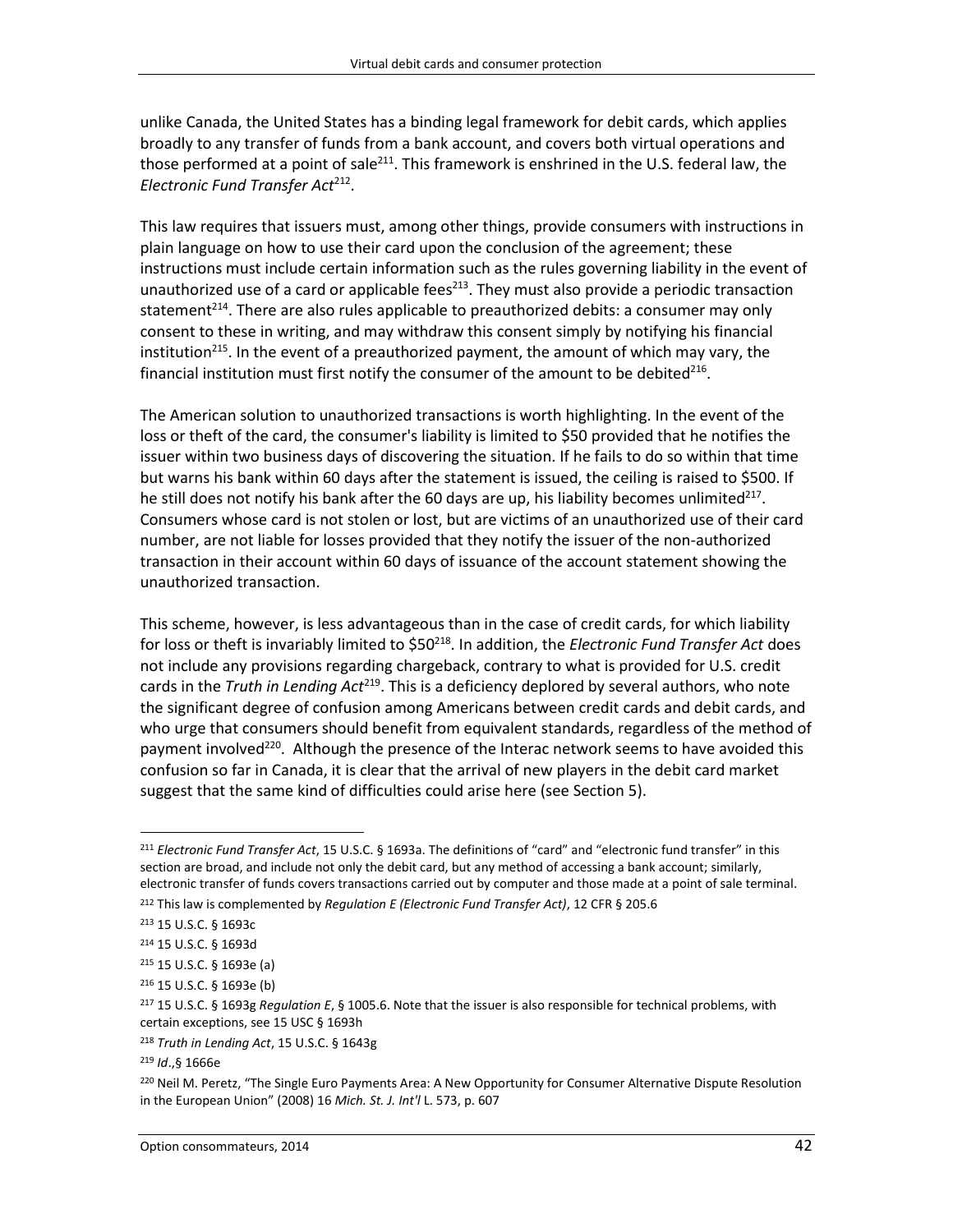unlike Canada, the United States has a binding legal framework for debit cards, which applies broadly to any transfer of funds from a bank account, and covers both virtual operations and those performed at a point of sale[211]. This framework is enshrined in the U.S. federal law, the *Electronic Fund Transfer Act*[212].

This law requires that issuers must, among other things, provide consumers with instructions in plain language on how to use their card upon the conclusion of the agreement; these instructions must include certain information such as the rules governing liability in the event of unauthorized use of a card or applicable fees[213]. They must also provide a periodic transaction statement[214]. There are also rules applicable to preauthorized debits: a consumer may only consent to these in writing, and may withdraw this consent simply by notifying his financial institution[215]. In the event of a preauthorized payment, the amount of which may vary, the financial institution must first notify the consumer of the amount to be debited[216].

The American solution to unauthorized transactions is worth highlighting. In the event of the loss or theft of the card, the consumer's liability is limited to $50 provided that he notifies the issuer within two business days of discovering the situation. If he fails to do so within that time but warns his bank within 60 days after the statement is issued, the ceiling is raised to $500. If he still does not notify his bank after the 60 days are up, his liability becomes unlimited[217]. Consumers whose card is not stolen or lost, but are victims of an unauthorized use of their card number, are not liable for losses provided that they notify the issuer of the non-authorized transaction in their account within 60 days of issuance of the account statement showing the unauthorized transaction.

This scheme, however, is less advantageous than in the case of credit cards, for which liability for loss or theft is invariably limited to $50[218]. In addition, the *Electronic Fund Transfer Act* does not include any provisions regarding chargeback, contrary to what is provided for U.S. credit cards in the *Truth in Lending Act*[219]. This is a deficiency deplored by several authors, who note the significant degree of confusion among Americans between credit cards and debit cards, and who urge that consumers should benefit from equivalent standards, regardless of the method of payment involved[220]. Although the presence of the Interac network seems to have avoided this confusion so far in Canada, it is clear that the arrival of new players in the debit card market suggest that the same kind of difficulties could arise here (see Section 5).

---

[211] *Electronic Fund Transfer Act*, 15 U.S.C. § 1693a. The definitions of "card" and "electronic fund transfer" in this section are broad, and include not only the debit card, but any method of accessing a bank account; similarly, electronic transfer of funds covers transactions carried out by computer and those made at a point of sale terminal.

[212] This law is complemented by *Regulation E (Electronic Fund Transfer Act)*, 12 CFR § 205.6

[213] 15 U.S.C. § 1693c

[214] 15 U.S.C. § 1693d

[215] 15 U.S.C. § 1693e (a)

[216] 15 U.S.C. § 1693e (b)

[217] 15 U.S.C. § 1693g *Regulation E*, § 1005.6. Note that the issuer is also responsible for technical problems, with certain exceptions, see 15 USC § 1693h

[218] *Truth in Lending Act*, 15 U.S.C. § 1643g

[219] *Id*.,§ 1666e

[220] Neil M. Peretz, "The Single Euro Payments Area: A New Opportunity for Consumer Alternative Dispute Resolution in the European Union" (2008) 16 *Mich. St. J. Int'l* L. 573, p. 607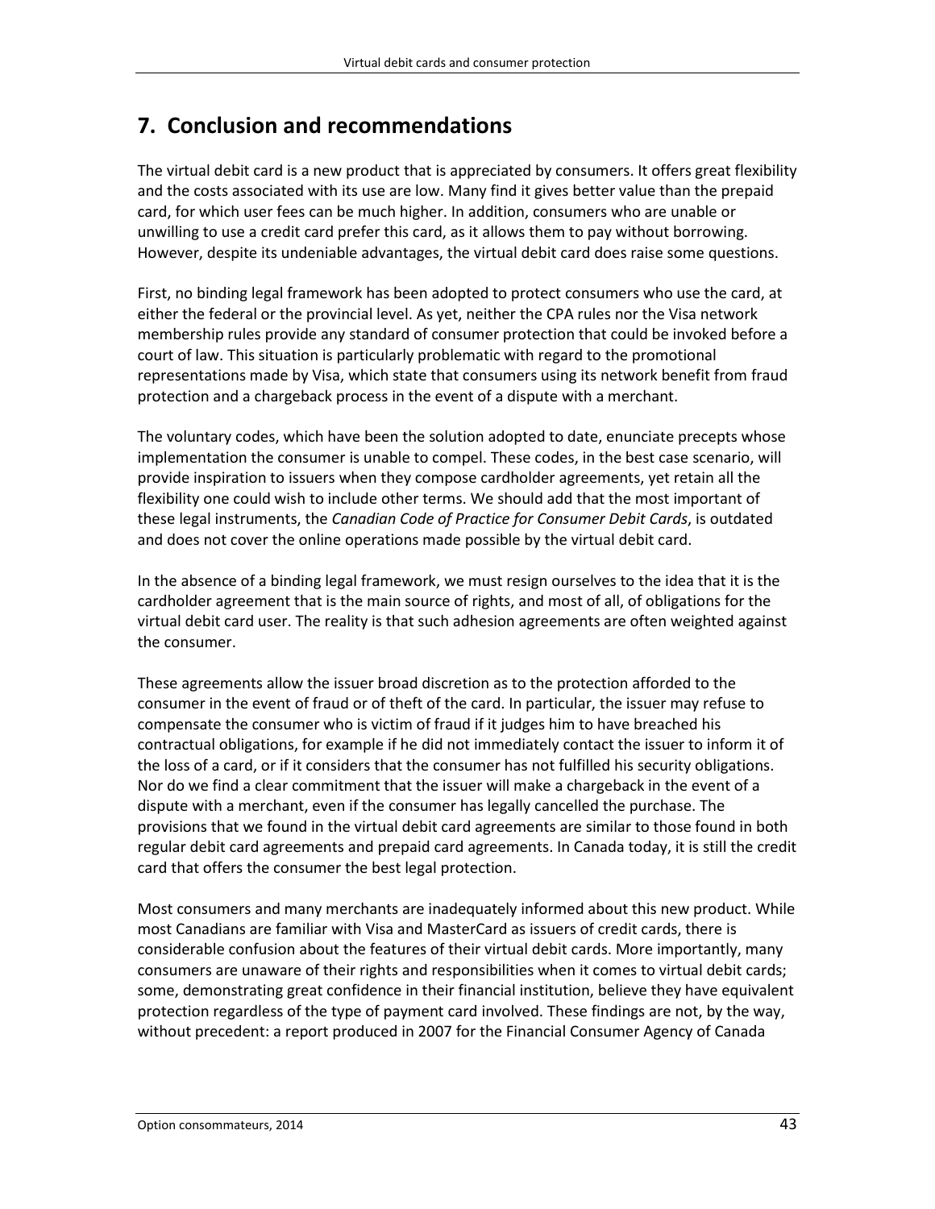## 7. Conclusion and recommendations

The virtual debit card is a new product that is appreciated by consumers. It offers great flexibility and the costs associated with its use are low. Many find it gives better value than the prepaid card, for which user fees can be much higher. In addition, consumers who are unable or unwilling to use a credit card prefer this card, as it allows them to pay without borrowing. However, despite its undeniable advantages, the virtual debit card does raise some questions.

First, no binding legal framework has been adopted to protect consumers who use the card, at either the federal or the provincial level. As yet, neither the CPA rules nor the Visa network membership rules provide any standard of consumer protection that could be invoked before a court of law. This situation is particularly problematic with regard to the promotional representations made by Visa, which state that consumers using its network benefit from fraud protection and a chargeback process in the event of a dispute with a merchant.

The voluntary codes, which have been the solution adopted to date, enunciate precepts whose implementation the consumer is unable to compel. These codes, in the best case scenario, will provide inspiration to issuers when they compose cardholder agreements, yet retain all the flexibility one could wish to include other terms. We should add that the most important of these legal instruments, the *Canadian Code of Practice for Consumer Debit Cards*, is outdated and does not cover the online operations made possible by the virtual debit card.

In the absence of a binding legal framework, we must resign ourselves to the idea that it is the cardholder agreement that is the main source of rights, and most of all, of obligations for the virtual debit card user. The reality is that such adhesion agreements are often weighted against the consumer.

These agreements allow the issuer broad discretion as to the protection afforded to the consumer in the event of fraud or of theft of the card. In particular, the issuer may refuse to compensate the consumer who is victim of fraud if it judges him to have breached his contractual obligations, for example if he did not immediately contact the issuer to inform it of the loss of a card, or if it considers that the consumer has not fulfilled his security obligations. Nor do we find a clear commitment that the issuer will make a chargeback in the event of a dispute with a merchant, even if the consumer has legally cancelled the purchase. The provisions that we found in the virtual debit card agreements are similar to those found in both regular debit card agreements and prepaid card agreements. In Canada today, it is still the credit card that offers the consumer the best legal protection.

Most consumers and many merchants are inadequately informed about this new product. While most Canadians are familiar with Visa and MasterCard as issuers of credit cards, there is considerable confusion about the features of their virtual debit cards. More importantly, many consumers are unaware of their rights and responsibilities when it comes to virtual debit cards; some, demonstrating great confidence in their financial institution, believe they have equivalent protection regardless of the type of payment card involved. These findings are not, by the way, without precedent: a report produced in 2007 for the Financial Consumer Agency of Canada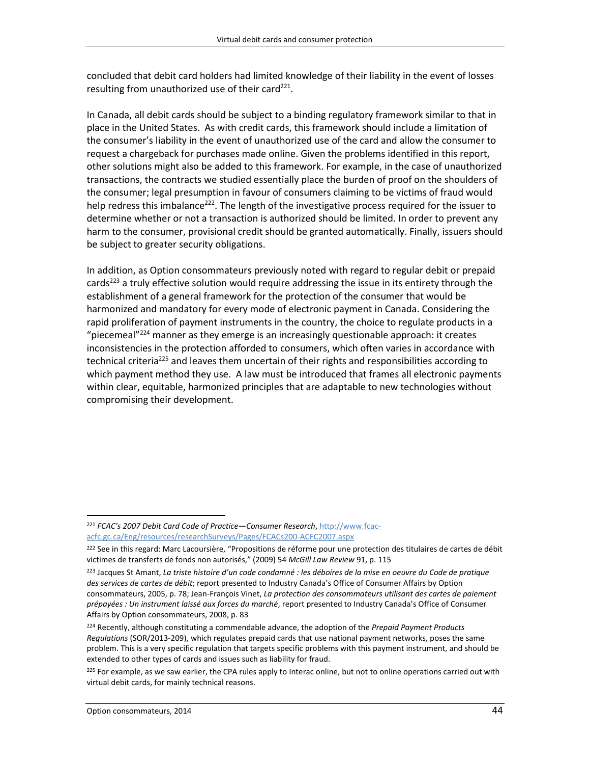concluded that debit card holders had limited knowledge of their liability in the event of losses resulting from unauthorized use of their card[221].

In Canada, all debit cards should be subject to a binding regulatory framework similar to that in place in the United States. As with credit cards, this framework should include a limitation of the consumer's liability in the event of unauthorized use of the card and allow the consumer to request a chargeback for purchases made online. Given the problems identified in this report, other solutions might also be added to this framework. For example, in the case of unauthorized transactions, the contracts we studied essentially place the burden of proof on the shoulders of the consumer; legal presumption in favour of consumers claiming to be victims of fraud would help redress this imbalance[222]. The length of the investigative process required for the issuer to determine whether or not a transaction is authorized should be limited. In order to prevent any harm to the consumer, provisional credit should be granted automatically. Finally, issuers should be subject to greater security obligations.

In addition, as Option consommateurs previously noted with regard to regular debit or prepaid cards[223] a truly effective solution would require addressing the issue in its entirety through the establishment of a general framework for the protection of the consumer that would be harmonized and mandatory for every mode of electronic payment in Canada. Considering the rapid proliferation of payment instruments in the country, the choice to regulate products in a "piecemeal"[224] manner as they emerge is an increasingly questionable approach: it creates inconsistencies in the protection afforded to consumers, which often varies in accordance with technical criteria[225] and leaves them uncertain of their rights and responsibilities according to which payment method they use. A law must be introduced that frames all electronic payments within clear, equitable, harmonized principles that are adaptable to new technologies without compromising their development.

---

[221] *FCAC's 2007 Debit Card Code of Practice—Consumer Research*, http://www.fcac-acfc.gc.ca/Eng/resources/researchSurveys/Pages/FCACs200-ACFC2007.aspx

[222] See in this regard: Marc Lacoursière, "Propositions de réforme pour une protection des titulaires de cartes de débit victimes de transferts de fonds non autorisés," (2009) 54 *McGill Law Review* 91, p. 115

[223] Jacques St Amant, *La triste histoire d'un code condamné : les déboires de la mise en oeuvre du Code de pratique des services de cartes de débit*; report presented to Industry Canada's Office of Consumer Affairs by Option consommateurs, 2005, p. 78; Jean-François Vinet, *La protection des consommateurs utilisant des cartes de paiement prépayées : Un instrument laissé aux forces du marché*, report presented to Industry Canada's Office of Consumer Affairs by Option consommateurs, 2008, p. 83

[224] Recently, although constituting a commendable advance, the adoption of the *Prepaid Payment Products Regulations* (SOR/2013-209), which regulates prepaid cards that use national payment networks, poses the same problem. This is a very specific regulation that targets specific problems with this payment instrument, and should be extended to other types of cards and issues such as liability for fraud.

[225] For example, as we saw earlier, the CPA rules apply to Interac online, but not to online operations carried out with virtual debit cards, for mainly technical reasons.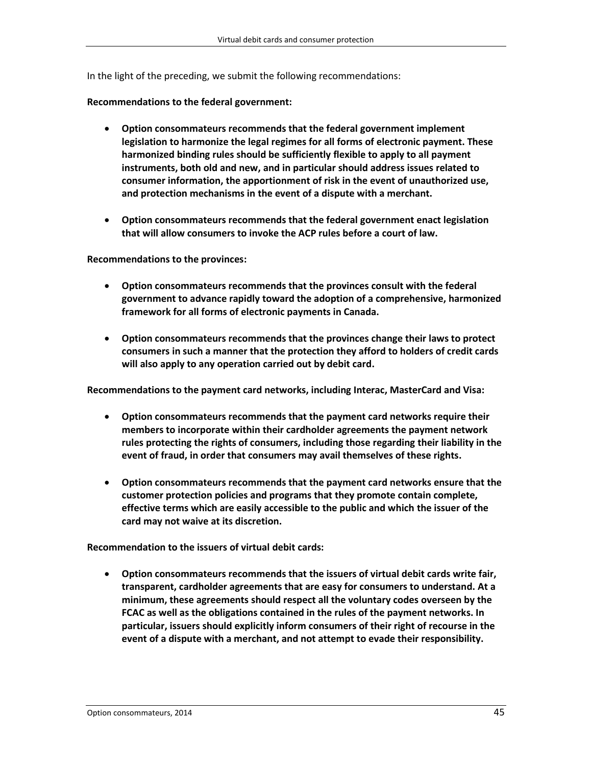In the light of the preceding, we submit the following recommendations:

**Recommendations to the federal government:**

- **Option consommateurs recommends that the federal government implement legislation to harmonize the legal regimes for all forms of electronic payment. These harmonized binding rules should be sufficiently flexible to apply to all payment instruments, both old and new, and in particular should address issues related to consumer information, the apportionment of risk in the event of unauthorized use, and protection mechanisms in the event of a dispute with a merchant.**

- **Option consommateurs recommends that the federal government enact legislation that will allow consumers to invoke the ACP rules before a court of law.**

**Recommendations to the provinces:**

- **Option consommateurs recommends that the provinces consult with the federal government to advance rapidly toward the adoption of a comprehensive, harmonized framework for all forms of electronic payments in Canada.**

- **Option consommateurs recommends that the provinces change their laws to protect consumers in such a manner that the protection they afford to holders of credit cards will also apply to any operation carried out by debit card.**

**Recommendations to the payment card networks, including Interac, MasterCard and Visa:**

- **Option consommateurs recommends that the payment card networks require their members to incorporate within their cardholder agreements the payment network rules protecting the rights of consumers, including those regarding their liability in the event of fraud, in order that consumers may avail themselves of these rights.**

- **Option consommateurs recommends that the payment card networks ensure that the customer protection policies and programs that they promote contain complete, effective terms which are easily accessible to the public and which the issuer of the card may not waive at its discretion.**

**Recommendation to the issuers of virtual debit cards:**

- **Option consommateurs recommends that the issuers of virtual debit cards write fair, transparent, cardholder agreements that are easy for consumers to understand. At a minimum, these agreements should respect all the voluntary codes overseen by the FCAC as well as the obligations contained in the rules of the payment networks. In particular, issuers should explicitly inform consumers of their right of recourse in the event of a dispute with a merchant, and not attempt to evade their responsibility.**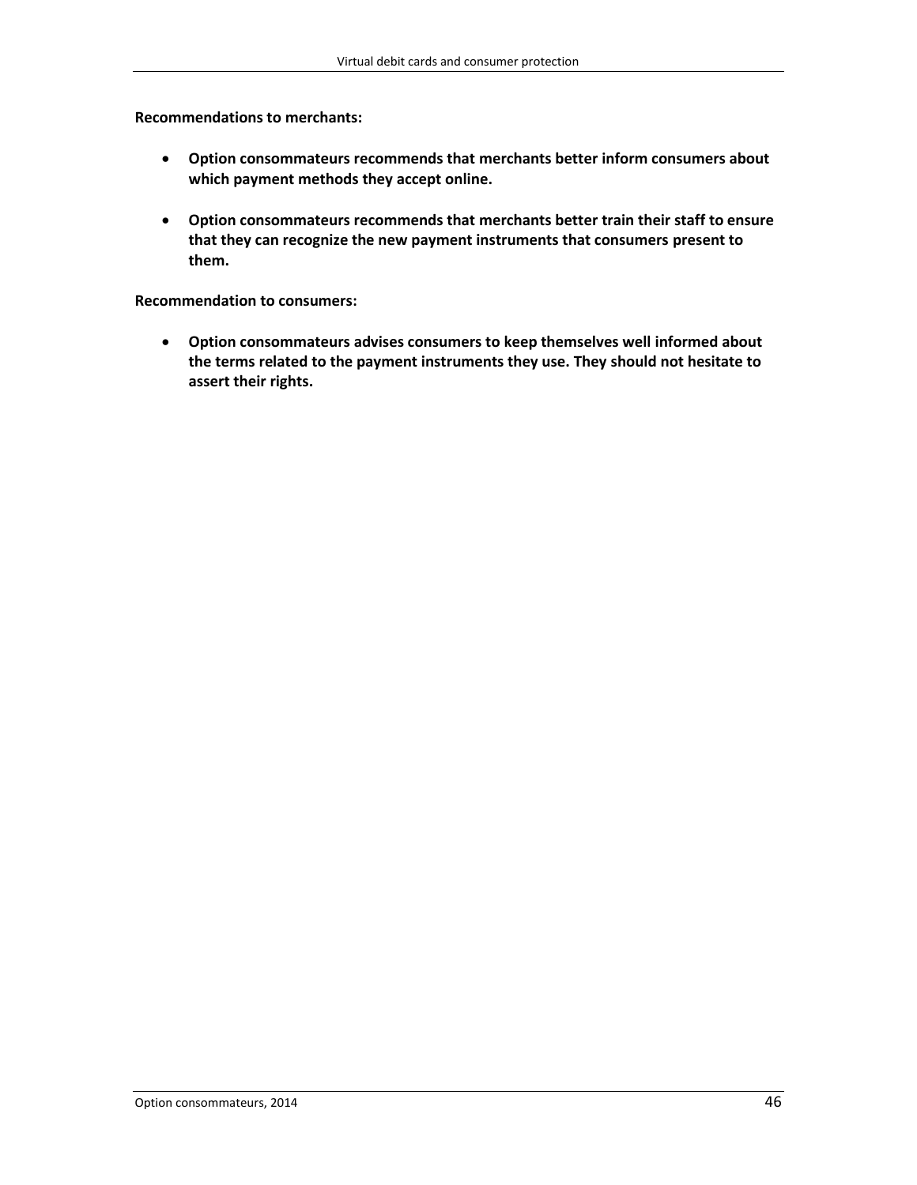**Recommendations to merchants:**

- **Option consommateurs recommends that merchants better inform consumers about which payment methods they accept online.**

- **Option consommateurs recommends that merchants better train their staff to ensure that they can recognize the new payment instruments that consumers present to them.**

**Recommendation to consumers:**

- **Option consommateurs advises consumers to keep themselves well informed about the terms related to the payment instruments they use. They should not hesitate to assert their rights.**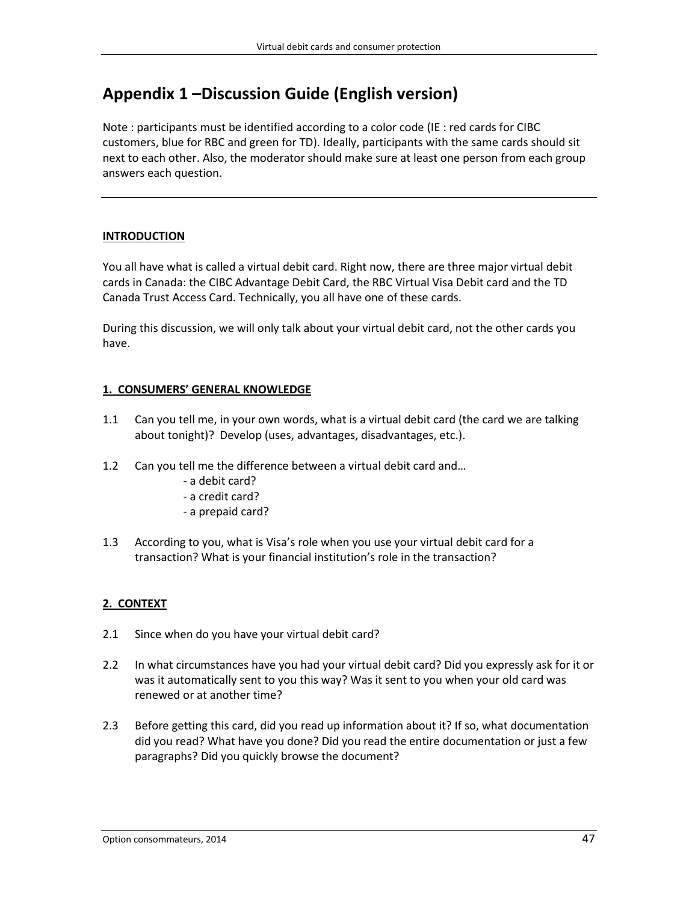# Appendix 1 –Discussion Guide (English version)

Note : participants must be identified according to a color code (IE : red cards for CIBC customers, blue for RBC and green for TD). Ideally, participants with the same cards should sit next to each other. Also, the moderator should make sure at least one person from each group answers each question.

---

**INTRODUCTION**

You all have what is called a virtual debit card. Right now, there are three major virtual debit cards in Canada: the CIBC Advantage Debit Card, the RBC Virtual Visa Debit card and the TD Canada Trust Access Card. Technically, you all have one of these cards.

During this discussion, we will only talk about your virtual debit card, not the other cards you have.

**1. CONSUMERS' GENERAL KNOWLEDGE**

1.1 Can you tell me, in your own words, what is a virtual debit card (the card we are talking about tonight)? Develop (uses, advantages, disadvantages, etc.).

1.2 Can you tell me the difference between a virtual debit card and…
- a debit card?
- a credit card?
- a prepaid card?

1.3 According to you, what is Visa's role when you use your virtual debit card for a transaction? What is your financial institution's role in the transaction?

**2. CONTEXT**

2.1 Since when do you have your virtual debit card?

2.2 In what circumstances have you had your virtual debit card? Did you expressly ask for it or was it automatically sent to you this way? Was it sent to you when your old card was renewed or at another time?

2.3 Before getting this card, did you read up information about it? If so, what documentation did you read? What have you done? Did you read the entire documentation or just a few paragraphs? Did you quickly browse the document?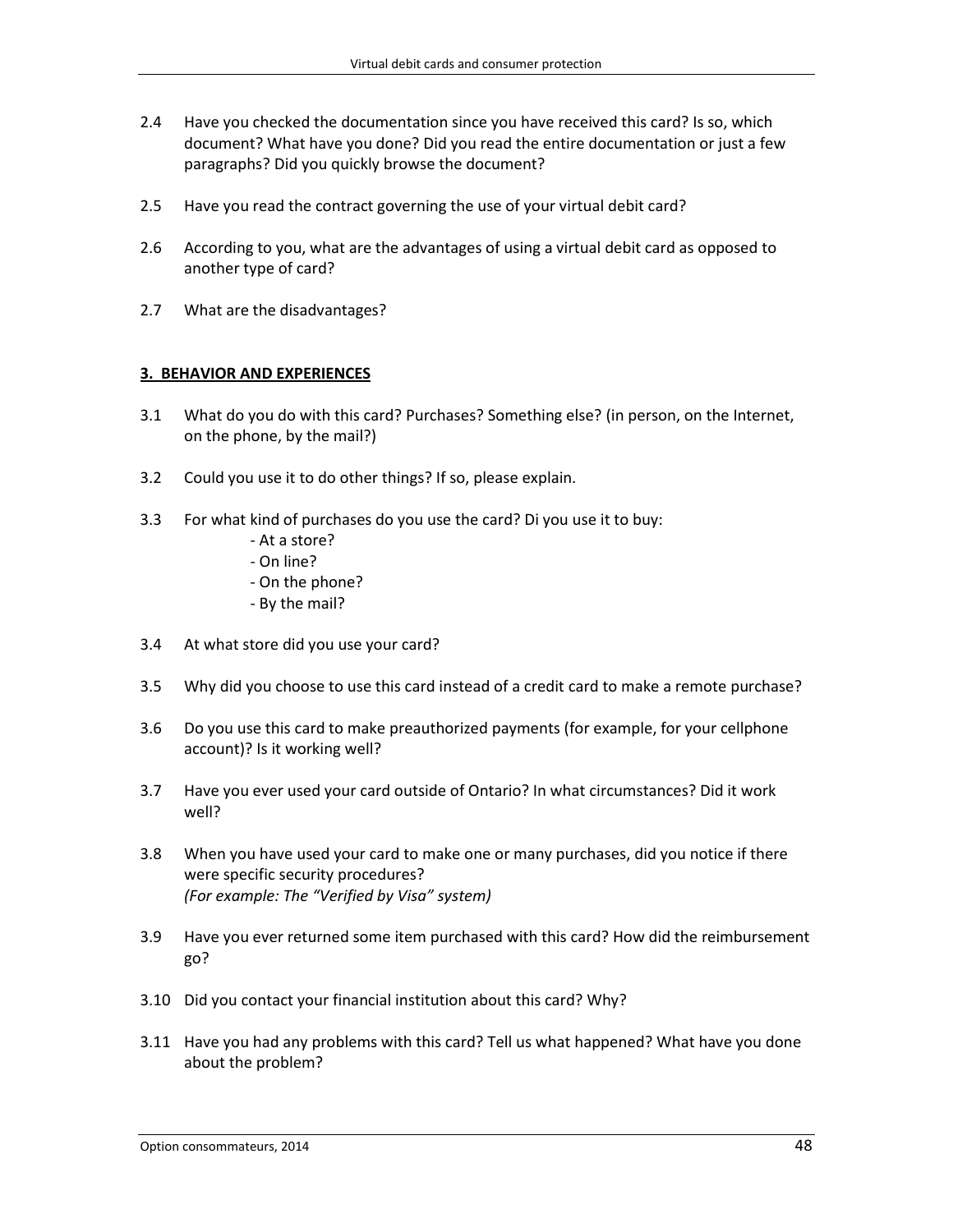2.4 Have you checked the documentation since you have received this card? Is so, which document? What have you done? Did you read the entire documentation or just a few paragraphs? Did you quickly browse the document?

2.5 Have you read the contract governing the use of your virtual debit card?

2.6 According to you, what are the advantages of using a virtual debit card as opposed to another type of card?

2.7 What are the disadvantages?

**3. BEHAVIOR AND EXPERIENCES**

3.1 What do you do with this card? Purchases? Something else? (in person, on the Internet, on the phone, by the mail?)

3.2 Could you use it to do other things? If so, please explain.

3.3 For what kind of purchases do you use the card? Di you use it to buy:
- At a store?
- On line?
- On the phone?
- By the mail?

3.4 At what store did you use your card?

3.5 Why did you choose to use this card instead of a credit card to make a remote purchase?

3.6 Do you use this card to make preauthorized payments (for example, for your cellphone account)? Is it working well?

3.7 Have you ever used your card outside of Ontario? In what circumstances? Did it work well?

3.8 When you have used your card to make one or many purchases, did you notice if there were specific security procedures?
*(For example: The "Verified by Visa" system)*

3.9 Have you ever returned some item purchased with this card? How did the reimbursement go?

3.10 Did you contact your financial institution about this card? Why?

3.11 Have you had any problems with this card? Tell us what happened? What have you done about the problem?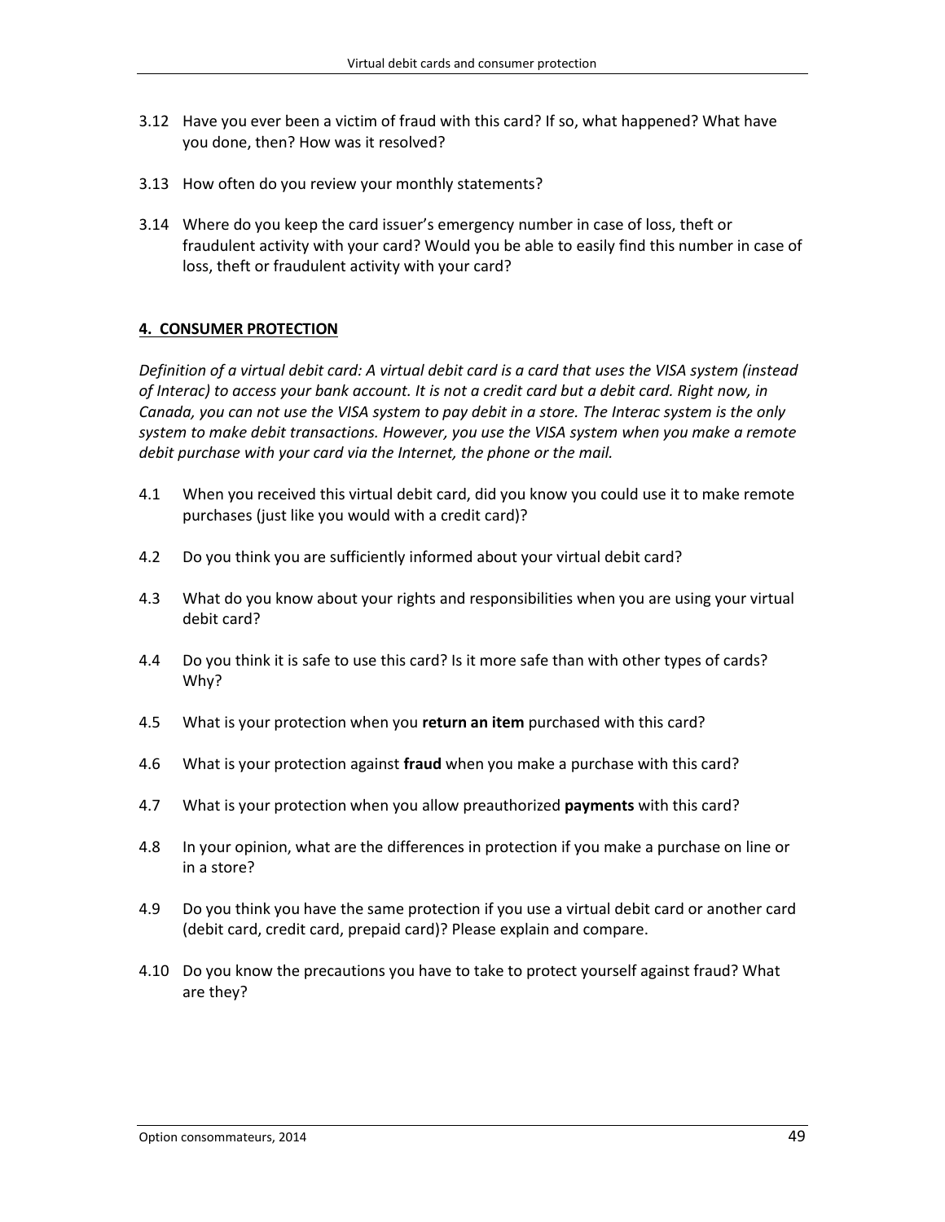3.12 Have you ever been a victim of fraud with this card? If so, what happened? What have you done, then? How was it resolved?

3.13 How often do you review your monthly statements?

3.14 Where do you keep the card issuer's emergency number in case of loss, theft or fraudulent activity with your card? Would you be able to easily find this number in case of loss, theft or fraudulent activity with your card?

## 4. CONSUMER PROTECTION

*Definition of a virtual debit card: A virtual debit card is a card that uses the VISA system (instead of Interac) to access your bank account. It is not a credit card but a debit card. Right now, in Canada, you can not use the VISA system to pay debit in a store. The Interac system is the only system to make debit transactions. However, you use the VISA system when you make a remote debit purchase with your card via the Internet, the phone or the mail.*

4.1 When you received this virtual debit card, did you know you could use it to make remote purchases (just like you would with a credit card)?

4.2 Do you think you are sufficiently informed about your virtual debit card?

4.3 What do you know about your rights and responsibilities when you are using your virtual debit card?

4.4 Do you think it is safe to use this card? Is it more safe than with other types of cards? Why?

4.5 What is your protection when you **return an item** purchased with this card?

4.6 What is your protection against **fraud** when you make a purchase with this card?

4.7 What is your protection when you allow preauthorized **payments** with this card?

4.8 In your opinion, what are the differences in protection if you make a purchase on line or in a store?

4.9 Do you think you have the same protection if you use a virtual debit card or another card (debit card, credit card, prepaid card)? Please explain and compare.

4.10 Do you know the precautions you have to take to protect yourself against fraud? What are they?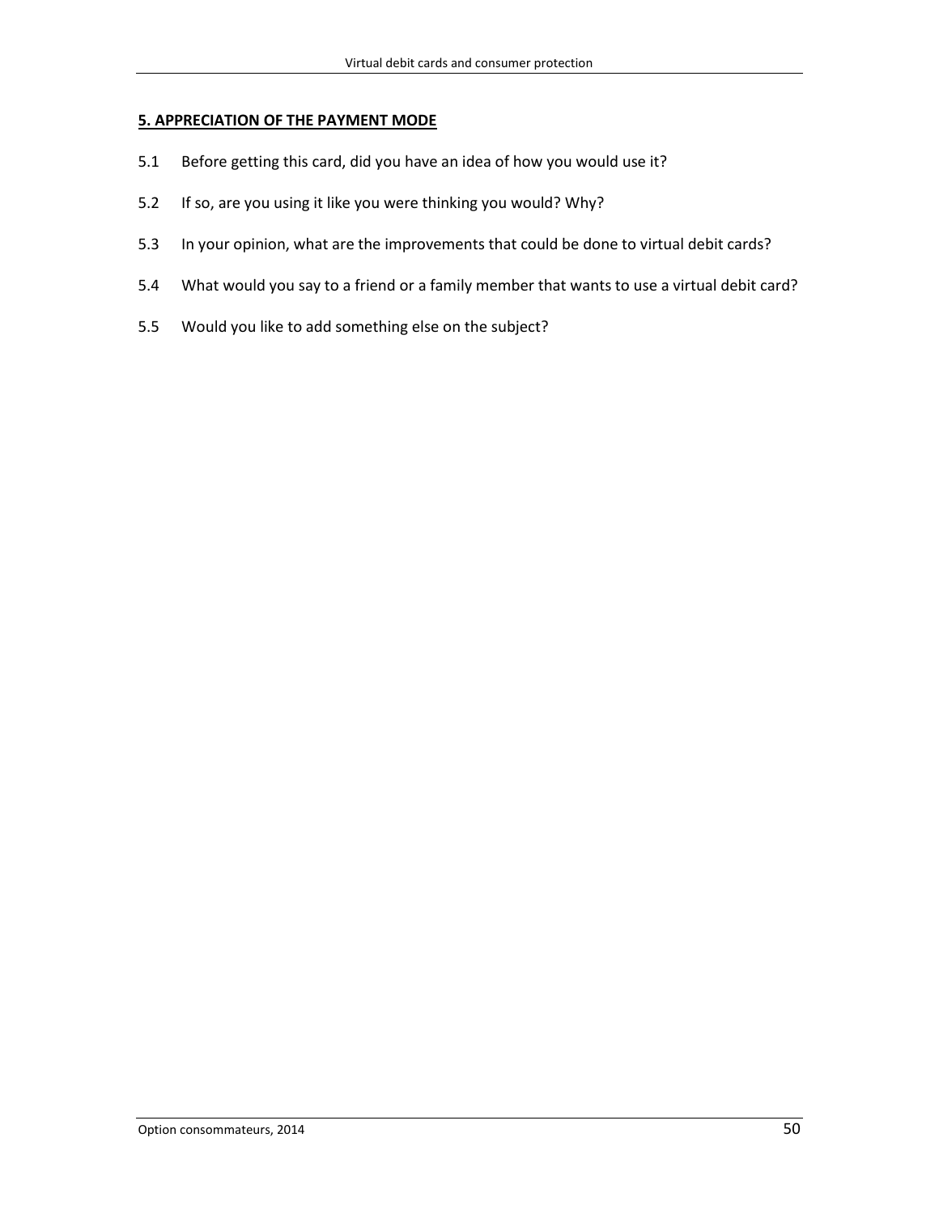## 5. APPRECIATION OF THE PAYMENT MODE

5.1 Before getting this card, did you have an idea of how you would use it?

5.2 If so, are you using it like you were thinking you would? Why?

5.3 In your opinion, what are the improvements that could be done to virtual debit cards?

5.4 What would you say to a friend or a family member that wants to use a virtual debit card?

5.5 Would you like to add something else on the subject?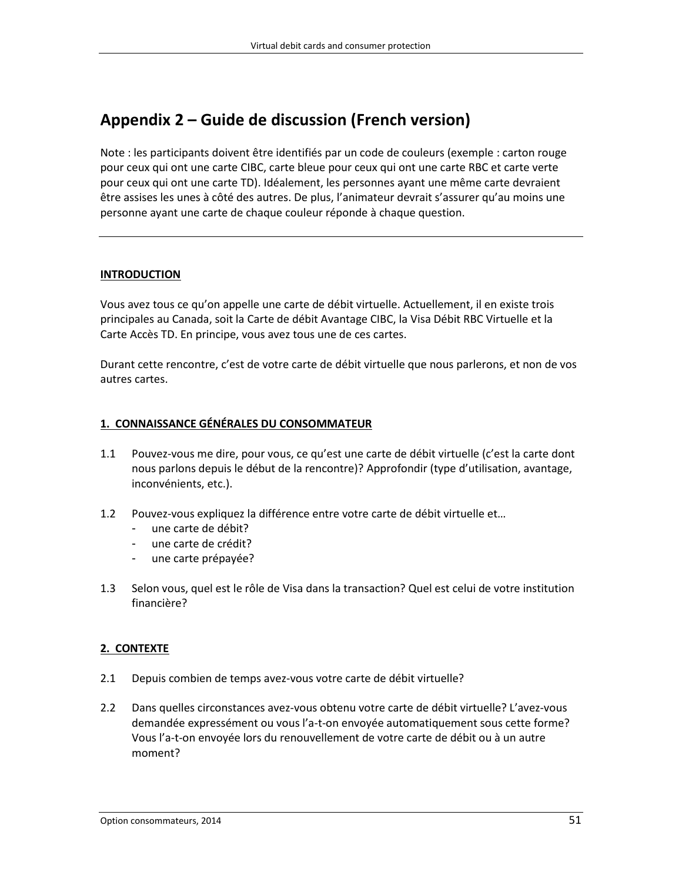# Appendix 2 – Guide de discussion (French version)

Note : les participants doivent être identifiés par un code de couleurs (exemple : carton rouge pour ceux qui ont une carte CIBC, carte bleue pour ceux qui ont une carte RBC et carte verte pour ceux qui ont une carte TD). Idéalement, les personnes ayant une même carte devraient être assises les unes à côté des autres. De plus, l'animateur devrait s'assurer qu'au moins une personne ayant une carte de chaque couleur réponde à chaque question.

---

**INTRODUCTION**

Vous avez tous ce qu'on appelle une carte de débit virtuelle. Actuellement, il en existe trois principales au Canada, soit la Carte de débit Avantage CIBC, la Visa Débit RBC Virtuelle et la Carte Accès TD. En principe, vous avez tous une de ces cartes.

Durant cette rencontre, c'est de votre carte de débit virtuelle que nous parlerons, et non de vos autres cartes.

**1. CONNAISSANCE GÉNÉRALES DU CONSOMMATEUR**

1.1 Pouvez-vous me dire, pour vous, ce qu'est une carte de débit virtuelle (c'est la carte dont nous parlons depuis le début de la rencontre)? Approfondir (type d'utilisation, avantage, inconvénients, etc.).

1.2 Pouvez-vous expliquez la différence entre votre carte de débit virtuelle et…
- une carte de débit?
- une carte de crédit?
- une carte prépayée?

1.3 Selon vous, quel est le rôle de Visa dans la transaction? Quel est celui de votre institution financière?

**2. CONTEXTE**

2.1 Depuis combien de temps avez-vous votre carte de débit virtuelle?

2.2 Dans quelles circonstances avez-vous obtenu votre carte de débit virtuelle? L'avez-vous demandée expressément ou vous l'a-t-on envoyée automatiquement sous cette forme? Vous l'a-t-on envoyée lors du renouvellement de votre carte de débit ou à un autre moment?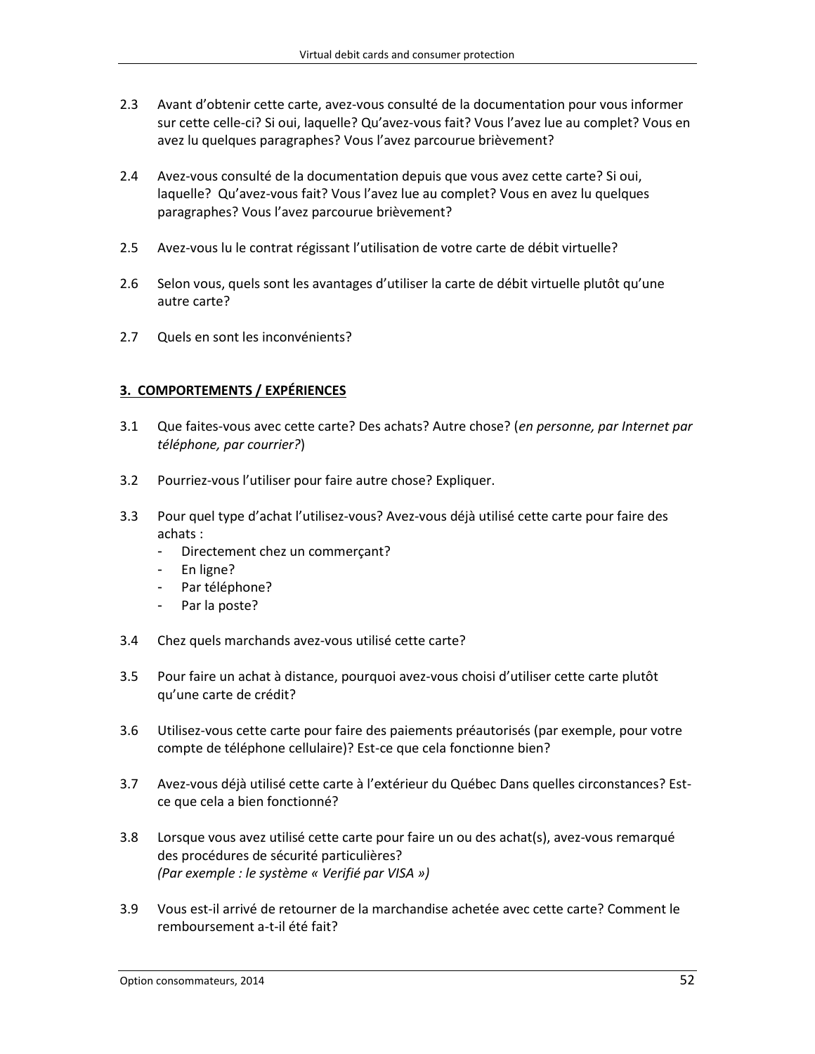2.3 Avant d'obtenir cette carte, avez-vous consulté de la documentation pour vous informer sur cette celle-ci? Si oui, laquelle? Qu'avez-vous fait? Vous l'avez lue au complet? Vous en avez lu quelques paragraphes? Vous l'avez parcourue brièvement?

2.4 Avez-vous consulté de la documentation depuis que vous avez cette carte? Si oui, laquelle? Qu'avez-vous fait? Vous l'avez lue au complet? Vous en avez lu quelques paragraphes? Vous l'avez parcourue brièvement?

2.5 Avez-vous lu le contrat régissant l'utilisation de votre carte de débit virtuelle?

2.6 Selon vous, quels sont les avantages d'utiliser la carte de débit virtuelle plutôt qu'une autre carte?

2.7 Quels en sont les inconvénients?

## 3. COMPORTEMENTS / EXPÉRIENCES

3.1 Que faites-vous avec cette carte? Des achats? Autre chose? (*en personne, par Internet par téléphone, par courrier?*)

3.2 Pourriez-vous l'utiliser pour faire autre chose? Expliquer.

3.3 Pour quel type d'achat l'utilisez-vous? Avez-vous déjà utilisé cette carte pour faire des achats :
- Directement chez un commerçant?
- En ligne?
- Par téléphone?
- Par la poste?

3.4 Chez quels marchands avez-vous utilisé cette carte?

3.5 Pour faire un achat à distance, pourquoi avez-vous choisi d'utiliser cette carte plutôt qu'une carte de crédit?

3.6 Utilisez-vous cette carte pour faire des paiements préautorisés (par exemple, pour votre compte de téléphone cellulaire)? Est-ce que cela fonctionne bien?

3.7 Avez-vous déjà utilisé cette carte à l'extérieur du Québec Dans quelles circonstances? Est-ce que cela a bien fonctionné?

3.8 Lorsque vous avez utilisé cette carte pour faire un ou des achat(s), avez-vous remarqué des procédures de sécurité particulières?
*(Par exemple : le système « Verifié par VISA »)*

3.9 Vous est-il arrivé de retourner de la marchandise achetée avec cette carte? Comment le remboursement a-t-il été fait?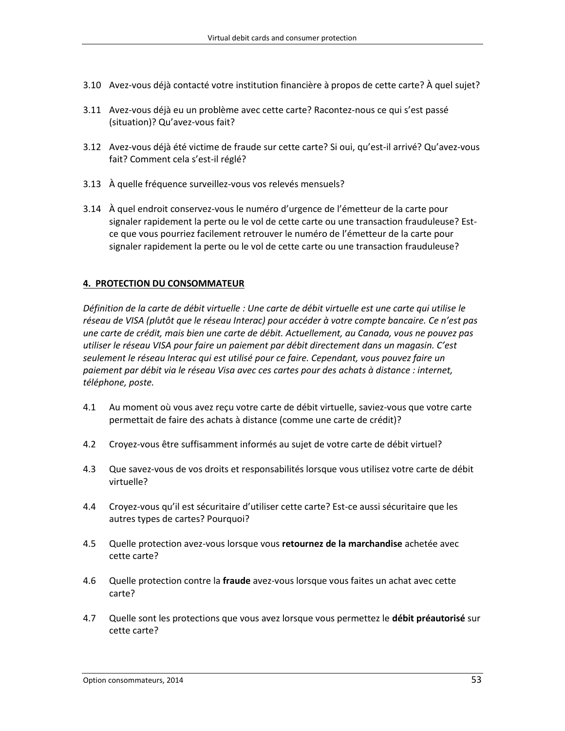3.10 Avez-vous déjà contacté votre institution financière à propos de cette carte? À quel sujet?

3.11 Avez-vous déjà eu un problème avec cette carte? Racontez-nous ce qui s'est passé (situation)? Qu'avez-vous fait?

3.12 Avez-vous déjà été victime de fraude sur cette carte? Si oui, qu'est-il arrivé? Qu'avez-vous fait? Comment cela s'est-il réglé?

3.13 À quelle fréquence surveillez-vous vos relevés mensuels?

3.14 À quel endroit conservez-vous le numéro d'urgence de l'émetteur de la carte pour signaler rapidement la perte ou le vol de cette carte ou une transaction frauduleuse? Est-ce que vous pourriez facilement retrouver le numéro de l'émetteur de la carte pour signaler rapidement la perte ou le vol de cette carte ou une transaction frauduleuse?

## 4. PROTECTION DU CONSOMMATEUR

*Définition de la carte de débit virtuelle : Une carte de débit virtuelle est une carte qui utilise le réseau de VISA (plutôt que le réseau Interac) pour accéder à votre compte bancaire. Ce n'est pas une carte de crédit, mais bien une carte de débit. Actuellement, au Canada, vous ne pouvez pas utiliser le réseau VISA pour faire un paiement par débit directement dans un magasin. C'est seulement le réseau Interac qui est utilisé pour ce faire. Cependant, vous pouvez faire un paiement par débit via le réseau Visa avec ces cartes pour des achats à distance : internet, téléphone, poste.*

4.1 Au moment où vous avez reçu votre carte de débit virtuelle, saviez-vous que votre carte permettait de faire des achats à distance (comme une carte de crédit)?

4.2 Croyez-vous être suffisamment informés au sujet de votre carte de débit virtuel?

4.3 Que savez-vous de vos droits et responsabilités lorsque vous utilisez votre carte de débit virtuelle?

4.4 Croyez-vous qu'il est sécuritaire d'utiliser cette carte? Est-ce aussi sécuritaire que les autres types de cartes? Pourquoi?

4.5 Quelle protection avez-vous lorsque vous **retournez de la marchandise** achetée avec cette carte?

4.6 Quelle protection contre la **fraude** avez-vous lorsque vous faites un achat avec cette carte?

4.7 Quelle sont les protections que vous avez lorsque vous permettez le **débit préautorisé** sur cette carte?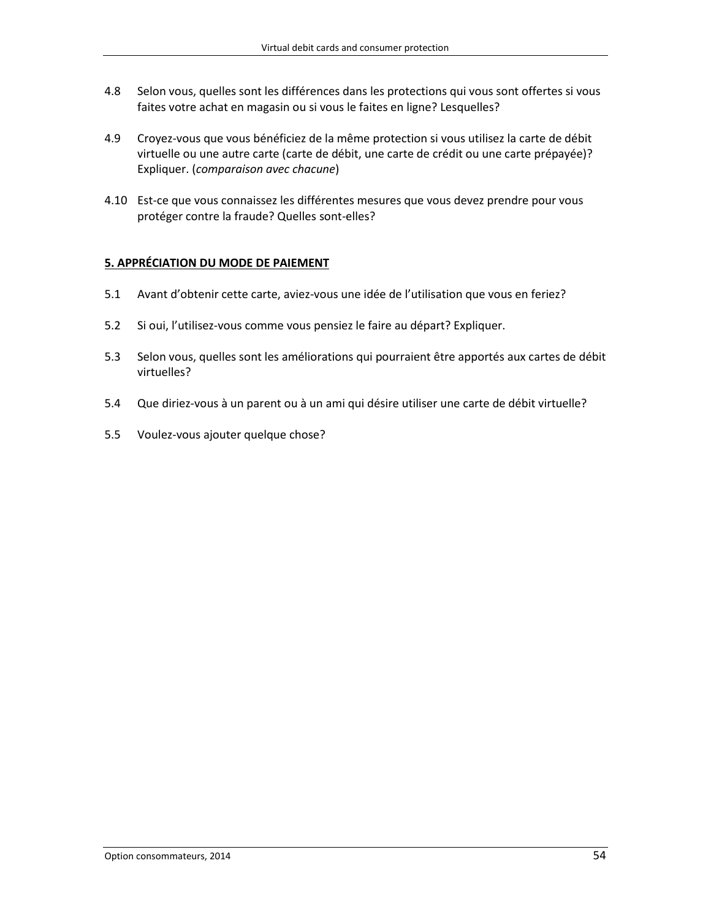4.8 Selon vous, quelles sont les différences dans les protections qui vous sont offertes si vous faites votre achat en magasin ou si vous le faites en ligne? Lesquelles?

4.9 Croyez-vous que vous bénéficiez de la même protection si vous utilisez la carte de débit virtuelle ou une autre carte (carte de débit, une carte de crédit ou une carte prépayée)? Expliquer. (*comparaison avec chacune*)

4.10 Est-ce que vous connaissez les différentes mesures que vous devez prendre pour vous protéger contre la fraude? Quelles sont-elles?

## 5. APPRÉCIATION DU MODE DE PAIEMENT

5.1 Avant d'obtenir cette carte, aviez-vous une idée de l'utilisation que vous en feriez?

5.2 Si oui, l'utilisez-vous comme vous pensiez le faire au départ? Expliquer.

5.3 Selon vous, quelles sont les améliorations qui pourraient être apportés aux cartes de débit virtuelles?

5.4 Que diriez-vous à un parent ou à un ami qui désire utiliser une carte de débit virtuelle?

5.5 Voulez-vous ajouter quelque chose?